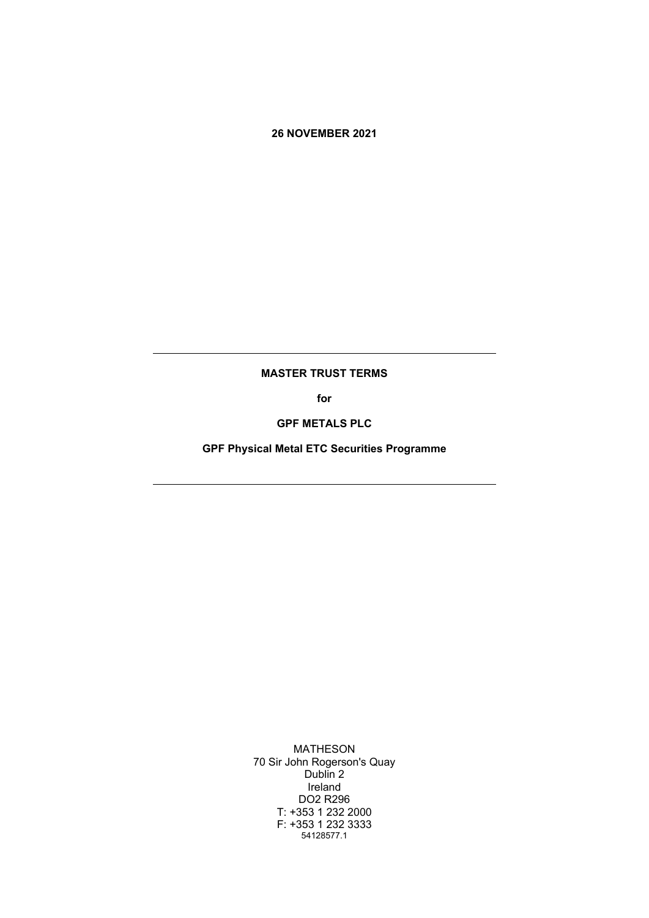**26 NOVEMBER 2021**

---

# MASTER TRUST TERMS

**for**

**GPF METALS PLC**

**GPF Physical Metal ETC Securities Programme**

---

MATHESON
70 Sir John Rogerson's Quay
Dublin 2
Ireland
DO2 R296
T: +353 1 232 2000
F: +353 1 232 3333
54128577.1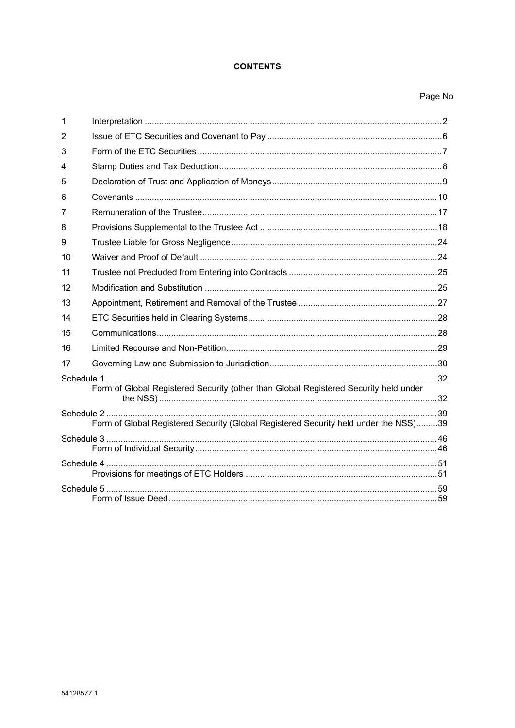**CONTENTS**

| | | Page No |
|---|---|---|
| 1 | Interpretation | 2 |
| 2 | Issue of ETC Securities and Covenant to Pay | 6 |
| 3 | Form of the ETC Securities | 7 |
| 4 | Stamp Duties and Tax Deduction | 8 |
| 5 | Declaration of Trust and Application of Moneys | 9 |
| 6 | Covenants | 10 |
| 7 | Remuneration of the Trustee | 17 |
| 8 | Provisions Supplemental to the Trustee Act | 18 |
| 9 | Trustee Liable for Gross Negligence | 24 |
| 10 | Waiver and Proof of Default | 24 |
| 11 | Trustee not Precluded from Entering into Contracts | 25 |
| 12 | Modification and Substitution | 25 |
| 13 | Appointment, Retirement and Removal of the Trustee | 27 |
| 14 | ETC Securities held in Clearing Systems | 28 |
| 15 | Communications | 28 |
| 16 | Limited Recourse and Non-Petition | 29 |
| 17 | Governing Law and Submission to Jurisdiction | 30 |
| Schedule 1 | | 32 |
| | Form of Global Registered Security (other than Global Registered Security held under the NSS) | 32 |
| Schedule 2 | | 39 |
| | Form of Global Registered Security (Global Registered Security held under the NSS) | 39 |
| Schedule 3 | | 46 |
| | Form of Individual Security | 46 |
| Schedule 4 | | 51 |
| | Provisions for meetings of ETC Holders | 51 |
| Schedule 5 | | 59 |
| | Form of Issue Deed | 59 |

54128577.1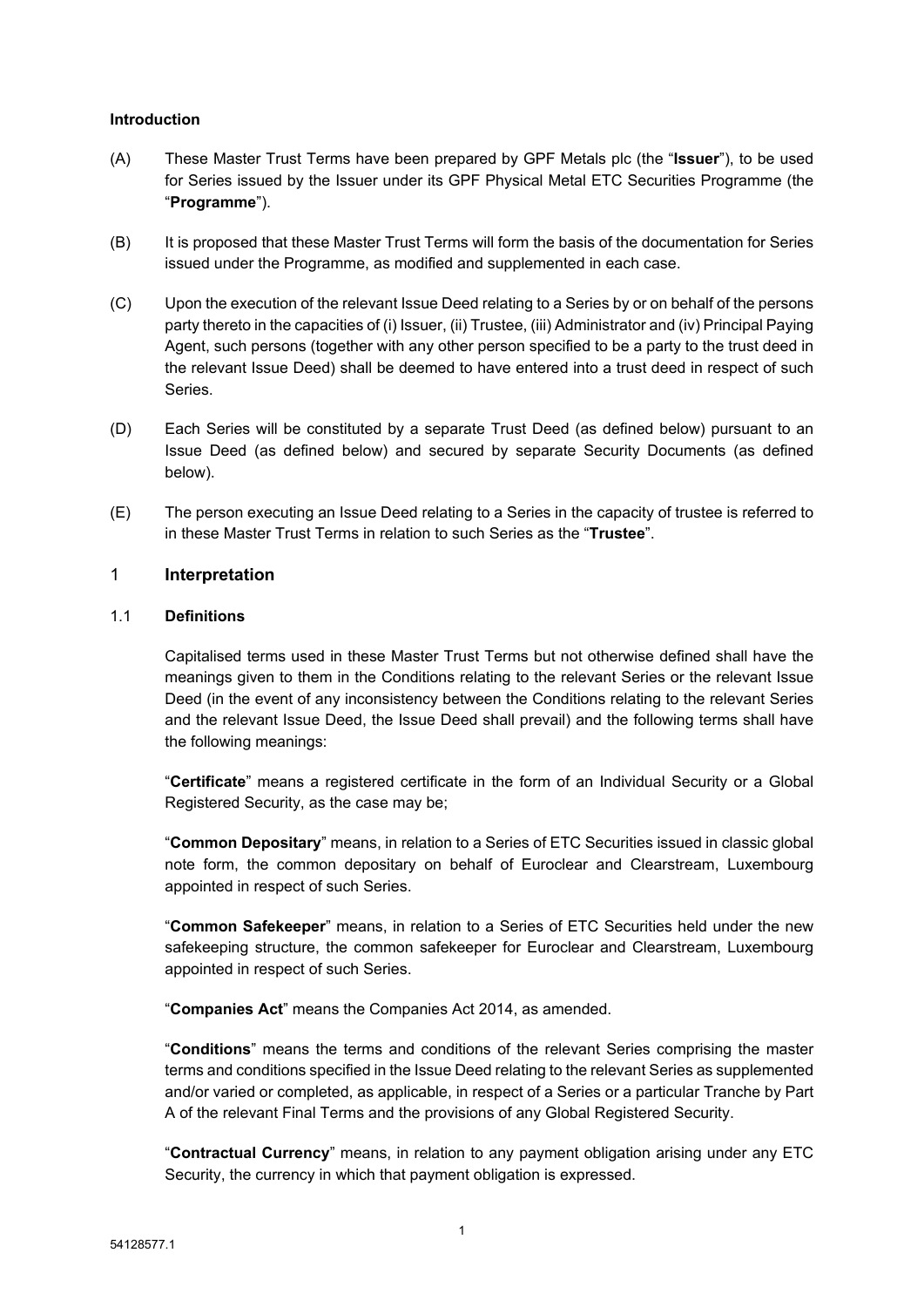**Introduction**

(A) These Master Trust Terms have been prepared by GPF Metals plc (the "**Issuer**"), to be used for Series issued by the Issuer under its GPF Physical Metal ETC Securities Programme (the "**Programme**").

(B) It is proposed that these Master Trust Terms will form the basis of the documentation for Series issued under the Programme, as modified and supplemented in each case.

(C) Upon the execution of the relevant Issue Deed relating to a Series by or on behalf of the persons party thereto in the capacities of (i) Issuer, (ii) Trustee, (iii) Administrator and (iv) Principal Paying Agent, such persons (together with any other person specified to be a party to the trust deed in the relevant Issue Deed) shall be deemed to have entered into a trust deed in respect of such Series.

(D) Each Series will be constituted by a separate Trust Deed (as defined below) pursuant to an Issue Deed (as defined below) and secured by separate Security Documents (as defined below).

(E) The person executing an Issue Deed relating to a Series in the capacity of trustee is referred to in these Master Trust Terms in relation to such Series as the "**Trustee**".

## 1 Interpretation

### 1.1 Definitions

Capitalised terms used in these Master Trust Terms but not otherwise defined shall have the meanings given to them in the Conditions relating to the relevant Series or the relevant Issue Deed (in the event of any inconsistency between the Conditions relating to the relevant Series and the relevant Issue Deed, the Issue Deed shall prevail) and the following terms shall have the following meanings:

"**Certificate**" means a registered certificate in the form of an Individual Security or a Global Registered Security, as the case may be;

"**Common Depositary**" means, in relation to a Series of ETC Securities issued in classic global note form, the common depositary on behalf of Euroclear and Clearstream, Luxembourg appointed in respect of such Series.

"**Common Safekeeper**" means, in relation to a Series of ETC Securities held under the new safekeeping structure, the common safekeeper for Euroclear and Clearstream, Luxembourg appointed in respect of such Series.

"**Companies Act**" means the Companies Act 2014, as amended.

"**Conditions**" means the terms and conditions of the relevant Series comprising the master terms and conditions specified in the Issue Deed relating to the relevant Series as supplemented and/or varied or completed, as applicable, in respect of a Series or a particular Tranche by Part A of the relevant Final Terms and the provisions of any Global Registered Security.

"**Contractual Currency**" means, in relation to any payment obligation arising under any ETC Security, the currency in which that payment obligation is expressed.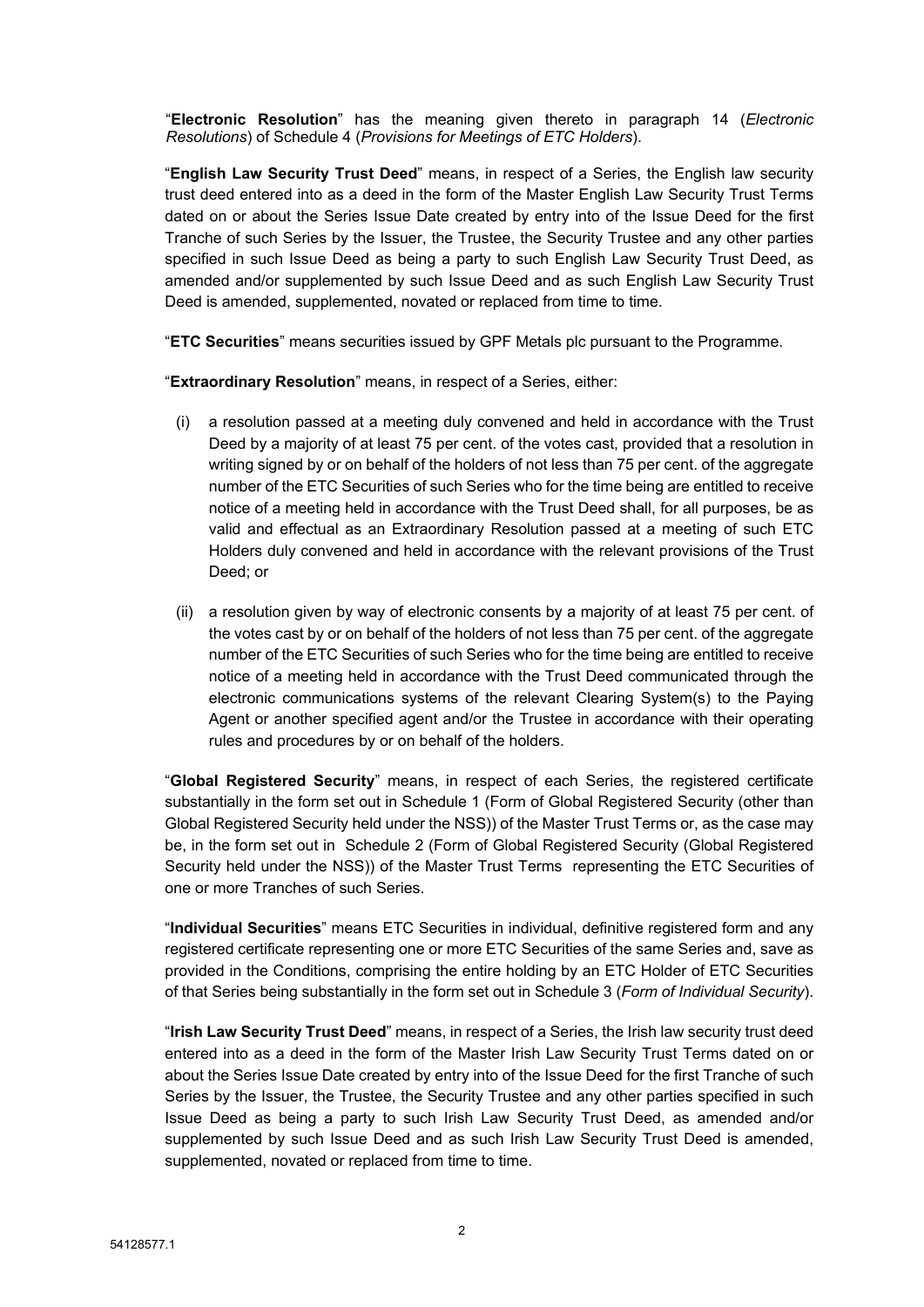"**Electronic Resolution**" has the meaning given thereto in paragraph 14 (*Electronic Resolutions*) of Schedule 4 (*Provisions for Meetings of ETC Holders*).

"**English Law Security Trust Deed**" means, in respect of a Series, the English law security trust deed entered into as a deed in the form of the Master English Law Security Trust Terms dated on or about the Series Issue Date created by entry into of the Issue Deed for the first Tranche of such Series by the Issuer, the Trustee, the Security Trustee and any other parties specified in such Issue Deed as being a party to such English Law Security Trust Deed, as amended and/or supplemented by such Issue Deed and as such English Law Security Trust Deed is amended, supplemented, novated or replaced from time to time.

"**ETC Securities**" means securities issued by GPF Metals plc pursuant to the Programme.

"**Extraordinary Resolution**" means, in respect of a Series, either:

(i) a resolution passed at a meeting duly convened and held in accordance with the Trust Deed by a majority of at least 75 per cent. of the votes cast, provided that a resolution in writing signed by or on behalf of the holders of not less than 75 per cent. of the aggregate number of the ETC Securities of such Series who for the time being are entitled to receive notice of a meeting held in accordance with the Trust Deed shall, for all purposes, be as valid and effectual as an Extraordinary Resolution passed at a meeting of such ETC Holders duly convened and held in accordance with the relevant provisions of the Trust Deed; or

(ii) a resolution given by way of electronic consents by a majority of at least 75 per cent. of the votes cast by or on behalf of the holders of not less than 75 per cent. of the aggregate number of the ETC Securities of such Series who for the time being are entitled to receive notice of a meeting held in accordance with the Trust Deed communicated through the electronic communications systems of the relevant Clearing System(s) to the Paying Agent or another specified agent and/or the Trustee in accordance with their operating rules and procedures by or on behalf of the holders.

"**Global Registered Security**" means, in respect of each Series, the registered certificate substantially in the form set out in Schedule 1 (Form of Global Registered Security (other than Global Registered Security held under the NSS)) of the Master Trust Terms or, as the case may be, in the form set out in Schedule 2 (Form of Global Registered Security (Global Registered Security held under the NSS)) of the Master Trust Terms representing the ETC Securities of one or more Tranches of such Series.

"**Individual Securities**" means ETC Securities in individual, definitive registered form and any registered certificate representing one or more ETC Securities of the same Series and, save as provided in the Conditions, comprising the entire holding by an ETC Holder of ETC Securities of that Series being substantially in the form set out in Schedule 3 (*Form of Individual Security*).

"**Irish Law Security Trust Deed**" means, in respect of a Series, the Irish law security trust deed entered into as a deed in the form of the Master Irish Law Security Trust Terms dated on or about the Series Issue Date created by entry into of the Issue Deed for the first Tranche of such Series by the Issuer, the Trustee, the Security Trustee and any other parties specified in such Issue Deed as being a party to such Irish Law Security Trust Deed, as amended and/or supplemented by such Issue Deed and as such Irish Law Security Trust Deed is amended, supplemented, novated or replaced from time to time.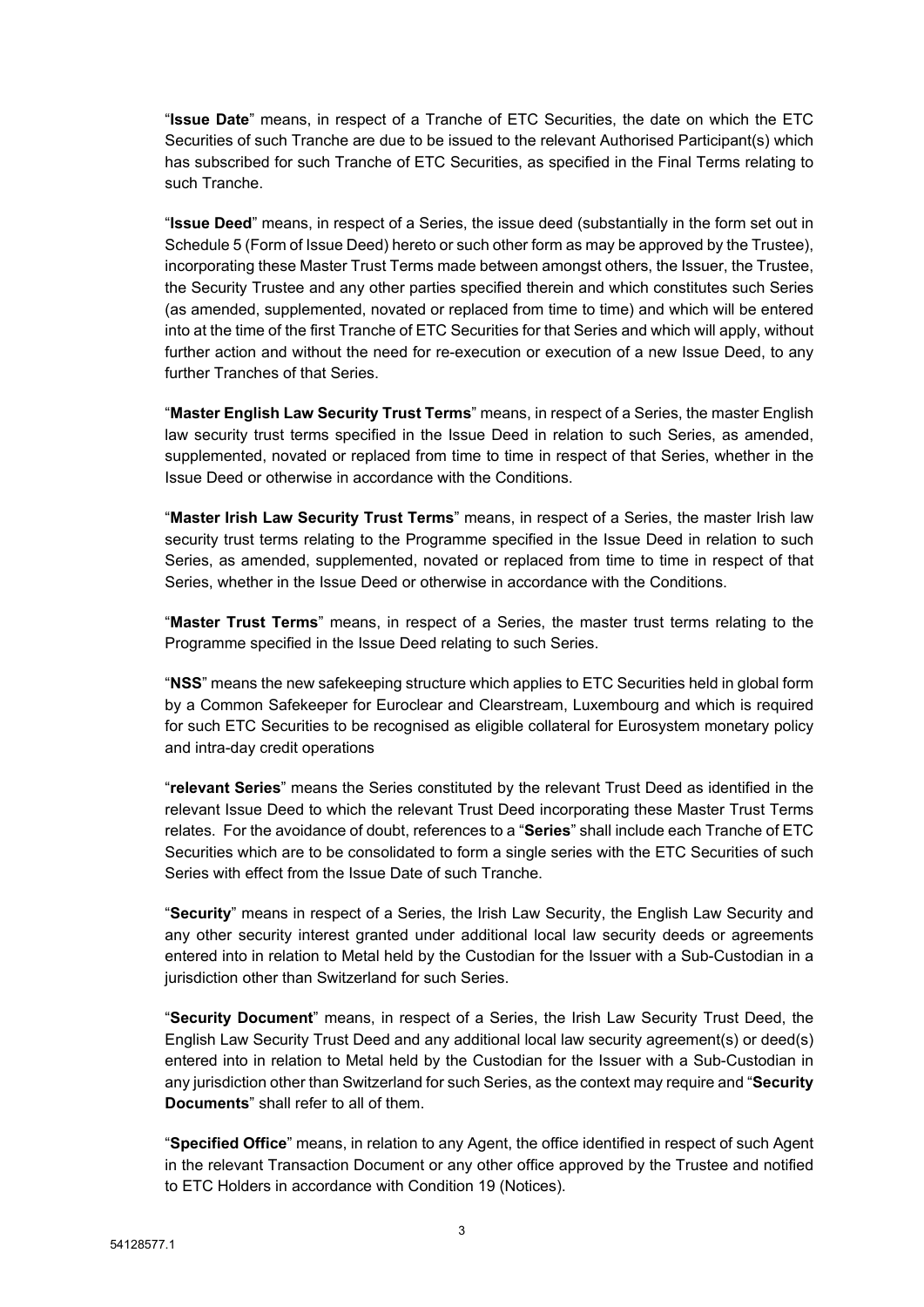"**Issue Date**" means, in respect of a Tranche of ETC Securities, the date on which the ETC Securities of such Tranche are due to be issued to the relevant Authorised Participant(s) which has subscribed for such Tranche of ETC Securities, as specified in the Final Terms relating to such Tranche.

"**Issue Deed**" means, in respect of a Series, the issue deed (substantially in the form set out in Schedule 5 (Form of Issue Deed) hereto or such other form as may be approved by the Trustee), incorporating these Master Trust Terms made between amongst others, the Issuer, the Trustee, the Security Trustee and any other parties specified therein and which constitutes such Series (as amended, supplemented, novated or replaced from time to time) and which will be entered into at the time of the first Tranche of ETC Securities for that Series and which will apply, without further action and without the need for re-execution or execution of a new Issue Deed, to any further Tranches of that Series.

"**Master English Law Security Trust Terms**" means, in respect of a Series, the master English law security trust terms specified in the Issue Deed in relation to such Series, as amended, supplemented, novated or replaced from time to time in respect of that Series, whether in the Issue Deed or otherwise in accordance with the Conditions.

"**Master Irish Law Security Trust Terms**" means, in respect of a Series, the master Irish law security trust terms relating to the Programme specified in the Issue Deed in relation to such Series, as amended, supplemented, novated or replaced from time to time in respect of that Series, whether in the Issue Deed or otherwise in accordance with the Conditions.

"**Master Trust Terms**" means, in respect of a Series, the master trust terms relating to the Programme specified in the Issue Deed relating to such Series.

"**NSS**" means the new safekeeping structure which applies to ETC Securities held in global form by a Common Safekeeper for Euroclear and Clearstream, Luxembourg and which is required for such ETC Securities to be recognised as eligible collateral for Eurosystem monetary policy and intra-day credit operations

"**relevant Series**" means the Series constituted by the relevant Trust Deed as identified in the relevant Issue Deed to which the relevant Trust Deed incorporating these Master Trust Terms relates. For the avoidance of doubt, references to a "**Series**" shall include each Tranche of ETC Securities which are to be consolidated to form a single series with the ETC Securities of such Series with effect from the Issue Date of such Tranche.

"**Security**" means in respect of a Series, the Irish Law Security, the English Law Security and any other security interest granted under additional local law security deeds or agreements entered into in relation to Metal held by the Custodian for the Issuer with a Sub-Custodian in a jurisdiction other than Switzerland for such Series.

"**Security Document**" means, in respect of a Series, the Irish Law Security Trust Deed, the English Law Security Trust Deed and any additional local law security agreement(s) or deed(s) entered into in relation to Metal held by the Custodian for the Issuer with a Sub-Custodian in any jurisdiction other than Switzerland for such Series, as the context may require and "**Security Documents**" shall refer to all of them.

"**Specified Office**" means, in relation to any Agent, the office identified in respect of such Agent in the relevant Transaction Document or any other office approved by the Trustee and notified to ETC Holders in accordance with Condition 19 (Notices).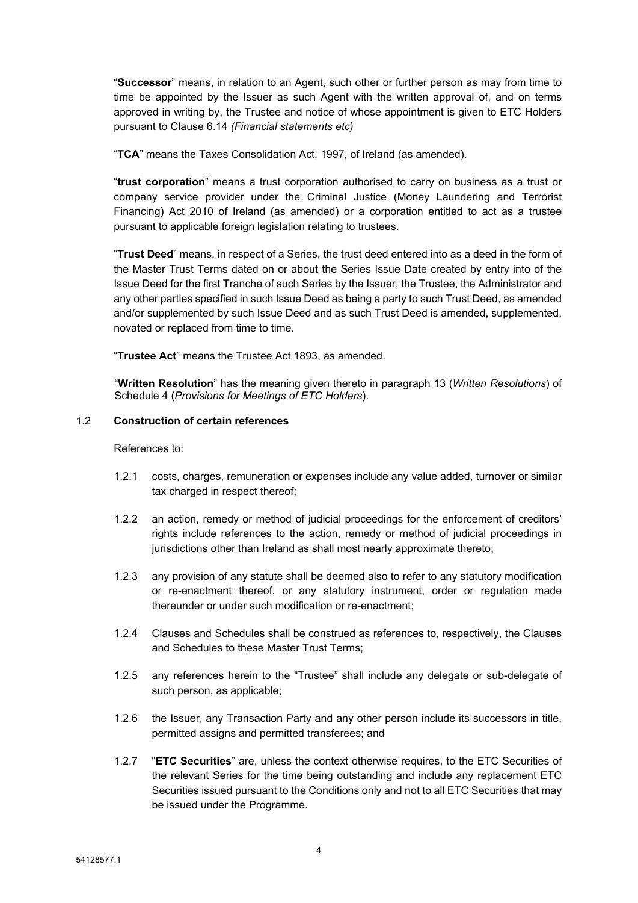"**Successor**" means, in relation to an Agent, such other or further person as may from time to time be appointed by the Issuer as such Agent with the written approval of, and on terms approved in writing by, the Trustee and notice of whose appointment is given to ETC Holders pursuant to Clause 6.14 *(Financial statements etc)*

"**TCA**" means the Taxes Consolidation Act, 1997, of Ireland (as amended).

"**trust corporation**" means a trust corporation authorised to carry on business as a trust or company service provider under the Criminal Justice (Money Laundering and Terrorist Financing) Act 2010 of Ireland (as amended) or a corporation entitled to act as a trustee pursuant to applicable foreign legislation relating to trustees.

"**Trust Deed**" means, in respect of a Series, the trust deed entered into as a deed in the form of the Master Trust Terms dated on or about the Series Issue Date created by entry into of the Issue Deed for the first Tranche of such Series by the Issuer, the Trustee, the Administrator and any other parties specified in such Issue Deed as being a party to such Trust Deed, as amended and/or supplemented by such Issue Deed and as such Trust Deed is amended, supplemented, novated or replaced from time to time.

"**Trustee Act**" means the Trustee Act 1893, as amended.

"**Written Resolution**" has the meaning given thereto in paragraph 13 (*Written Resolutions*) of Schedule 4 (*Provisions for Meetings of ETC Holders*).

1.2 **Construction of certain references**

References to:

1.2.1 costs, charges, remuneration or expenses include any value added, turnover or similar tax charged in respect thereof;

1.2.2 an action, remedy or method of judicial proceedings for the enforcement of creditors' rights include references to the action, remedy or method of judicial proceedings in jurisdictions other than Ireland as shall most nearly approximate thereto;

1.2.3 any provision of any statute shall be deemed also to refer to any statutory modification or re-enactment thereof, or any statutory instrument, order or regulation made thereunder or under such modification or re-enactment;

1.2.4 Clauses and Schedules shall be construed as references to, respectively, the Clauses and Schedules to these Master Trust Terms;

1.2.5 any references herein to the "Trustee" shall include any delegate or sub-delegate of such person, as applicable;

1.2.6 the Issuer, any Transaction Party and any other person include its successors in title, permitted assigns and permitted transferees; and

1.2.7 "**ETC Securities**" are, unless the context otherwise requires, to the ETC Securities of the relevant Series for the time being outstanding and include any replacement ETC Securities issued pursuant to the Conditions only and not to all ETC Securities that may be issued under the Programme.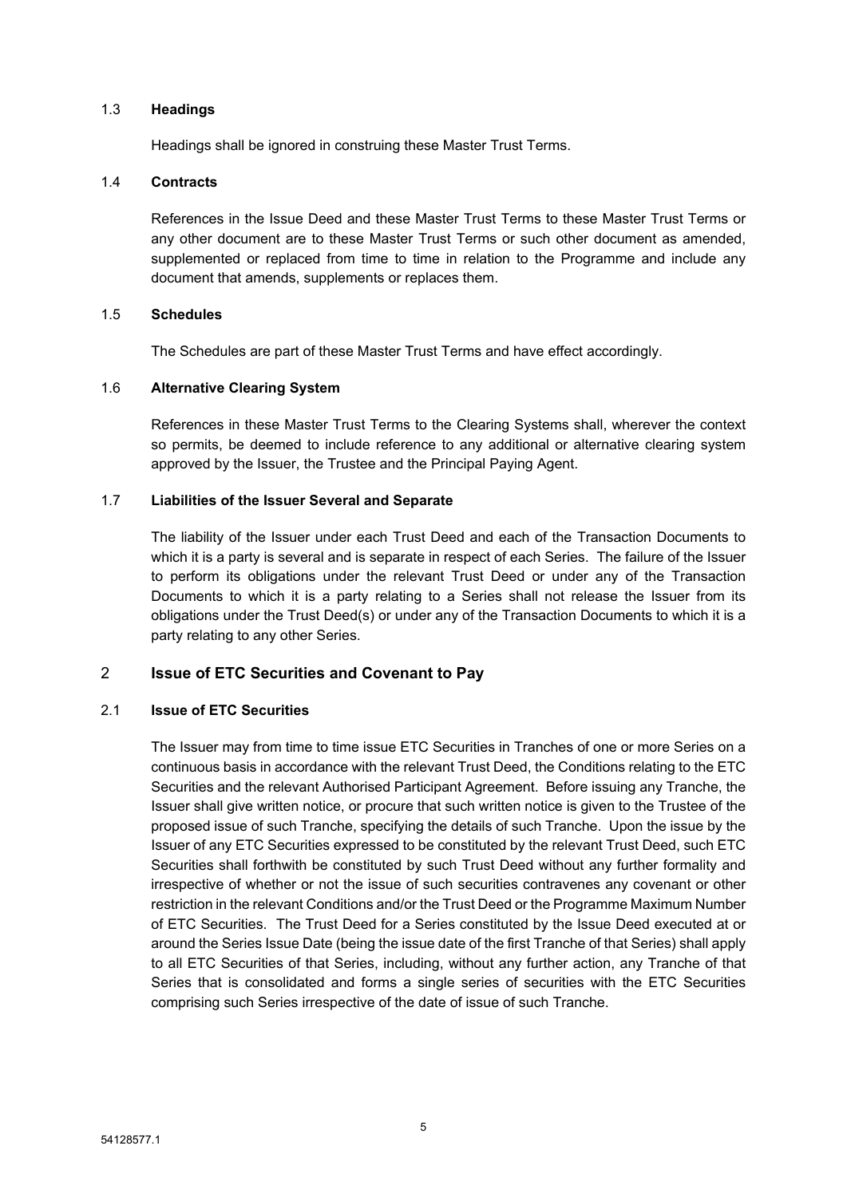### 1.3 **Headings**

Headings shall be ignored in construing these Master Trust Terms.

### 1.4 **Contracts**

References in the Issue Deed and these Master Trust Terms to these Master Trust Terms or any other document are to these Master Trust Terms or such other document as amended, supplemented or replaced from time to time in relation to the Programme and include any document that amends, supplements or replaces them.

### 1.5 **Schedules**

The Schedules are part of these Master Trust Terms and have effect accordingly.

### 1.6 **Alternative Clearing System**

References in these Master Trust Terms to the Clearing Systems shall, wherever the context so permits, be deemed to include reference to any additional or alternative clearing system approved by the Issuer, the Trustee and the Principal Paying Agent.

### 1.7 **Liabilities of the Issuer Several and Separate**

The liability of the Issuer under each Trust Deed and each of the Transaction Documents to which it is a party is several and is separate in respect of each Series. The failure of the Issuer to perform its obligations under the relevant Trust Deed or under any of the Transaction Documents to which it is a party relating to a Series shall not release the Issuer from its obligations under the Trust Deed(s) or under any of the Transaction Documents to which it is a party relating to any other Series.

## 2 **Issue of ETC Securities and Covenant to Pay**

### 2.1 **Issue of ETC Securities**

The Issuer may from time to time issue ETC Securities in Tranches of one or more Series on a continuous basis in accordance with the relevant Trust Deed, the Conditions relating to the ETC Securities and the relevant Authorised Participant Agreement. Before issuing any Tranche, the Issuer shall give written notice, or procure that such written notice is given to the Trustee of the proposed issue of such Tranche, specifying the details of such Tranche. Upon the issue by the Issuer of any ETC Securities expressed to be constituted by the relevant Trust Deed, such ETC Securities shall forthwith be constituted by such Trust Deed without any further formality and irrespective of whether or not the issue of such securities contravenes any covenant or other restriction in the relevant Conditions and/or the Trust Deed or the Programme Maximum Number of ETC Securities. The Trust Deed for a Series constituted by the Issue Deed executed at or around the Series Issue Date (being the issue date of the first Tranche of that Series) shall apply to all ETC Securities of that Series, including, without any further action, any Tranche of that Series that is consolidated and forms a single series of securities with the ETC Securities comprising such Series irrespective of the date of issue of such Tranche.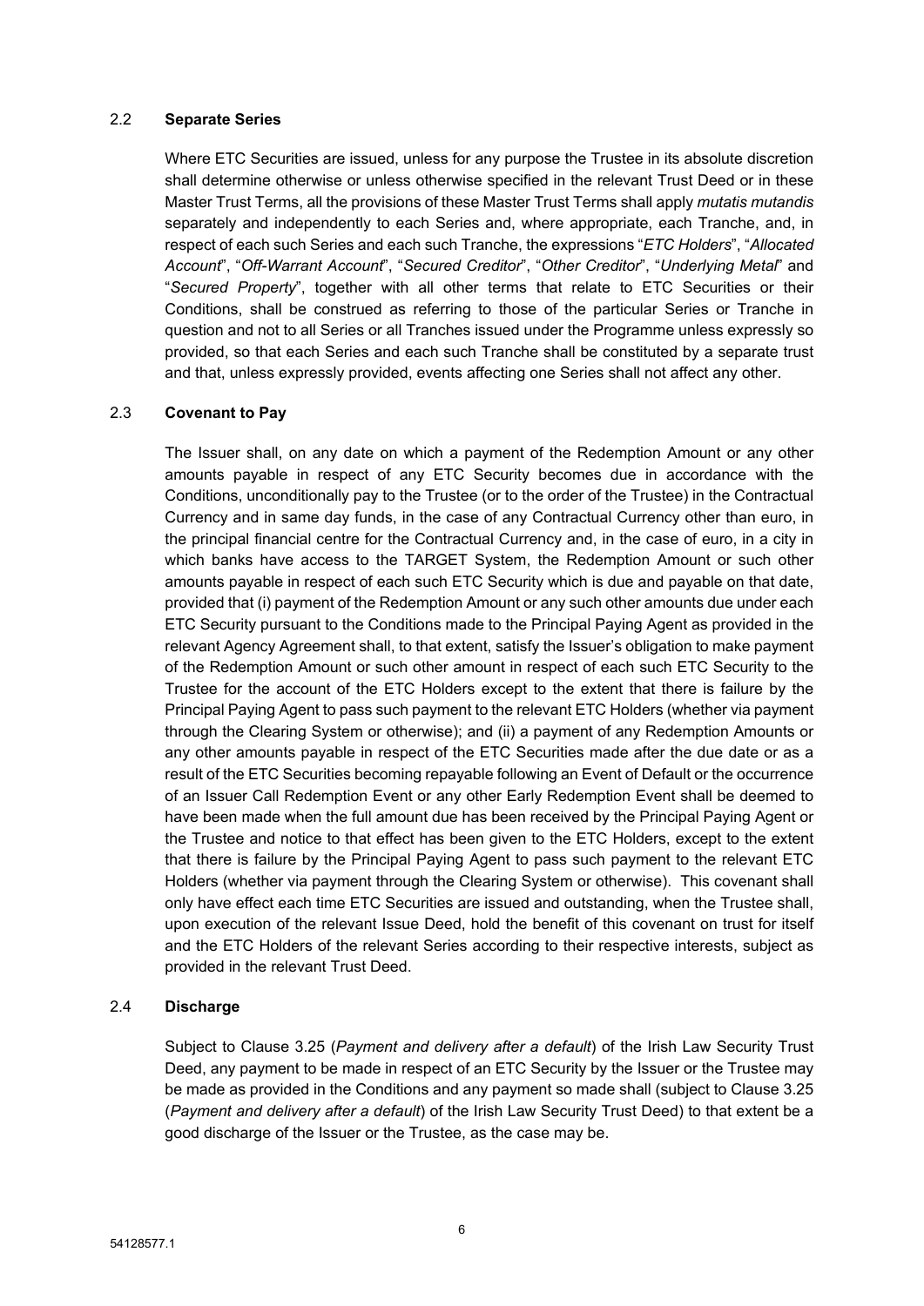### 2.2 **Separate Series**

Where ETC Securities are issued, unless for any purpose the Trustee in its absolute discretion shall determine otherwise or unless otherwise specified in the relevant Trust Deed or in these Master Trust Terms, all the provisions of these Master Trust Terms shall apply *mutatis mutandis* separately and independently to each Series and, where appropriate, each Tranche, and, in respect of each such Series and each such Tranche, the expressions "*ETC Holders*", "*Allocated Account*", "*Off-Warrant Account*", "*Secured Creditor*", "*Other Creditor*", "*Underlying Metal*" and "*Secured Property*", together with all other terms that relate to ETC Securities or their Conditions, shall be construed as referring to those of the particular Series or Tranche in question and not to all Series or all Tranches issued under the Programme unless expressly so provided, so that each Series and each such Tranche shall be constituted by a separate trust and that, unless expressly provided, events affecting one Series shall not affect any other.

### 2.3 **Covenant to Pay**

The Issuer shall, on any date on which a payment of the Redemption Amount or any other amounts payable in respect of any ETC Security becomes due in accordance with the Conditions, unconditionally pay to the Trustee (or to the order of the Trustee) in the Contractual Currency and in same day funds, in the case of any Contractual Currency other than euro, in the principal financial centre for the Contractual Currency and, in the case of euro, in a city in which banks have access to the TARGET System, the Redemption Amount or such other amounts payable in respect of each such ETC Security which is due and payable on that date, provided that (i) payment of the Redemption Amount or any such other amounts due under each ETC Security pursuant to the Conditions made to the Principal Paying Agent as provided in the relevant Agency Agreement shall, to that extent, satisfy the Issuer's obligation to make payment of the Redemption Amount or such other amount in respect of each such ETC Security to the Trustee for the account of the ETC Holders except to the extent that there is failure by the Principal Paying Agent to pass such payment to the relevant ETC Holders (whether via payment through the Clearing System or otherwise); and (ii) a payment of any Redemption Amounts or any other amounts payable in respect of the ETC Securities made after the due date or as a result of the ETC Securities becoming repayable following an Event of Default or the occurrence of an Issuer Call Redemption Event or any other Early Redemption Event shall be deemed to have been made when the full amount due has been received by the Principal Paying Agent or the Trustee and notice to that effect has been given to the ETC Holders, except to the extent that there is failure by the Principal Paying Agent to pass such payment to the relevant ETC Holders (whether via payment through the Clearing System or otherwise). This covenant shall only have effect each time ETC Securities are issued and outstanding, when the Trustee shall, upon execution of the relevant Issue Deed, hold the benefit of this covenant on trust for itself and the ETC Holders of the relevant Series according to their respective interests, subject as provided in the relevant Trust Deed.

### 2.4 **Discharge**

Subject to Clause 3.25 (*Payment and delivery after a default*) of the Irish Law Security Trust Deed, any payment to be made in respect of an ETC Security by the Issuer or the Trustee may be made as provided in the Conditions and any payment so made shall (subject to Clause 3.25 (*Payment and delivery after a default*) of the Irish Law Security Trust Deed) to that extent be a good discharge of the Issuer or the Trustee, as the case may be.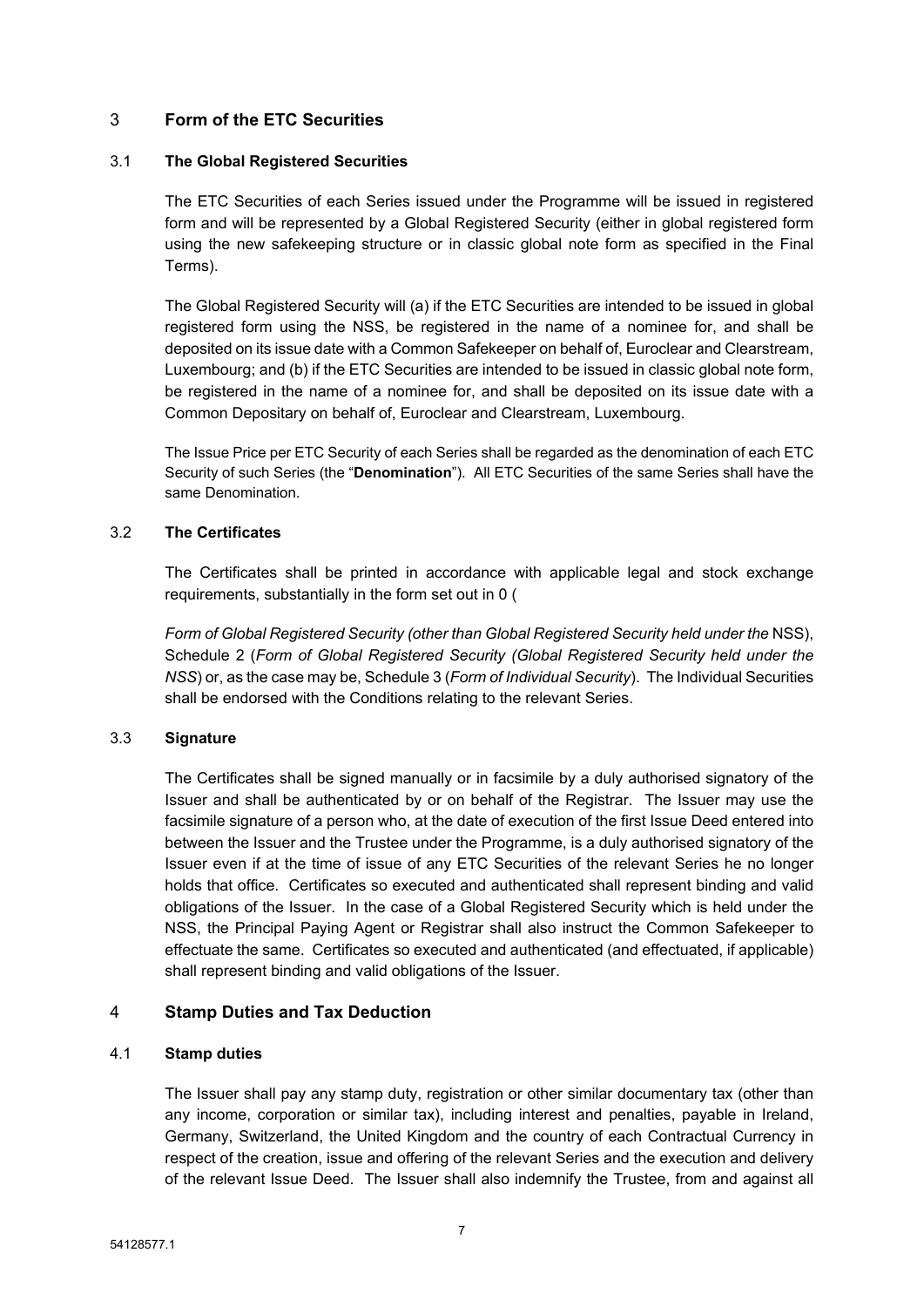## 3 Form of the ETC Securities

### 3.1 The Global Registered Securities

The ETC Securities of each Series issued under the Programme will be issued in registered form and will be represented by a Global Registered Security (either in global registered form using the new safekeeping structure or in classic global note form as specified in the Final Terms).

The Global Registered Security will (a) if the ETC Securities are intended to be issued in global registered form using the NSS, be registered in the name of a nominee for, and shall be deposited on its issue date with a Common Safekeeper on behalf of, Euroclear and Clearstream, Luxembourg; and (b) if the ETC Securities are intended to be issued in classic global note form, be registered in the name of a nominee for, and shall be deposited on its issue date with a Common Depositary on behalf of, Euroclear and Clearstream, Luxembourg.

The Issue Price per ETC Security of each Series shall be regarded as the denomination of each ETC Security of such Series (the "**Denomination**"). All ETC Securities of the same Series shall have the same Denomination.

### 3.2 The Certificates

The Certificates shall be printed in accordance with applicable legal and stock exchange requirements, substantially in the form set out in 0 (

*Form of Global Registered Security (other than Global Registered Security held under the* NSS), Schedule 2 (*Form of Global Registered Security (Global Registered Security held under the NSS*) or, as the case may be, Schedule 3 (*Form of Individual Security*). The Individual Securities shall be endorsed with the Conditions relating to the relevant Series.

### 3.3 Signature

The Certificates shall be signed manually or in facsimile by a duly authorised signatory of the Issuer and shall be authenticated by or on behalf of the Registrar. The Issuer may use the facsimile signature of a person who, at the date of execution of the first Issue Deed entered into between the Issuer and the Trustee under the Programme, is a duly authorised signatory of the Issuer even if at the time of issue of any ETC Securities of the relevant Series he no longer holds that office. Certificates so executed and authenticated shall represent binding and valid obligations of the Issuer. In the case of a Global Registered Security which is held under the NSS, the Principal Paying Agent or Registrar shall also instruct the Common Safekeeper to effectuate the same. Certificates so executed and authenticated (and effectuated, if applicable) shall represent binding and valid obligations of the Issuer.

## 4 Stamp Duties and Tax Deduction

### 4.1 Stamp duties

The Issuer shall pay any stamp duty, registration or other similar documentary tax (other than any income, corporation or similar tax), including interest and penalties, payable in Ireland, Germany, Switzerland, the United Kingdom and the country of each Contractual Currency in respect of the creation, issue and offering of the relevant Series and the execution and delivery of the relevant Issue Deed. The Issuer shall also indemnify the Trustee, from and against all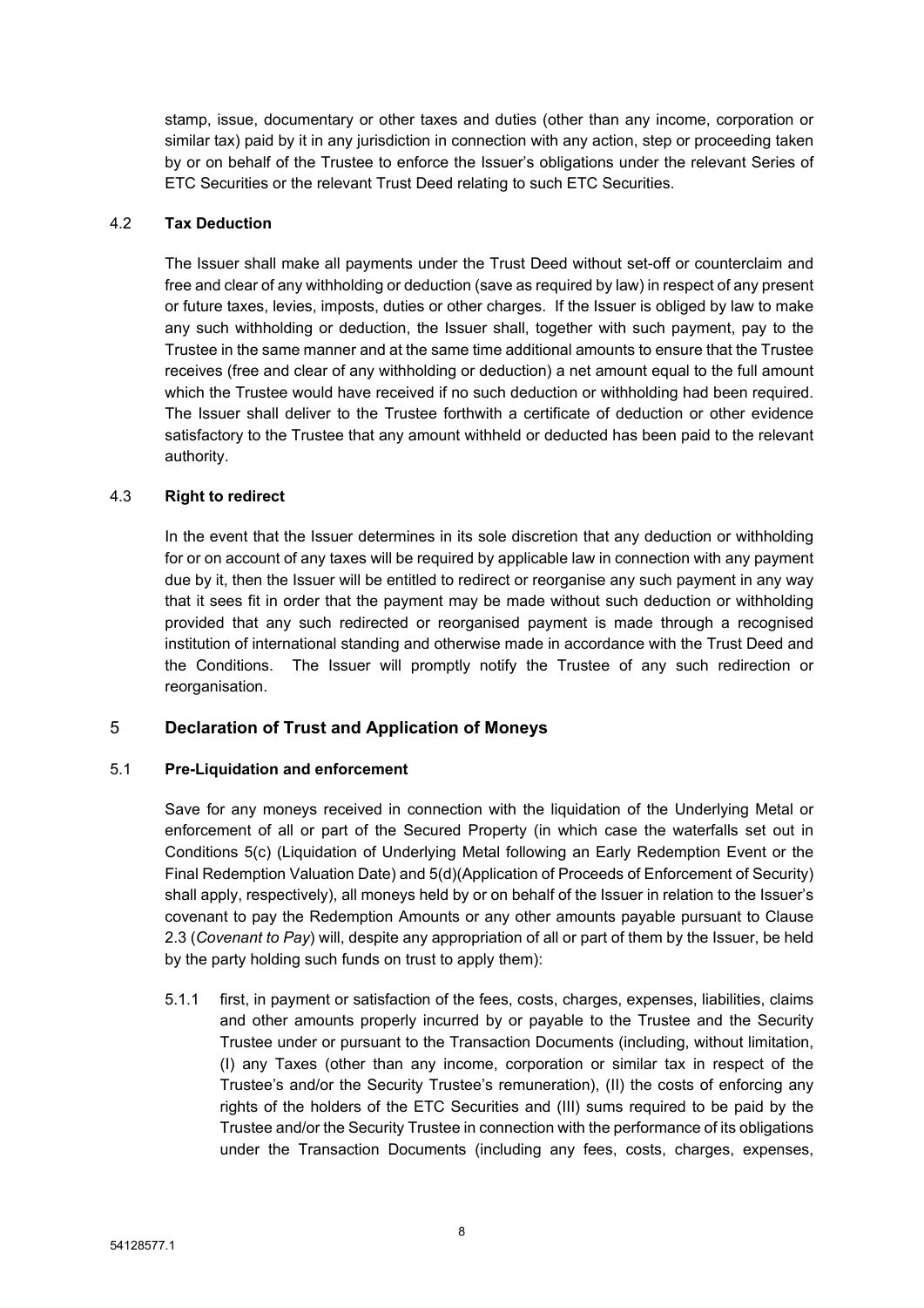stamp, issue, documentary or other taxes and duties (other than any income, corporation or similar tax) paid by it in any jurisdiction in connection with any action, step or proceeding taken by or on behalf of the Trustee to enforce the Issuer's obligations under the relevant Series of ETC Securities or the relevant Trust Deed relating to such ETC Securities.

### 4.2 Tax Deduction

The Issuer shall make all payments under the Trust Deed without set-off or counterclaim and free and clear of any withholding or deduction (save as required by law) in respect of any present or future taxes, levies, imposts, duties or other charges. If the Issuer is obliged by law to make any such withholding or deduction, the Issuer shall, together with such payment, pay to the Trustee in the same manner and at the same time additional amounts to ensure that the Trustee receives (free and clear of any withholding or deduction) a net amount equal to the full amount which the Trustee would have received if no such deduction or withholding had been required. The Issuer shall deliver to the Trustee forthwith a certificate of deduction or other evidence satisfactory to the Trustee that any amount withheld or deducted has been paid to the relevant authority.

### 4.3 Right to redirect

In the event that the Issuer determines in its sole discretion that any deduction or withholding for or on account of any taxes will be required by applicable law in connection with any payment due by it, then the Issuer will be entitled to redirect or reorganise any such payment in any way that it sees fit in order that the payment may be made without such deduction or withholding provided that any such redirected or reorganised payment is made through a recognised institution of international standing and otherwise made in accordance with the Trust Deed and the Conditions. The Issuer will promptly notify the Trustee of any such redirection or reorganisation.

## 5 Declaration of Trust and Application of Moneys

### 5.1 Pre-Liquidation and enforcement

Save for any moneys received in connection with the liquidation of the Underlying Metal or enforcement of all or part of the Secured Property (in which case the waterfalls set out in Conditions 5(c) (Liquidation of Underlying Metal following an Early Redemption Event or the Final Redemption Valuation Date) and 5(d)(Application of Proceeds of Enforcement of Security) shall apply, respectively), all moneys held by or on behalf of the Issuer in relation to the Issuer's covenant to pay the Redemption Amounts or any other amounts payable pursuant to Clause 2.3 (*Covenant to Pay*) will, despite any appropriation of all or part of them by the Issuer, be held by the party holding such funds on trust to apply them):

5.1.1 first, in payment or satisfaction of the fees, costs, charges, expenses, liabilities, claims and other amounts properly incurred by or payable to the Trustee and the Security Trustee under or pursuant to the Transaction Documents (including, without limitation, (I) any Taxes (other than any income, corporation or similar tax in respect of the Trustee's and/or the Security Trustee's remuneration), (II) the costs of enforcing any rights of the holders of the ETC Securities and (III) sums required to be paid by the Trustee and/or the Security Trustee in connection with the performance of its obligations under the Transaction Documents (including any fees, costs, charges, expenses,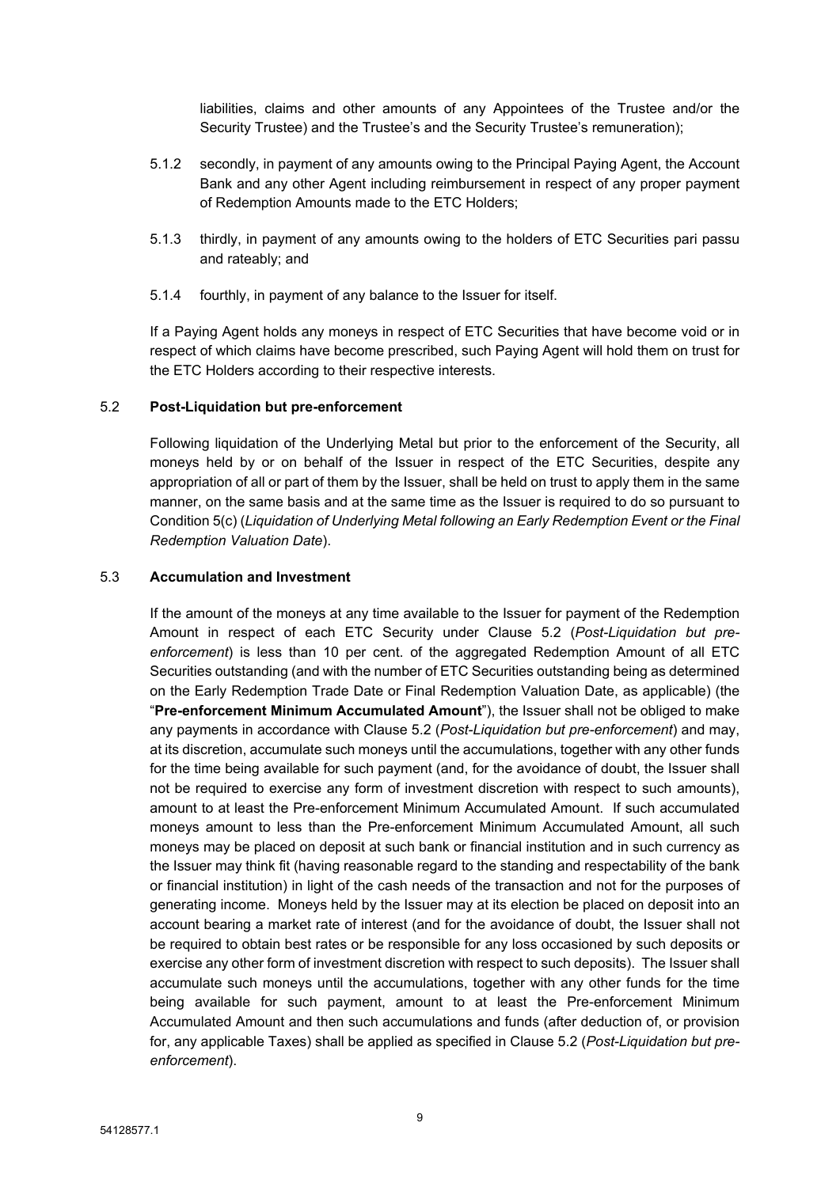liabilities, claims and other amounts of any Appointees of the Trustee and/or the Security Trustee) and the Trustee's and the Security Trustee's remuneration);

5.1.2 secondly, in payment of any amounts owing to the Principal Paying Agent, the Account Bank and any other Agent including reimbursement in respect of any proper payment of Redemption Amounts made to the ETC Holders;

5.1.3 thirdly, in payment of any amounts owing to the holders of ETC Securities pari passu and rateably; and

5.1.4 fourthly, in payment of any balance to the Issuer for itself.

If a Paying Agent holds any moneys in respect of ETC Securities that have become void or in respect of which claims have become prescribed, such Paying Agent will hold them on trust for the ETC Holders according to their respective interests.

## 5.2 **Post-Liquidation but pre-enforcement**

Following liquidation of the Underlying Metal but prior to the enforcement of the Security, all moneys held by or on behalf of the Issuer in respect of the ETC Securities, despite any appropriation of all or part of them by the Issuer, shall be held on trust to apply them in the same manner, on the same basis and at the same time as the Issuer is required to do so pursuant to Condition 5(c) (*Liquidation of Underlying Metal following an Early Redemption Event or the Final Redemption Valuation Date*).

## 5.3 **Accumulation and Investment**

If the amount of the moneys at any time available to the Issuer for payment of the Redemption Amount in respect of each ETC Security under Clause 5.2 (*Post-Liquidation but pre-enforcement*) is less than 10 per cent. of the aggregated Redemption Amount of all ETC Securities outstanding (and with the number of ETC Securities outstanding being as determined on the Early Redemption Trade Date or Final Redemption Valuation Date, as applicable) (the "**Pre-enforcement Minimum Accumulated Amount**"), the Issuer shall not be obliged to make any payments in accordance with Clause 5.2 (*Post-Liquidation but pre-enforcement*) and may, at its discretion, accumulate such moneys until the accumulations, together with any other funds for the time being available for such payment (and, for the avoidance of doubt, the Issuer shall not be required to exercise any form of investment discretion with respect to such amounts), amount to at least the Pre-enforcement Minimum Accumulated Amount. If such accumulated moneys amount to less than the Pre-enforcement Minimum Accumulated Amount, all such moneys may be placed on deposit at such bank or financial institution and in such currency as the Issuer may think fit (having reasonable regard to the standing and respectability of the bank or financial institution) in light of the cash needs of the transaction and not for the purposes of generating income. Moneys held by the Issuer may at its election be placed on deposit into an account bearing a market rate of interest (and for the avoidance of doubt, the Issuer shall not be required to obtain best rates or be responsible for any loss occasioned by such deposits or exercise any other form of investment discretion with respect to such deposits). The Issuer shall accumulate such moneys until the accumulations, together with any other funds for the time being available for such payment, amount to at least the Pre-enforcement Minimum Accumulated Amount and then such accumulations and funds (after deduction of, or provision for, any applicable Taxes) shall be applied as specified in Clause 5.2 (*Post-Liquidation but pre-enforcement*).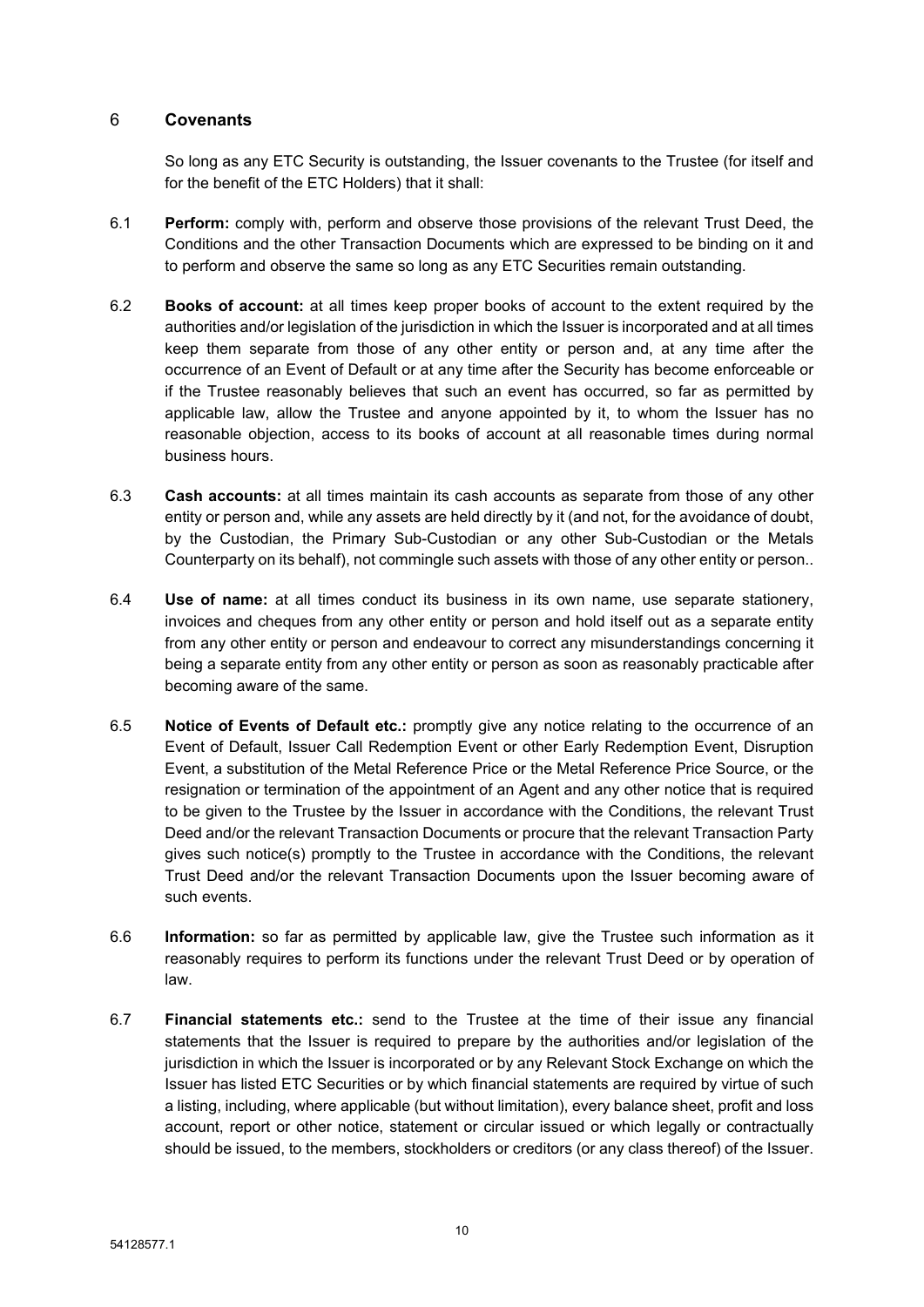## 6 Covenants

So long as any ETC Security is outstanding, the Issuer covenants to the Trustee (for itself and for the benefit of the ETC Holders) that it shall:

6.1 **Perform:** comply with, perform and observe those provisions of the relevant Trust Deed, the Conditions and the other Transaction Documents which are expressed to be binding on it and to perform and observe the same so long as any ETC Securities remain outstanding.

6.2 **Books of account:** at all times keep proper books of account to the extent required by the authorities and/or legislation of the jurisdiction in which the Issuer is incorporated and at all times keep them separate from those of any other entity or person and, at any time after the occurrence of an Event of Default or at any time after the Security has become enforceable or if the Trustee reasonably believes that such an event has occurred, so far as permitted by applicable law, allow the Trustee and anyone appointed by it, to whom the Issuer has no reasonable objection, access to its books of account at all reasonable times during normal business hours.

6.3 **Cash accounts:** at all times maintain its cash accounts as separate from those of any other entity or person and, while any assets are held directly by it (and not, for the avoidance of doubt, by the Custodian, the Primary Sub-Custodian or any other Sub-Custodian or the Metals Counterparty on its behalf), not commingle such assets with those of any other entity or person..

6.4 **Use of name:** at all times conduct its business in its own name, use separate stationery, invoices and cheques from any other entity or person and hold itself out as a separate entity from any other entity or person and endeavour to correct any misunderstandings concerning it being a separate entity from any other entity or person as soon as reasonably practicable after becoming aware of the same.

6.5 **Notice of Events of Default etc.:** promptly give any notice relating to the occurrence of an Event of Default, Issuer Call Redemption Event or other Early Redemption Event, Disruption Event, a substitution of the Metal Reference Price or the Metal Reference Price Source, or the resignation or termination of the appointment of an Agent and any other notice that is required to be given to the Trustee by the Issuer in accordance with the Conditions, the relevant Trust Deed and/or the relevant Transaction Documents or procure that the relevant Transaction Party gives such notice(s) promptly to the Trustee in accordance with the Conditions, the relevant Trust Deed and/or the relevant Transaction Documents upon the Issuer becoming aware of such events.

6.6 **Information:** so far as permitted by applicable law, give the Trustee such information as it reasonably requires to perform its functions under the relevant Trust Deed or by operation of law.

6.7 **Financial statements etc.:** send to the Trustee at the time of their issue any financial statements that the Issuer is required to prepare by the authorities and/or legislation of the jurisdiction in which the Issuer is incorporated or by any Relevant Stock Exchange on which the Issuer has listed ETC Securities or by which financial statements are required by virtue of such a listing, including, where applicable (but without limitation), every balance sheet, profit and loss account, report or other notice, statement or circular issued or which legally or contractually should be issued, to the members, stockholders or creditors (or any class thereof) of the Issuer.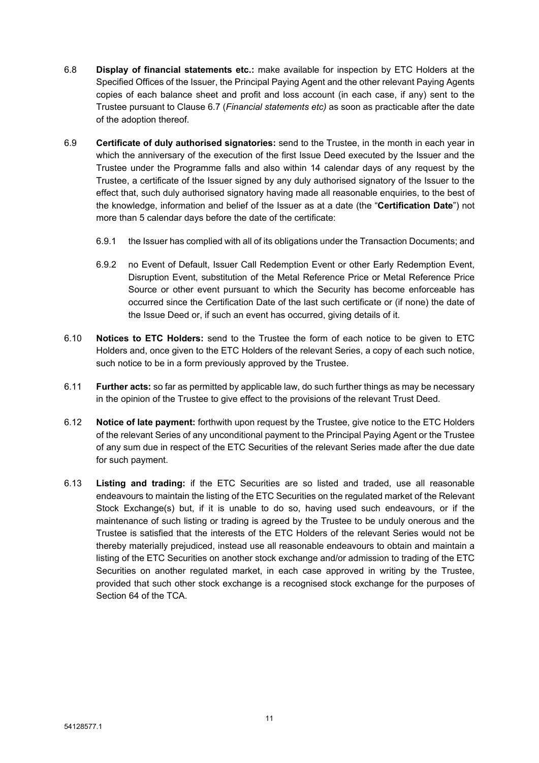6.8 **Display of financial statements etc.:** make available for inspection by ETC Holders at the Specified Offices of the Issuer, the Principal Paying Agent and the other relevant Paying Agents copies of each balance sheet and profit and loss account (in each case, if any) sent to the Trustee pursuant to Clause 6.7 (*Financial statements etc)* as soon as practicable after the date of the adoption thereof.

6.9 **Certificate of duly authorised signatories:** send to the Trustee, in the month in each year in which the anniversary of the execution of the first Issue Deed executed by the Issuer and the Trustee under the Programme falls and also within 14 calendar days of any request by the Trustee, a certificate of the Issuer signed by any duly authorised signatory of the Issuer to the effect that, such duly authorised signatory having made all reasonable enquiries, to the best of the knowledge, information and belief of the Issuer as at a date (the "**Certification Date**") not more than 5 calendar days before the date of the certificate:

6.9.1 the Issuer has complied with all of its obligations under the Transaction Documents; and

6.9.2 no Event of Default, Issuer Call Redemption Event or other Early Redemption Event, Disruption Event, substitution of the Metal Reference Price or Metal Reference Price Source or other event pursuant to which the Security has become enforceable has occurred since the Certification Date of the last such certificate or (if none) the date of the Issue Deed or, if such an event has occurred, giving details of it.

6.10 **Notices to ETC Holders:** send to the Trustee the form of each notice to be given to ETC Holders and, once given to the ETC Holders of the relevant Series, a copy of each such notice, such notice to be in a form previously approved by the Trustee.

6.11 **Further acts:** so far as permitted by applicable law, do such further things as may be necessary in the opinion of the Trustee to give effect to the provisions of the relevant Trust Deed.

6.12 **Notice of late payment:** forthwith upon request by the Trustee, give notice to the ETC Holders of the relevant Series of any unconditional payment to the Principal Paying Agent or the Trustee of any sum due in respect of the ETC Securities of the relevant Series made after the due date for such payment.

6.13 **Listing and trading:** if the ETC Securities are so listed and traded, use all reasonable endeavours to maintain the listing of the ETC Securities on the regulated market of the Relevant Stock Exchange(s) but, if it is unable to do so, having used such endeavours, or if the maintenance of such listing or trading is agreed by the Trustee to be unduly onerous and the Trustee is satisfied that the interests of the ETC Holders of the relevant Series would not be thereby materially prejudiced, instead use all reasonable endeavours to obtain and maintain a listing of the ETC Securities on another stock exchange and/or admission to trading of the ETC Securities on another regulated market, in each case approved in writing by the Trustee, provided that such other stock exchange is a recognised stock exchange for the purposes of Section 64 of the TCA.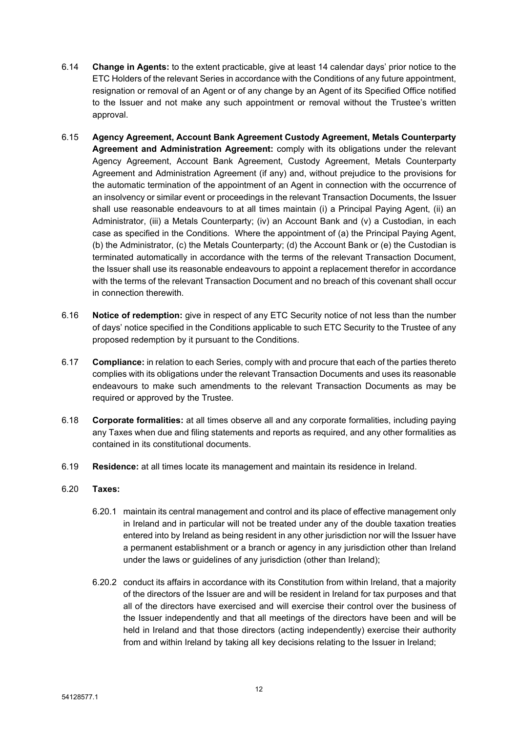6.14 **Change in Agents:** to the extent practicable, give at least 14 calendar days' prior notice to the ETC Holders of the relevant Series in accordance with the Conditions of any future appointment, resignation or removal of an Agent or of any change by an Agent of its Specified Office notified to the Issuer and not make any such appointment or removal without the Trustee's written approval.

6.15 **Agency Agreement, Account Bank Agreement Custody Agreement, Metals Counterparty Agreement and Administration Agreement:** comply with its obligations under the relevant Agency Agreement, Account Bank Agreement, Custody Agreement, Metals Counterparty Agreement and Administration Agreement (if any) and, without prejudice to the provisions for the automatic termination of the appointment of an Agent in connection with the occurrence of an insolvency or similar event or proceedings in the relevant Transaction Documents, the Issuer shall use reasonable endeavours to at all times maintain (i) a Principal Paying Agent, (ii) an Administrator, (iii) a Metals Counterparty; (iv) an Account Bank and (v) a Custodian, in each case as specified in the Conditions. Where the appointment of (a) the Principal Paying Agent, (b) the Administrator, (c) the Metals Counterparty; (d) the Account Bank or (e) the Custodian is terminated automatically in accordance with the terms of the relevant Transaction Document, the Issuer shall use its reasonable endeavours to appoint a replacement therefor in accordance with the terms of the relevant Transaction Document and no breach of this covenant shall occur in connection therewith.

6.16 **Notice of redemption:** give in respect of any ETC Security notice of not less than the number of days' notice specified in the Conditions applicable to such ETC Security to the Trustee of any proposed redemption by it pursuant to the Conditions.

6.17 **Compliance:** in relation to each Series, comply with and procure that each of the parties thereto complies with its obligations under the relevant Transaction Documents and uses its reasonable endeavours to make such amendments to the relevant Transaction Documents as may be required or approved by the Trustee.

6.18 **Corporate formalities:** at all times observe all and any corporate formalities, including paying any Taxes when due and filing statements and reports as required, and any other formalities as contained in its constitutional documents.

6.19 **Residence:** at all times locate its management and maintain its residence in Ireland.

6.20 **Taxes:**

6.20.1 maintain its central management and control and its place of effective management only in Ireland and in particular will not be treated under any of the double taxation treaties entered into by Ireland as being resident in any other jurisdiction nor will the Issuer have a permanent establishment or a branch or agency in any jurisdiction other than Ireland under the laws or guidelines of any jurisdiction (other than Ireland);

6.20.2 conduct its affairs in accordance with its Constitution from within Ireland, that a majority of the directors of the Issuer are and will be resident in Ireland for tax purposes and that all of the directors have exercised and will exercise their control over the business of the Issuer independently and that all meetings of the directors have been and will be held in Ireland and that those directors (acting independently) exercise their authority from and within Ireland by taking all key decisions relating to the Issuer in Ireland;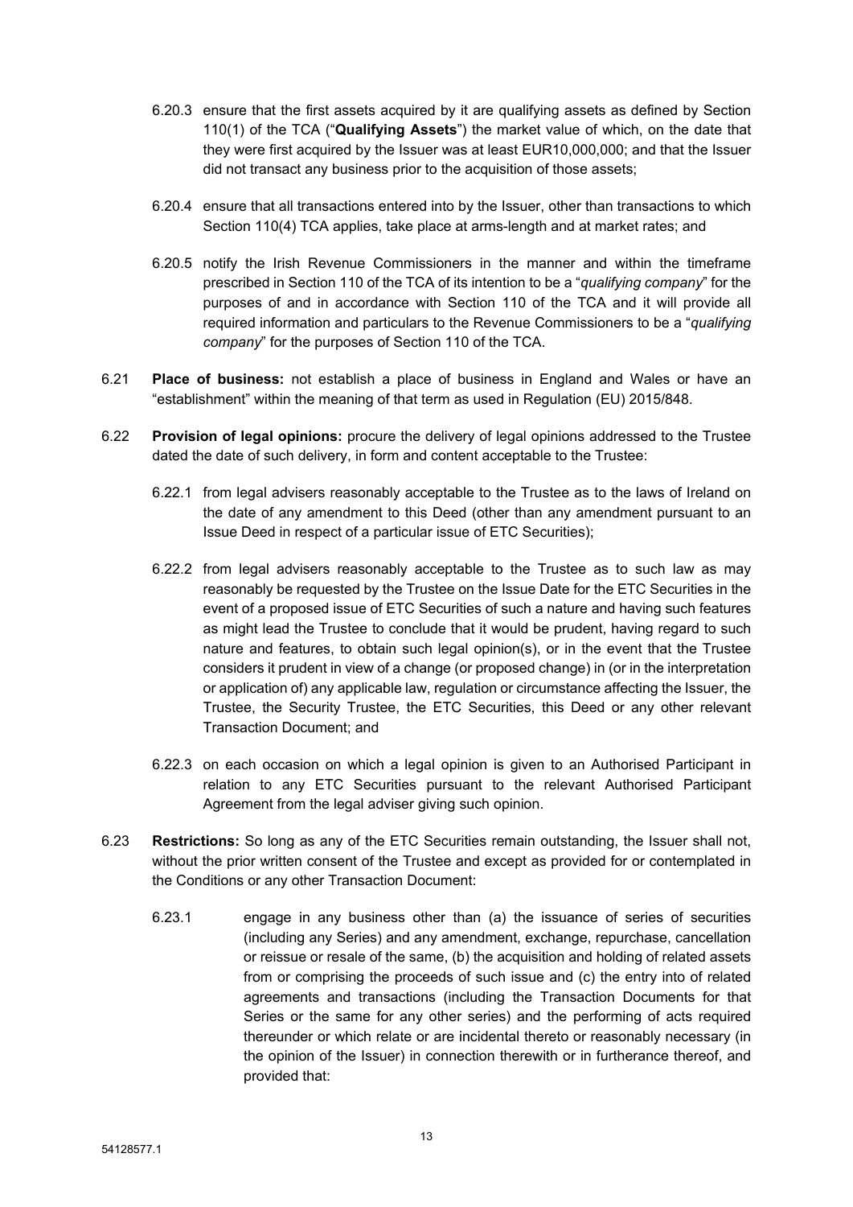6.20.3 ensure that the first assets acquired by it are qualifying assets as defined by Section 110(1) of the TCA ("**Qualifying Assets**") the market value of which, on the date that they were first acquired by the Issuer was at least EUR10,000,000; and that the Issuer did not transact any business prior to the acquisition of those assets;

6.20.4 ensure that all transactions entered into by the Issuer, other than transactions to which Section 110(4) TCA applies, take place at arms-length and at market rates; and

6.20.5 notify the Irish Revenue Commissioners in the manner and within the timeframe prescribed in Section 110 of the TCA of its intention to be a "*qualifying company*" for the purposes of and in accordance with Section 110 of the TCA and it will provide all required information and particulars to the Revenue Commissioners to be a "*qualifying company*" for the purposes of Section 110 of the TCA.

6.21 **Place of business:** not establish a place of business in England and Wales or have an "establishment" within the meaning of that term as used in Regulation (EU) 2015/848.

6.22 **Provision of legal opinions:** procure the delivery of legal opinions addressed to the Trustee dated the date of such delivery, in form and content acceptable to the Trustee:

6.22.1 from legal advisers reasonably acceptable to the Trustee as to the laws of Ireland on the date of any amendment to this Deed (other than any amendment pursuant to an Issue Deed in respect of a particular issue of ETC Securities);

6.22.2 from legal advisers reasonably acceptable to the Trustee as to such law as may reasonably be requested by the Trustee on the Issue Date for the ETC Securities in the event of a proposed issue of ETC Securities of such a nature and having such features as might lead the Trustee to conclude that it would be prudent, having regard to such nature and features, to obtain such legal opinion(s), or in the event that the Trustee considers it prudent in view of a change (or proposed change) in (or in the interpretation or application of) any applicable law, regulation or circumstance affecting the Issuer, the Trustee, the Security Trustee, the ETC Securities, this Deed or any other relevant Transaction Document; and

6.22.3 on each occasion on which a legal opinion is given to an Authorised Participant in relation to any ETC Securities pursuant to the relevant Authorised Participant Agreement from the legal adviser giving such opinion.

6.23 **Restrictions:** So long as any of the ETC Securities remain outstanding, the Issuer shall not, without the prior written consent of the Trustee and except as provided for or contemplated in the Conditions or any other Transaction Document:

6.23.1 engage in any business other than (a) the issuance of series of securities (including any Series) and any amendment, exchange, repurchase, cancellation or reissue or resale of the same, (b) the acquisition and holding of related assets from or comprising the proceeds of such issue and (c) the entry into of related agreements and transactions (including the Transaction Documents for that Series or the same for any other series) and the performing of acts required thereunder or which relate or are incidental thereto or reasonably necessary (in the opinion of the Issuer) in connection therewith or in furtherance thereof, and provided that: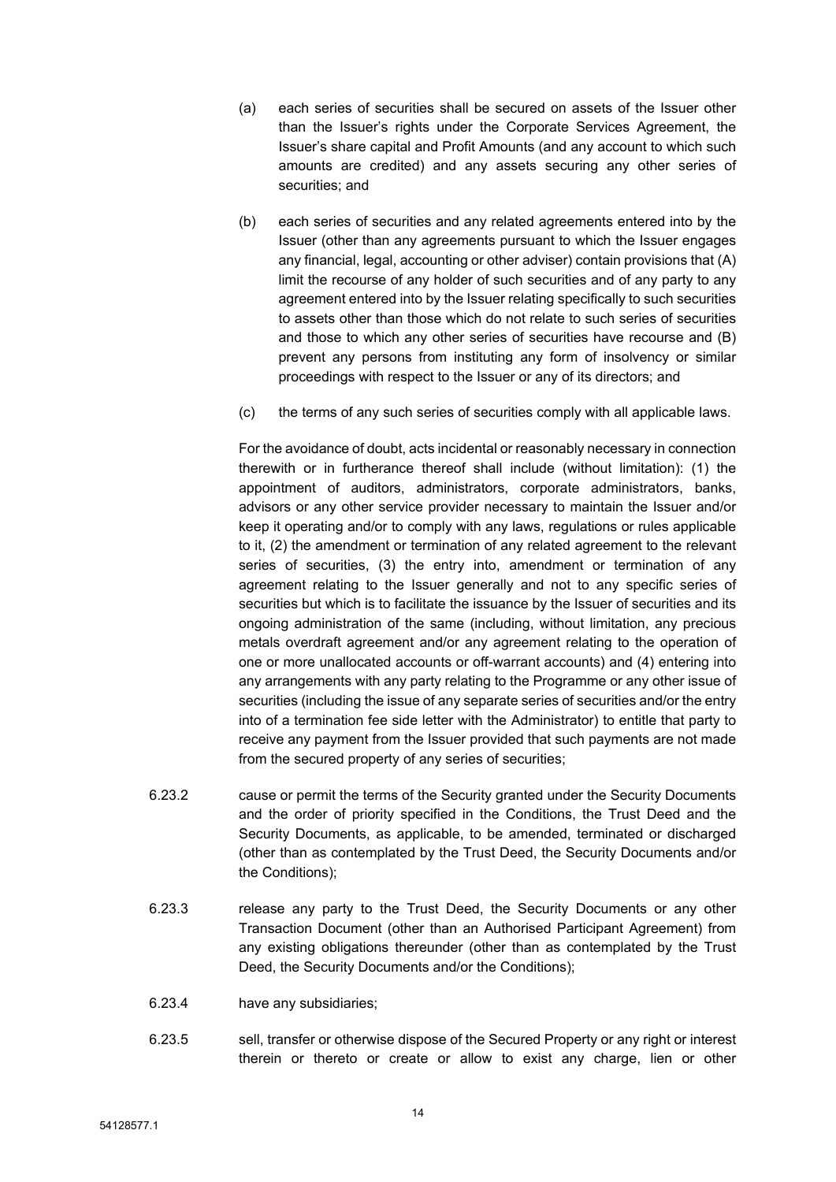(a) each series of securities shall be secured on assets of the Issuer other than the Issuer's rights under the Corporate Services Agreement, the Issuer's share capital and Profit Amounts (and any account to which such amounts are credited) and any assets securing any other series of securities; and

(b) each series of securities and any related agreements entered into by the Issuer (other than any agreements pursuant to which the Issuer engages any financial, legal, accounting or other adviser) contain provisions that (A) limit the recourse of any holder of such securities and of any party to any agreement entered into by the Issuer relating specifically to such securities to assets other than those which do not relate to such series of securities and those to which any other series of securities have recourse and (B) prevent any persons from instituting any form of insolvency or similar proceedings with respect to the Issuer or any of its directors; and

(c) the terms of any such series of securities comply with all applicable laws.

For the avoidance of doubt, acts incidental or reasonably necessary in connection therewith or in furtherance thereof shall include (without limitation): (1) the appointment of auditors, administrators, corporate administrators, banks, advisors or any other service provider necessary to maintain the Issuer and/or keep it operating and/or to comply with any laws, regulations or rules applicable to it, (2) the amendment or termination of any related agreement to the relevant series of securities, (3) the entry into, amendment or termination of any agreement relating to the Issuer generally and not to any specific series of securities but which is to facilitate the issuance by the Issuer of securities and its ongoing administration of the same (including, without limitation, any precious metals overdraft agreement and/or any agreement relating to the operation of one or more unallocated accounts or off-warrant accounts) and (4) entering into any arrangements with any party relating to the Programme or any other issue of securities (including the issue of any separate series of securities and/or the entry into of a termination fee side letter with the Administrator) to entitle that party to receive any payment from the Issuer provided that such payments are not made from the secured property of any series of securities;

6.23.2 cause or permit the terms of the Security granted under the Security Documents and the order of priority specified in the Conditions, the Trust Deed and the Security Documents, as applicable, to be amended, terminated or discharged (other than as contemplated by the Trust Deed, the Security Documents and/or the Conditions);

6.23.3 release any party to the Trust Deed, the Security Documents or any other Transaction Document (other than an Authorised Participant Agreement) from any existing obligations thereunder (other than as contemplated by the Trust Deed, the Security Documents and/or the Conditions);

6.23.4 have any subsidiaries;

6.23.5 sell, transfer or otherwise dispose of the Secured Property or any right or interest therein or thereto or create or allow to exist any charge, lien or other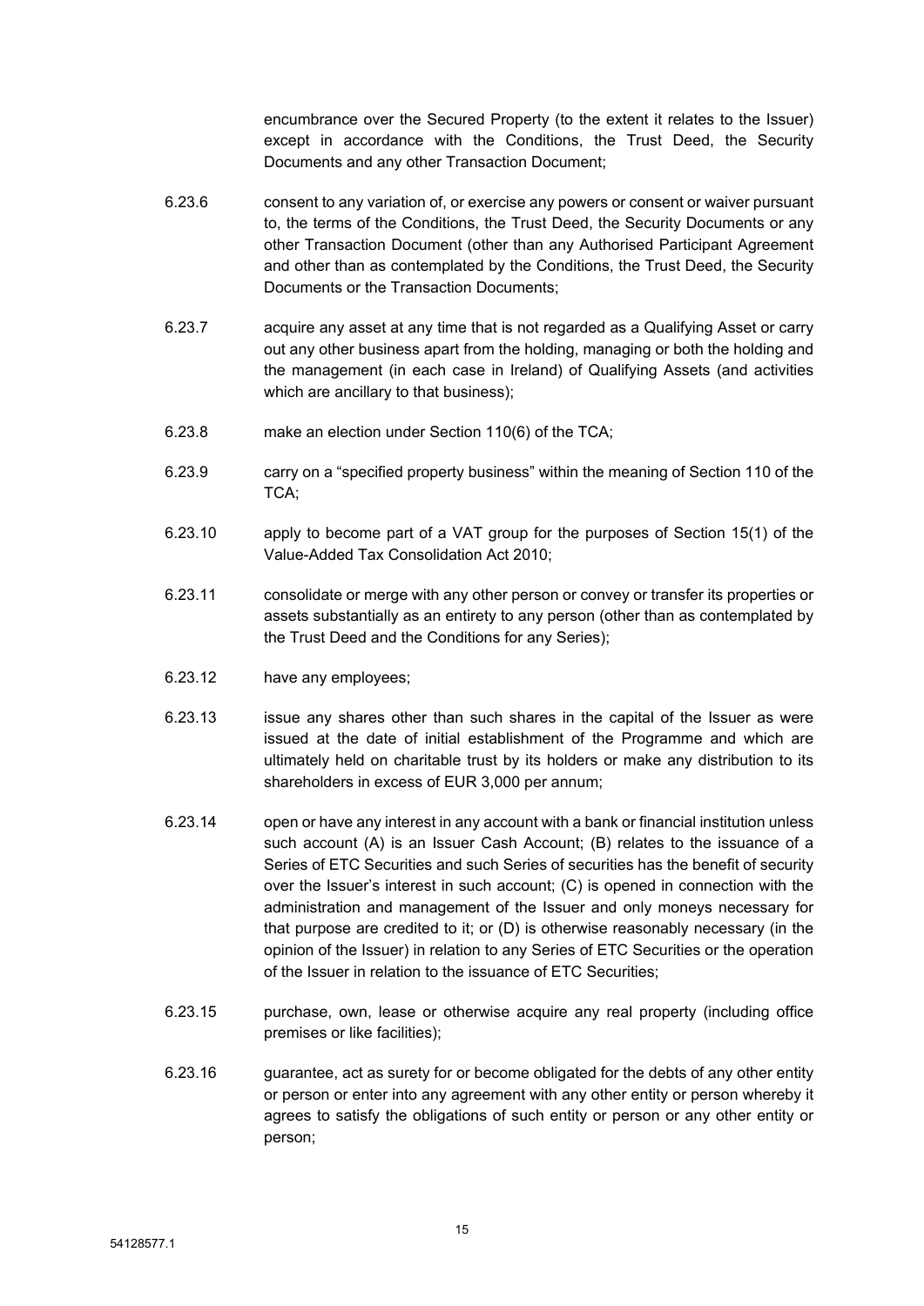encumbrance over the Secured Property (to the extent it relates to the Issuer) except in accordance with the Conditions, the Trust Deed, the Security Documents and any other Transaction Document;

6.23.6 consent to any variation of, or exercise any powers or consent or waiver pursuant to, the terms of the Conditions, the Trust Deed, the Security Documents or any other Transaction Document (other than any Authorised Participant Agreement and other than as contemplated by the Conditions, the Trust Deed, the Security Documents or the Transaction Documents;

6.23.7 acquire any asset at any time that is not regarded as a Qualifying Asset or carry out any other business apart from the holding, managing or both the holding and the management (in each case in Ireland) of Qualifying Assets (and activities which are ancillary to that business);

6.23.8 make an election under Section 110(6) of the TCA;

6.23.9 carry on a "specified property business" within the meaning of Section 110 of the TCA;

6.23.10 apply to become part of a VAT group for the purposes of Section 15(1) of the Value-Added Tax Consolidation Act 2010;

6.23.11 consolidate or merge with any other person or convey or transfer its properties or assets substantially as an entirety to any person (other than as contemplated by the Trust Deed and the Conditions for any Series);

6.23.12 have any employees;

6.23.13 issue any shares other than such shares in the capital of the Issuer as were issued at the date of initial establishment of the Programme and which are ultimately held on charitable trust by its holders or make any distribution to its shareholders in excess of EUR 3,000 per annum;

6.23.14 open or have any interest in any account with a bank or financial institution unless such account (A) is an Issuer Cash Account; (B) relates to the issuance of a Series of ETC Securities and such Series of securities has the benefit of security over the Issuer's interest in such account; (C) is opened in connection with the administration and management of the Issuer and only moneys necessary for that purpose are credited to it; or (D) is otherwise reasonably necessary (in the opinion of the Issuer) in relation to any Series of ETC Securities or the operation of the Issuer in relation to the issuance of ETC Securities;

6.23.15 purchase, own, lease or otherwise acquire any real property (including office premises or like facilities);

6.23.16 guarantee, act as surety for or become obligated for the debts of any other entity or person or enter into any agreement with any other entity or person whereby it agrees to satisfy the obligations of such entity or person or any other entity or person;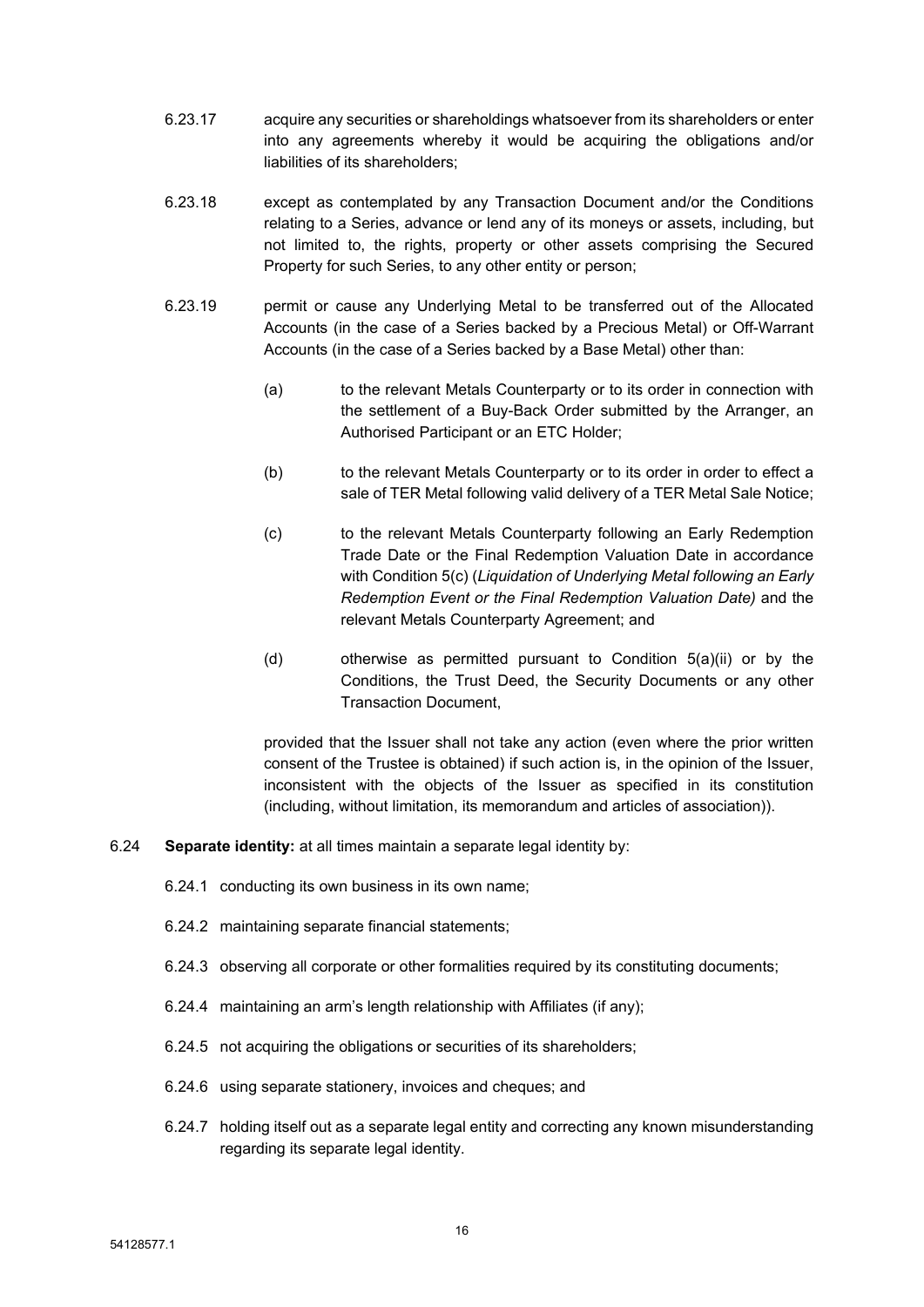6.23.17 acquire any securities or shareholdings whatsoever from its shareholders or enter into any agreements whereby it would be acquiring the obligations and/or liabilities of its shareholders;

6.23.18 except as contemplated by any Transaction Document and/or the Conditions relating to a Series, advance or lend any of its moneys or assets, including, but not limited to, the rights, property or other assets comprising the Secured Property for such Series, to any other entity or person;

6.23.19 permit or cause any Underlying Metal to be transferred out of the Allocated Accounts (in the case of a Series backed by a Precious Metal) or Off-Warrant Accounts (in the case of a Series backed by a Base Metal) other than:

(a) to the relevant Metals Counterparty or to its order in connection with the settlement of a Buy-Back Order submitted by the Arranger, an Authorised Participant or an ETC Holder;

(b) to the relevant Metals Counterparty or to its order in order to effect a sale of TER Metal following valid delivery of a TER Metal Sale Notice;

(c) to the relevant Metals Counterparty following an Early Redemption Trade Date or the Final Redemption Valuation Date in accordance with Condition 5(c) (*Liquidation of Underlying Metal following an Early Redemption Event or the Final Redemption Valuation Date)* and the relevant Metals Counterparty Agreement; and

(d) otherwise as permitted pursuant to Condition 5(a)(ii) or by the Conditions, the Trust Deed, the Security Documents or any other Transaction Document,

provided that the Issuer shall not take any action (even where the prior written consent of the Trustee is obtained) if such action is, in the opinion of the Issuer, inconsistent with the objects of the Issuer as specified in its constitution (including, without limitation, its memorandum and articles of association)).

6.24 **Separate identity:** at all times maintain a separate legal identity by:

6.24.1 conducting its own business in its own name;

6.24.2 maintaining separate financial statements;

6.24.3 observing all corporate or other formalities required by its constituting documents;

6.24.4 maintaining an arm's length relationship with Affiliates (if any);

6.24.5 not acquiring the obligations or securities of its shareholders;

6.24.6 using separate stationery, invoices and cheques; and

6.24.7 holding itself out as a separate legal entity and correcting any known misunderstanding regarding its separate legal identity.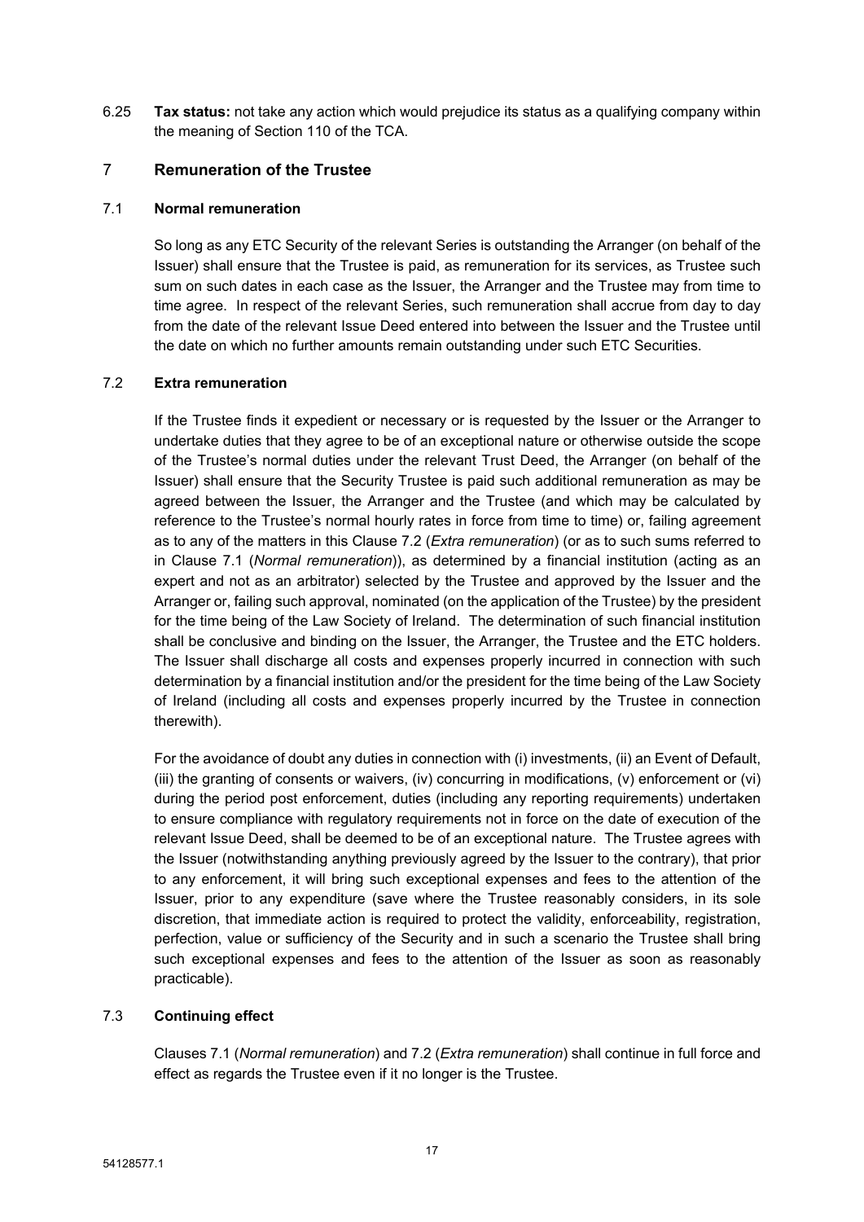6.25 **Tax status:** not take any action which would prejudice its status as a qualifying company within the meaning of Section 110 of the TCA.

## 7 Remuneration of the Trustee

### 7.1 Normal remuneration

So long as any ETC Security of the relevant Series is outstanding the Arranger (on behalf of the Issuer) shall ensure that the Trustee is paid, as remuneration for its services, as Trustee such sum on such dates in each case as the Issuer, the Arranger and the Trustee may from time to time agree. In respect of the relevant Series, such remuneration shall accrue from day to day from the date of the relevant Issue Deed entered into between the Issuer and the Trustee until the date on which no further amounts remain outstanding under such ETC Securities.

### 7.2 Extra remuneration

If the Trustee finds it expedient or necessary or is requested by the Issuer or the Arranger to undertake duties that they agree to be of an exceptional nature or otherwise outside the scope of the Trustee's normal duties under the relevant Trust Deed, the Arranger (on behalf of the Issuer) shall ensure that the Security Trustee is paid such additional remuneration as may be agreed between the Issuer, the Arranger and the Trustee (and which may be calculated by reference to the Trustee's normal hourly rates in force from time to time) or, failing agreement as to any of the matters in this Clause 7.2 (*Extra remuneration*) (or as to such sums referred to in Clause 7.1 (*Normal remuneration*)), as determined by a financial institution (acting as an expert and not as an arbitrator) selected by the Trustee and approved by the Issuer and the Arranger or, failing such approval, nominated (on the application of the Trustee) by the president for the time being of the Law Society of Ireland. The determination of such financial institution shall be conclusive and binding on the Issuer, the Arranger, the Trustee and the ETC holders. The Issuer shall discharge all costs and expenses properly incurred in connection with such determination by a financial institution and/or the president for the time being of the Law Society of Ireland (including all costs and expenses properly incurred by the Trustee in connection therewith).

For the avoidance of doubt any duties in connection with (i) investments, (ii) an Event of Default, (iii) the granting of consents or waivers, (iv) concurring in modifications, (v) enforcement or (vi) during the period post enforcement, duties (including any reporting requirements) undertaken to ensure compliance with regulatory requirements not in force on the date of execution of the relevant Issue Deed, shall be deemed to be of an exceptional nature. The Trustee agrees with the Issuer (notwithstanding anything previously agreed by the Issuer to the contrary), that prior to any enforcement, it will bring such exceptional expenses and fees to the attention of the Issuer, prior to any expenditure (save where the Trustee reasonably considers, in its sole discretion, that immediate action is required to protect the validity, enforceability, registration, perfection, value or sufficiency of the Security and in such a scenario the Trustee shall bring such exceptional expenses and fees to the attention of the Issuer as soon as reasonably practicable).

### 7.3 Continuing effect

Clauses 7.1 (*Normal remuneration*) and 7.2 (*Extra remuneration*) shall continue in full force and effect as regards the Trustee even if it no longer is the Trustee.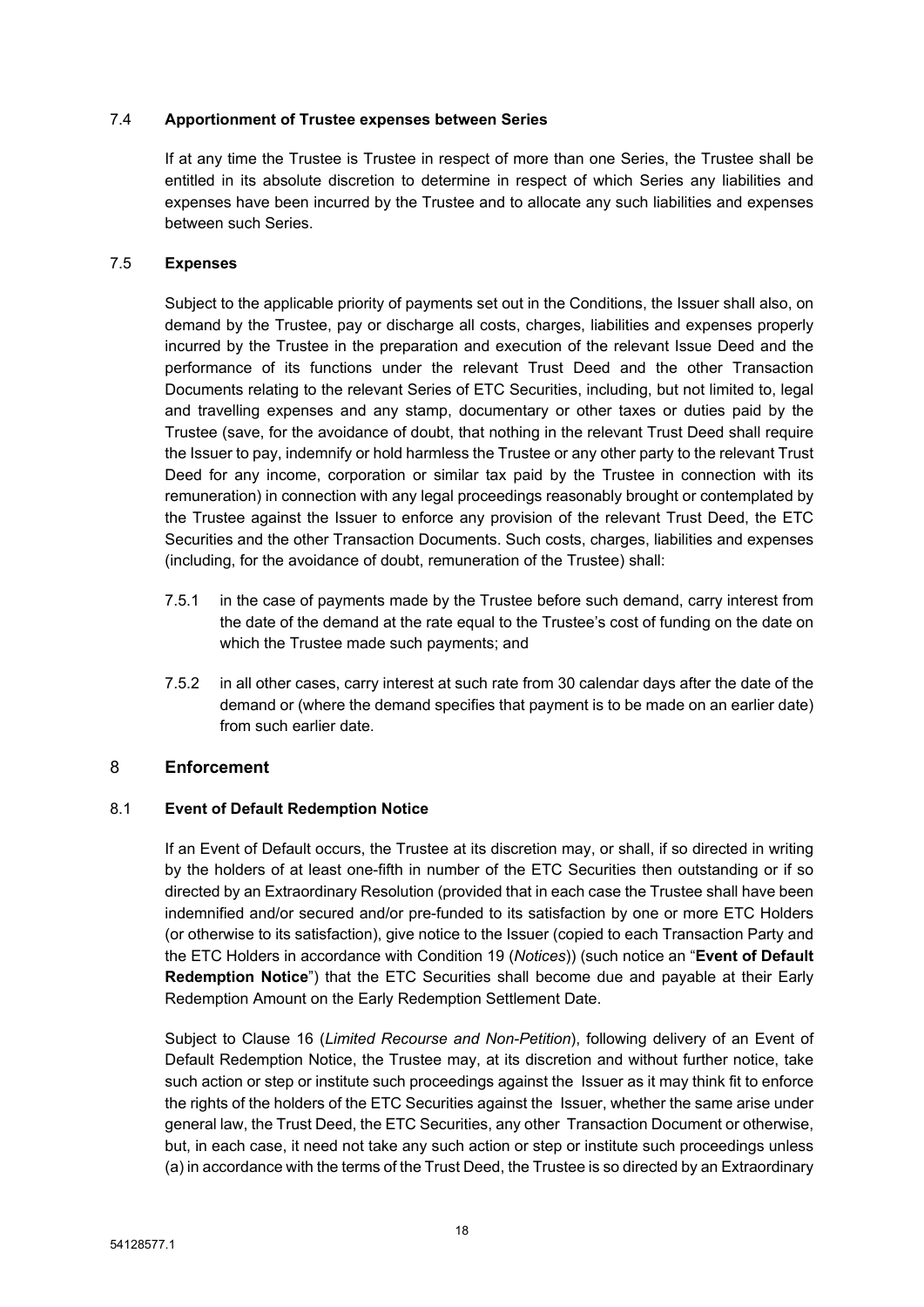### 7.4 **Apportionment of Trustee expenses between Series**

If at any time the Trustee is Trustee in respect of more than one Series, the Trustee shall be entitled in its absolute discretion to determine in respect of which Series any liabilities and expenses have been incurred by the Trustee and to allocate any such liabilities and expenses between such Series.

### 7.5 **Expenses**

Subject to the applicable priority of payments set out in the Conditions, the Issuer shall also, on demand by the Trustee, pay or discharge all costs, charges, liabilities and expenses properly incurred by the Trustee in the preparation and execution of the relevant Issue Deed and the performance of its functions under the relevant Trust Deed and the other Transaction Documents relating to the relevant Series of ETC Securities, including, but not limited to, legal and travelling expenses and any stamp, documentary or other taxes or duties paid by the Trustee (save, for the avoidance of doubt, that nothing in the relevant Trust Deed shall require the Issuer to pay, indemnify or hold harmless the Trustee or any other party to the relevant Trust Deed for any income, corporation or similar tax paid by the Trustee in connection with its remuneration) in connection with any legal proceedings reasonably brought or contemplated by the Trustee against the Issuer to enforce any provision of the relevant Trust Deed, the ETC Securities and the other Transaction Documents. Such costs, charges, liabilities and expenses (including, for the avoidance of doubt, remuneration of the Trustee) shall:

7.5.1 in the case of payments made by the Trustee before such demand, carry interest from the date of the demand at the rate equal to the Trustee's cost of funding on the date on which the Trustee made such payments; and

7.5.2 in all other cases, carry interest at such rate from 30 calendar days after the date of the demand or (where the demand specifies that payment is to be made on an earlier date) from such earlier date.

## 8 **Enforcement**

### 8.1 **Event of Default Redemption Notice**

If an Event of Default occurs, the Trustee at its discretion may, or shall, if so directed in writing by the holders of at least one-fifth in number of the ETC Securities then outstanding or if so directed by an Extraordinary Resolution (provided that in each case the Trustee shall have been indemnified and/or secured and/or pre-funded to its satisfaction by one or more ETC Holders (or otherwise to its satisfaction), give notice to the Issuer (copied to each Transaction Party and the ETC Holders in accordance with Condition 19 (*Notices*)) (such notice an "**Event of Default Redemption Notice**") that the ETC Securities shall become due and payable at their Early Redemption Amount on the Early Redemption Settlement Date.

Subject to Clause 16 (*Limited Recourse and Non-Petition*), following delivery of an Event of Default Redemption Notice, the Trustee may, at its discretion and without further notice, take such action or step or institute such proceedings against the Issuer as it may think fit to enforce the rights of the holders of the ETC Securities against the Issuer, whether the same arise under general law, the Trust Deed, the ETC Securities, any other Transaction Document or otherwise, but, in each case, it need not take any such action or step or institute such proceedings unless (a) in accordance with the terms of the Trust Deed, the Trustee is so directed by an Extraordinary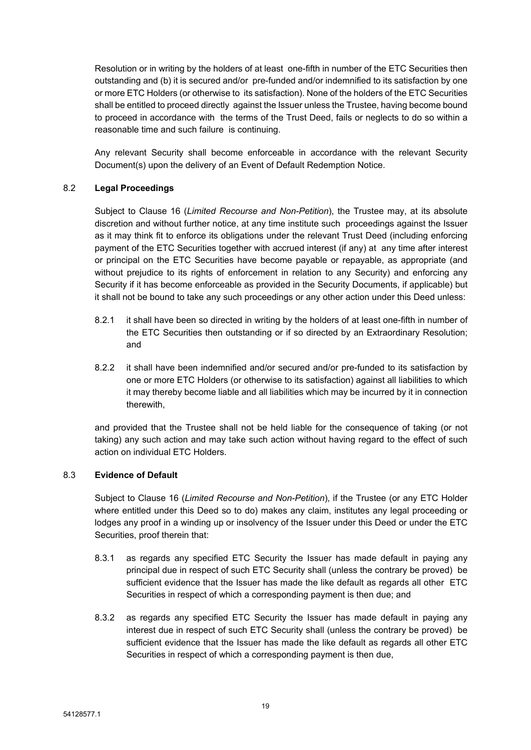Resolution or in writing by the holders of at least one-fifth in number of the ETC Securities then outstanding and (b) it is secured and/or pre-funded and/or indemnified to its satisfaction by one or more ETC Holders (or otherwise to its satisfaction). None of the holders of the ETC Securities shall be entitled to proceed directly against the Issuer unless the Trustee, having become bound to proceed in accordance with the terms of the Trust Deed, fails or neglects to do so within a reasonable time and such failure is continuing.

Any relevant Security shall become enforceable in accordance with the relevant Security Document(s) upon the delivery of an Event of Default Redemption Notice.

### 8.2 **Legal Proceedings**

Subject to Clause 16 (*Limited Recourse and Non-Petition*), the Trustee may, at its absolute discretion and without further notice, at any time institute such proceedings against the Issuer as it may think fit to enforce its obligations under the relevant Trust Deed (including enforcing payment of the ETC Securities together with accrued interest (if any) at any time after interest or principal on the ETC Securities have become payable or repayable, as appropriate (and without prejudice to its rights of enforcement in relation to any Security) and enforcing any Security if it has become enforceable as provided in the Security Documents, if applicable) but it shall not be bound to take any such proceedings or any other action under this Deed unless:

8.2.1 it shall have been so directed in writing by the holders of at least one-fifth in number of the ETC Securities then outstanding or if so directed by an Extraordinary Resolution; and

8.2.2 it shall have been indemnified and/or secured and/or pre-funded to its satisfaction by one or more ETC Holders (or otherwise to its satisfaction) against all liabilities to which it may thereby become liable and all liabilities which may be incurred by it in connection therewith,

and provided that the Trustee shall not be held liable for the consequence of taking (or not taking) any such action and may take such action without having regard to the effect of such action on individual ETC Holders.

### 8.3 **Evidence of Default**

Subject to Clause 16 (*Limited Recourse and Non-Petition*), if the Trustee (or any ETC Holder where entitled under this Deed so to do) makes any claim, institutes any legal proceeding or lodges any proof in a winding up or insolvency of the Issuer under this Deed or under the ETC Securities, proof therein that:

8.3.1 as regards any specified ETC Security the Issuer has made default in paying any principal due in respect of such ETC Security shall (unless the contrary be proved) be sufficient evidence that the Issuer has made the like default as regards all other ETC Securities in respect of which a corresponding payment is then due; and

8.3.2 as regards any specified ETC Security the Issuer has made default in paying any interest due in respect of such ETC Security shall (unless the contrary be proved) be sufficient evidence that the Issuer has made the like default as regards all other ETC Securities in respect of which a corresponding payment is then due,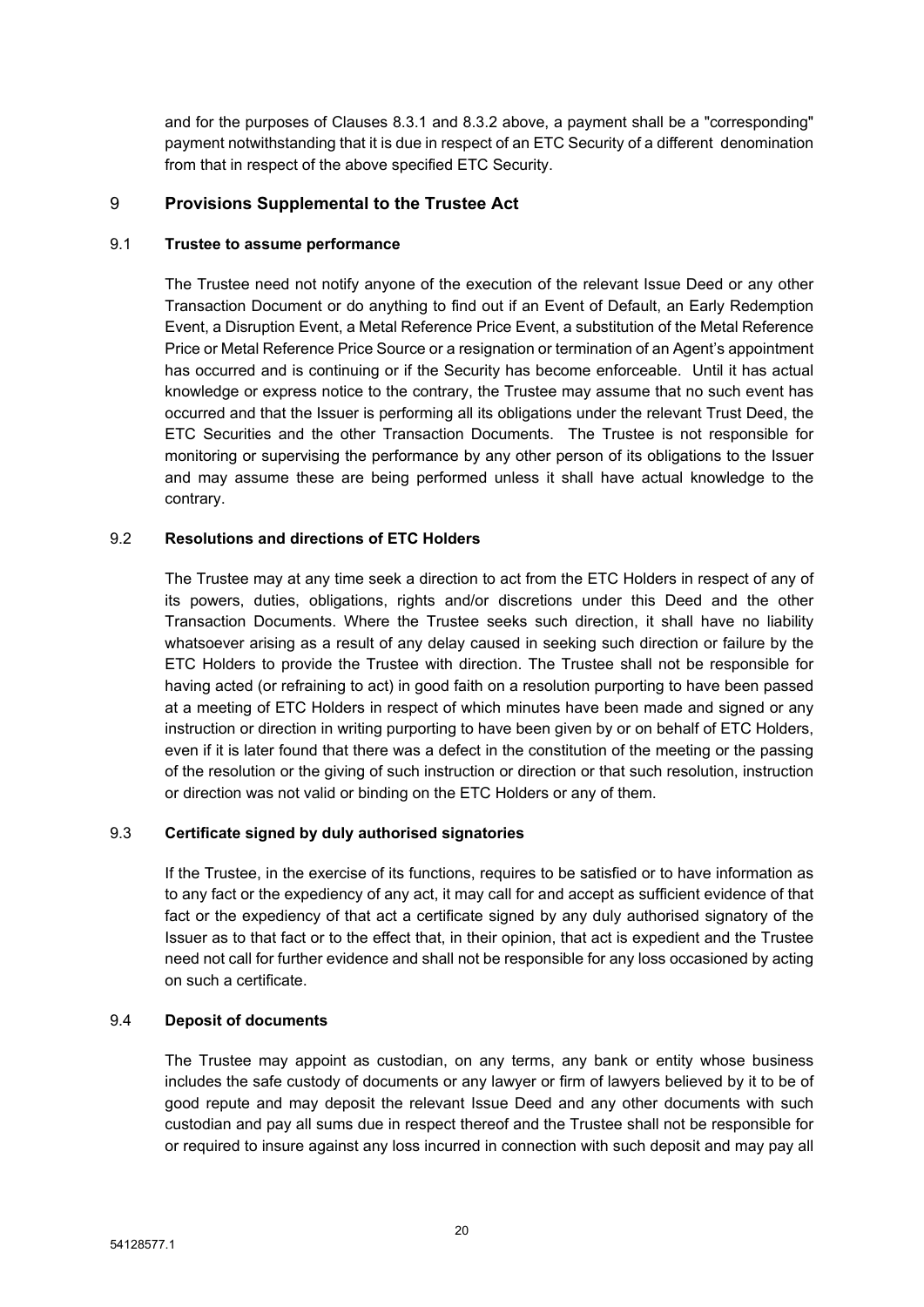and for the purposes of Clauses 8.3.1 and 8.3.2 above, a payment shall be a "corresponding" payment notwithstanding that it is due in respect of an ETC Security of a different denomination from that in respect of the above specified ETC Security.

## 9 Provisions Supplemental to the Trustee Act

### 9.1 Trustee to assume performance

The Trustee need not notify anyone of the execution of the relevant Issue Deed or any other Transaction Document or do anything to find out if an Event of Default, an Early Redemption Event, a Disruption Event, a Metal Reference Price Event, a substitution of the Metal Reference Price or Metal Reference Price Source or a resignation or termination of an Agent's appointment has occurred and is continuing or if the Security has become enforceable. Until it has actual knowledge or express notice to the contrary, the Trustee may assume that no such event has occurred and that the Issuer is performing all its obligations under the relevant Trust Deed, the ETC Securities and the other Transaction Documents. The Trustee is not responsible for monitoring or supervising the performance by any other person of its obligations to the Issuer and may assume these are being performed unless it shall have actual knowledge to the contrary.

### 9.2 Resolutions and directions of ETC Holders

The Trustee may at any time seek a direction to act from the ETC Holders in respect of any of its powers, duties, obligations, rights and/or discretions under this Deed and the other Transaction Documents. Where the Trustee seeks such direction, it shall have no liability whatsoever arising as a result of any delay caused in seeking such direction or failure by the ETC Holders to provide the Trustee with direction. The Trustee shall not be responsible for having acted (or refraining to act) in good faith on a resolution purporting to have been passed at a meeting of ETC Holders in respect of which minutes have been made and signed or any instruction or direction in writing purporting to have been given by or on behalf of ETC Holders, even if it is later found that there was a defect in the constitution of the meeting or the passing of the resolution or the giving of such instruction or direction or that such resolution, instruction or direction was not valid or binding on the ETC Holders or any of them.

### 9.3 Certificate signed by duly authorised signatories

If the Trustee, in the exercise of its functions, requires to be satisfied or to have information as to any fact or the expediency of any act, it may call for and accept as sufficient evidence of that fact or the expediency of that act a certificate signed by any duly authorised signatory of the Issuer as to that fact or to the effect that, in their opinion, that act is expedient and the Trustee need not call for further evidence and shall not be responsible for any loss occasioned by acting on such a certificate.

### 9.4 Deposit of documents

The Trustee may appoint as custodian, on any terms, any bank or entity whose business includes the safe custody of documents or any lawyer or firm of lawyers believed by it to be of good repute and may deposit the relevant Issue Deed and any other documents with such custodian and pay all sums due in respect thereof and the Trustee shall not be responsible for or required to insure against any loss incurred in connection with such deposit and may pay all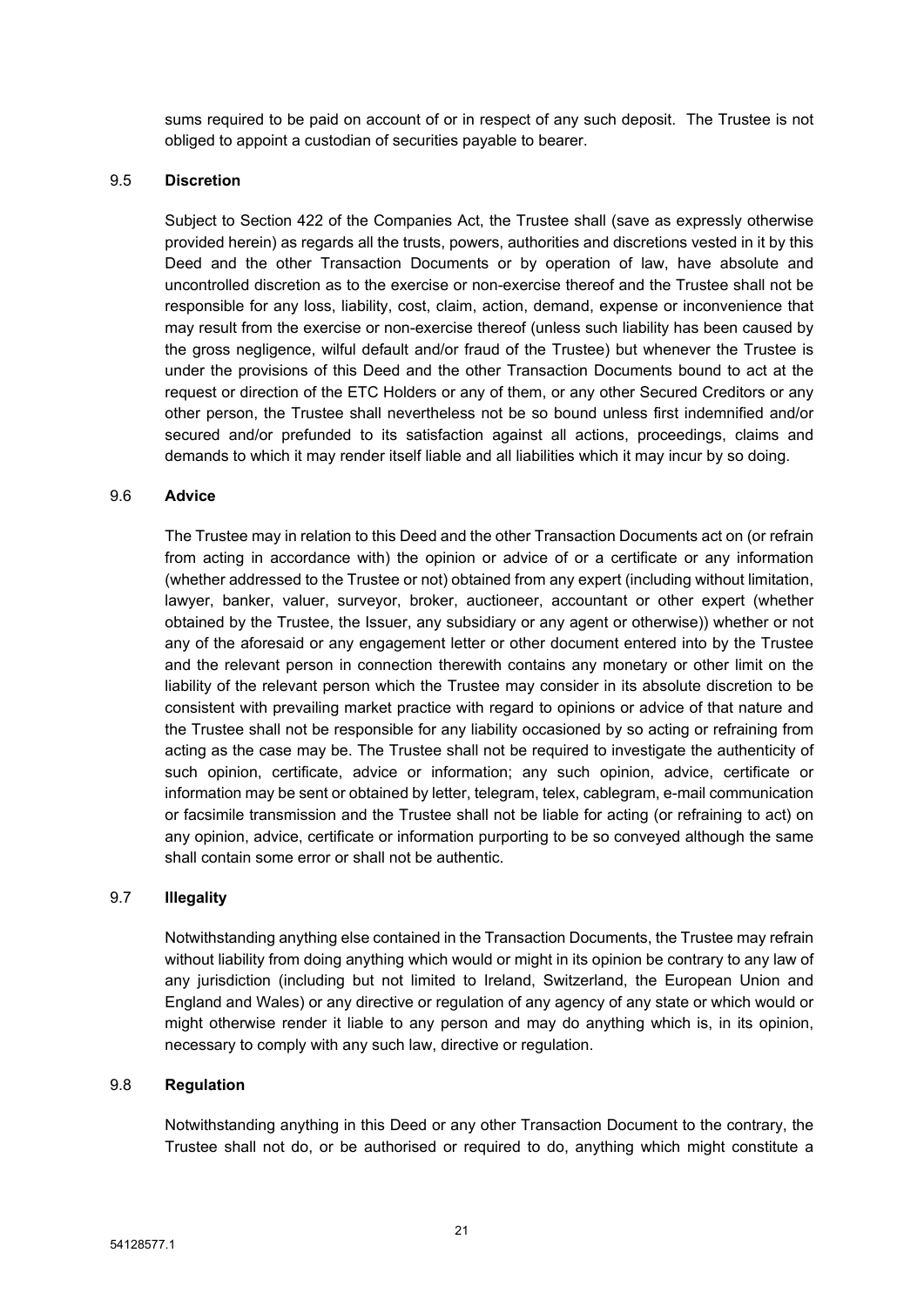sums required to be paid on account of or in respect of any such deposit. The Trustee is not obliged to appoint a custodian of securities payable to bearer.

### 9.5 **Discretion**

Subject to Section 422 of the Companies Act, the Trustee shall (save as expressly otherwise provided herein) as regards all the trusts, powers, authorities and discretions vested in it by this Deed and the other Transaction Documents or by operation of law, have absolute and uncontrolled discretion as to the exercise or non-exercise thereof and the Trustee shall not be responsible for any loss, liability, cost, claim, action, demand, expense or inconvenience that may result from the exercise or non-exercise thereof (unless such liability has been caused by the gross negligence, wilful default and/or fraud of the Trustee) but whenever the Trustee is under the provisions of this Deed and the other Transaction Documents bound to act at the request or direction of the ETC Holders or any of them, or any other Secured Creditors or any other person, the Trustee shall nevertheless not be so bound unless first indemnified and/or secured and/or prefunded to its satisfaction against all actions, proceedings, claims and demands to which it may render itself liable and all liabilities which it may incur by so doing.

### 9.6 **Advice**

The Trustee may in relation to this Deed and the other Transaction Documents act on (or refrain from acting in accordance with) the opinion or advice of or a certificate or any information (whether addressed to the Trustee or not) obtained from any expert (including without limitation, lawyer, banker, valuer, surveyor, broker, auctioneer, accountant or other expert (whether obtained by the Trustee, the Issuer, any subsidiary or any agent or otherwise)) whether or not any of the aforesaid or any engagement letter or other document entered into by the Trustee and the relevant person in connection therewith contains any monetary or other limit on the liability of the relevant person which the Trustee may consider in its absolute discretion to be consistent with prevailing market practice with regard to opinions or advice of that nature and the Trustee shall not be responsible for any liability occasioned by so acting or refraining from acting as the case may be. The Trustee shall not be required to investigate the authenticity of such opinion, certificate, advice or information; any such opinion, advice, certificate or information may be sent or obtained by letter, telegram, telex, cablegram, e-mail communication or facsimile transmission and the Trustee shall not be liable for acting (or refraining to act) on any opinion, advice, certificate or information purporting to be so conveyed although the same shall contain some error or shall not be authentic.

### 9.7 **Illegality**

Notwithstanding anything else contained in the Transaction Documents, the Trustee may refrain without liability from doing anything which would or might in its opinion be contrary to any law of any jurisdiction (including but not limited to Ireland, Switzerland, the European Union and England and Wales) or any directive or regulation of any agency of any state or which would or might otherwise render it liable to any person and may do anything which is, in its opinion, necessary to comply with any such law, directive or regulation.

### 9.8 **Regulation**

Notwithstanding anything in this Deed or any other Transaction Document to the contrary, the Trustee shall not do, or be authorised or required to do, anything which might constitute a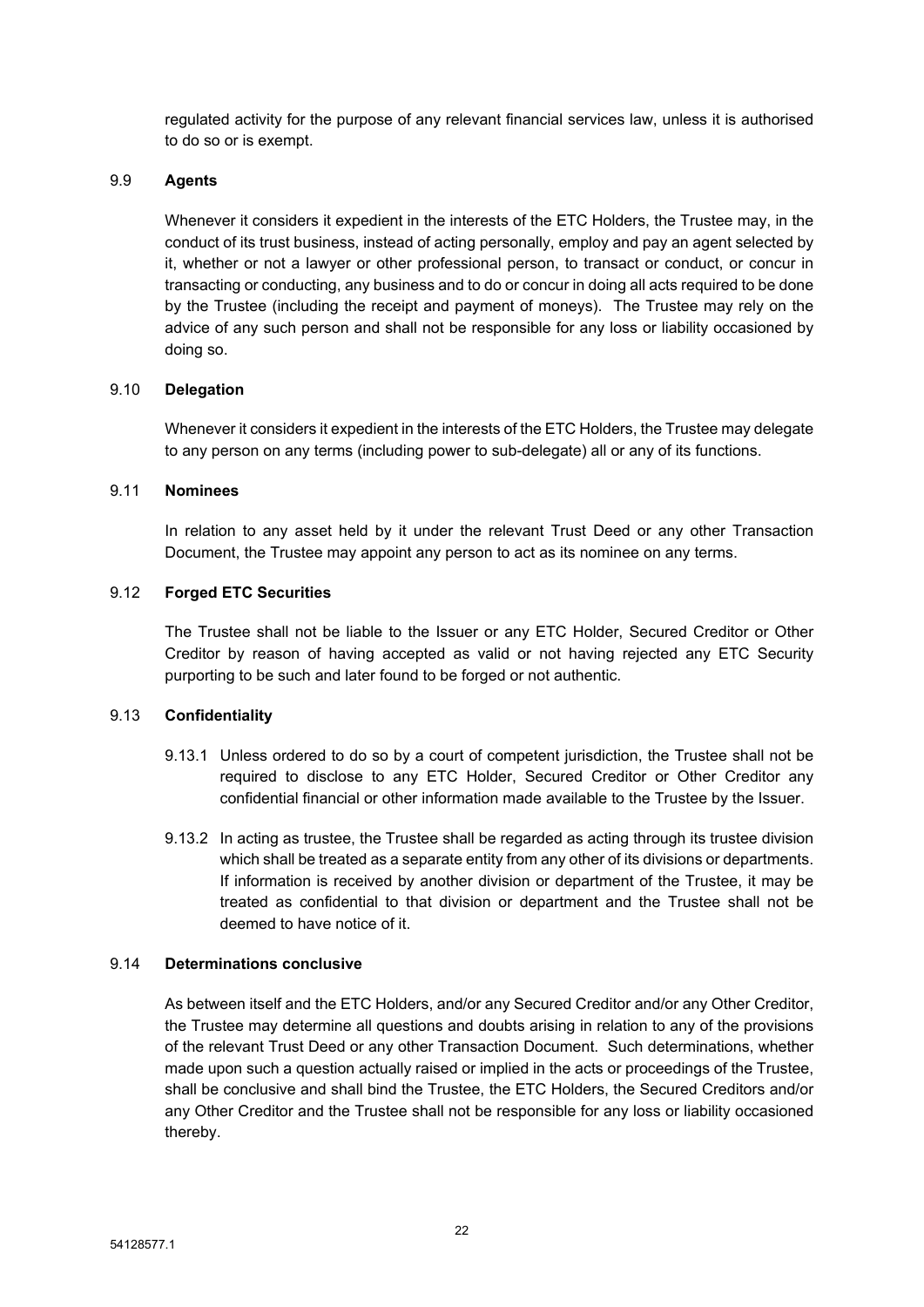regulated activity for the purpose of any relevant financial services law, unless it is authorised to do so or is exempt.

9.9 **Agents**

Whenever it considers it expedient in the interests of the ETC Holders, the Trustee may, in the conduct of its trust business, instead of acting personally, employ and pay an agent selected by it, whether or not a lawyer or other professional person, to transact or conduct, or concur in transacting or conducting, any business and to do or concur in doing all acts required to be done by the Trustee (including the receipt and payment of moneys). The Trustee may rely on the advice of any such person and shall not be responsible for any loss or liability occasioned by doing so.

9.10 **Delegation**

Whenever it considers it expedient in the interests of the ETC Holders, the Trustee may delegate to any person on any terms (including power to sub-delegate) all or any of its functions.

9.11 **Nominees**

In relation to any asset held by it under the relevant Trust Deed or any other Transaction Document, the Trustee may appoint any person to act as its nominee on any terms.

9.12 **Forged ETC Securities**

The Trustee shall not be liable to the Issuer or any ETC Holder, Secured Creditor or Other Creditor by reason of having accepted as valid or not having rejected any ETC Security purporting to be such and later found to be forged or not authentic.

9.13 **Confidentiality**

9.13.1 Unless ordered to do so by a court of competent jurisdiction, the Trustee shall not be required to disclose to any ETC Holder, Secured Creditor or Other Creditor any confidential financial or other information made available to the Trustee by the Issuer.

9.13.2 In acting as trustee, the Trustee shall be regarded as acting through its trustee division which shall be treated as a separate entity from any other of its divisions or departments. If information is received by another division or department of the Trustee, it may be treated as confidential to that division or department and the Trustee shall not be deemed to have notice of it.

9.14 **Determinations conclusive**

As between itself and the ETC Holders, and/or any Secured Creditor and/or any Other Creditor, the Trustee may determine all questions and doubts arising in relation to any of the provisions of the relevant Trust Deed or any other Transaction Document. Such determinations, whether made upon such a question actually raised or implied in the acts or proceedings of the Trustee, shall be conclusive and shall bind the Trustee, the ETC Holders, the Secured Creditors and/or any Other Creditor and the Trustee shall not be responsible for any loss or liability occasioned thereby.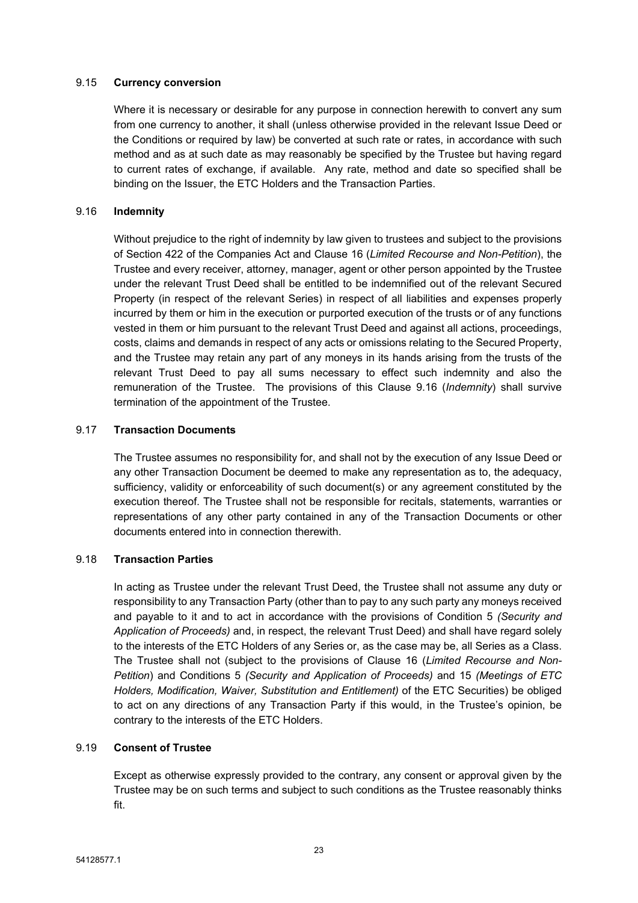### 9.15 **Currency conversion**

Where it is necessary or desirable for any purpose in connection herewith to convert any sum from one currency to another, it shall (unless otherwise provided in the relevant Issue Deed or the Conditions or required by law) be converted at such rate or rates, in accordance with such method and as at such date as may reasonably be specified by the Trustee but having regard to current rates of exchange, if available. Any rate, method and date so specified shall be binding on the Issuer, the ETC Holders and the Transaction Parties.

### 9.16 **Indemnity**

Without prejudice to the right of indemnity by law given to trustees and subject to the provisions of Section 422 of the Companies Act and Clause 16 (*Limited Recourse and Non-Petition*), the Trustee and every receiver, attorney, manager, agent or other person appointed by the Trustee under the relevant Trust Deed shall be entitled to be indemnified out of the relevant Secured Property (in respect of the relevant Series) in respect of all liabilities and expenses properly incurred by them or him in the execution or purported execution of the trusts or of any functions vested in them or him pursuant to the relevant Trust Deed and against all actions, proceedings, costs, claims and demands in respect of any acts or omissions relating to the Secured Property, and the Trustee may retain any part of any moneys in its hands arising from the trusts of the relevant Trust Deed to pay all sums necessary to effect such indemnity and also the remuneration of the Trustee. The provisions of this Clause 9.16 (*Indemnity*) shall survive termination of the appointment of the Trustee.

### 9.17 **Transaction Documents**

The Trustee assumes no responsibility for, and shall not by the execution of any Issue Deed or any other Transaction Document be deemed to make any representation as to, the adequacy, sufficiency, validity or enforceability of such document(s) or any agreement constituted by the execution thereof. The Trustee shall not be responsible for recitals, statements, warranties or representations of any other party contained in any of the Transaction Documents or other documents entered into in connection therewith.

### 9.18 **Transaction Parties**

In acting as Trustee under the relevant Trust Deed, the Trustee shall not assume any duty or responsibility to any Transaction Party (other than to pay to any such party any moneys received and payable to it and to act in accordance with the provisions of Condition 5 *(Security and Application of Proceeds)* and, in respect, the relevant Trust Deed) and shall have regard solely to the interests of the ETC Holders of any Series or, as the case may be, all Series as a Class. The Trustee shall not (subject to the provisions of Clause 16 (*Limited Recourse and Non-Petition*) and Conditions 5 *(Security and Application of Proceeds)* and 15 *(Meetings of ETC Holders, Modification, Waiver, Substitution and Entitlement)* of the ETC Securities) be obliged to act on any directions of any Transaction Party if this would, in the Trustee's opinion, be contrary to the interests of the ETC Holders.

### 9.19 **Consent of Trustee**

Except as otherwise expressly provided to the contrary, any consent or approval given by the Trustee may be on such terms and subject to such conditions as the Trustee reasonably thinks fit.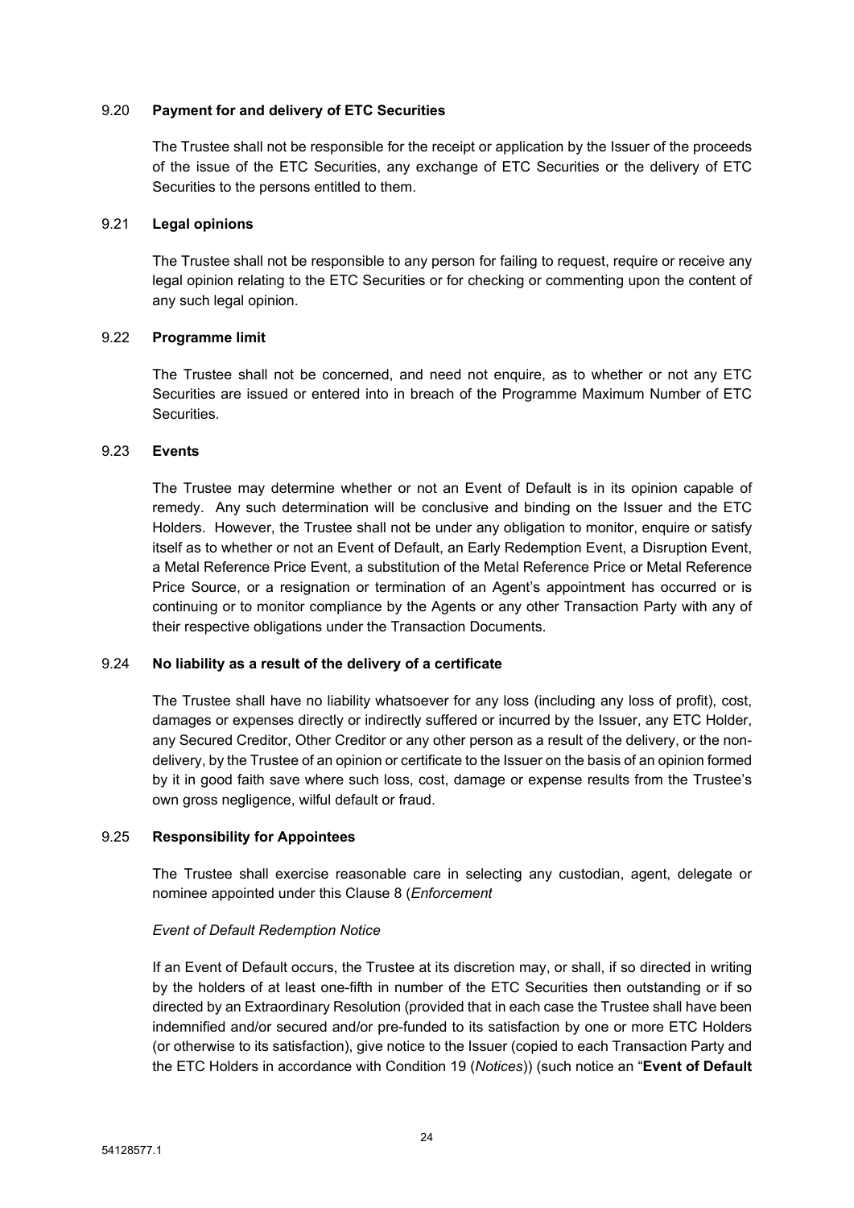9.20 **Payment for and delivery of ETC Securities**

The Trustee shall not be responsible for the receipt or application by the Issuer of the proceeds of the issue of the ETC Securities, any exchange of ETC Securities or the delivery of ETC Securities to the persons entitled to them.

9.21 **Legal opinions**

The Trustee shall not be responsible to any person for failing to request, require or receive any legal opinion relating to the ETC Securities or for checking or commenting upon the content of any such legal opinion.

9.22 **Programme limit**

The Trustee shall not be concerned, and need not enquire, as to whether or not any ETC Securities are issued or entered into in breach of the Programme Maximum Number of ETC Securities.

9.23 **Events**

The Trustee may determine whether or not an Event of Default is in its opinion capable of remedy. Any such determination will be conclusive and binding on the Issuer and the ETC Holders. However, the Trustee shall not be under any obligation to monitor, enquire or satisfy itself as to whether or not an Event of Default, an Early Redemption Event, a Disruption Event, a Metal Reference Price Event, a substitution of the Metal Reference Price or Metal Reference Price Source, or a resignation or termination of an Agent's appointment has occurred or is continuing or to monitor compliance by the Agents or any other Transaction Party with any of their respective obligations under the Transaction Documents.

9.24 **No liability as a result of the delivery of a certificate**

The Trustee shall have no liability whatsoever for any loss (including any loss of profit), cost, damages or expenses directly or indirectly suffered or incurred by the Issuer, any ETC Holder, any Secured Creditor, Other Creditor or any other person as a result of the delivery, or the non-delivery, by the Trustee of an opinion or certificate to the Issuer on the basis of an opinion formed by it in good faith save where such loss, cost, damage or expense results from the Trustee's own gross negligence, wilful default or fraud.

9.25 **Responsibility for Appointees**

The Trustee shall exercise reasonable care in selecting any custodian, agent, delegate or nominee appointed under this Clause 8 (*Enforcement*

*Event of Default Redemption Notice*

If an Event of Default occurs, the Trustee at its discretion may, or shall, if so directed in writing by the holders of at least one-fifth in number of the ETC Securities then outstanding or if so directed by an Extraordinary Resolution (provided that in each case the Trustee shall have been indemnified and/or secured and/or pre-funded to its satisfaction by one or more ETC Holders (or otherwise to its satisfaction), give notice to the Issuer (copied to each Transaction Party and the ETC Holders in accordance with Condition 19 (*Notices*)) (such notice an "**Event of Default**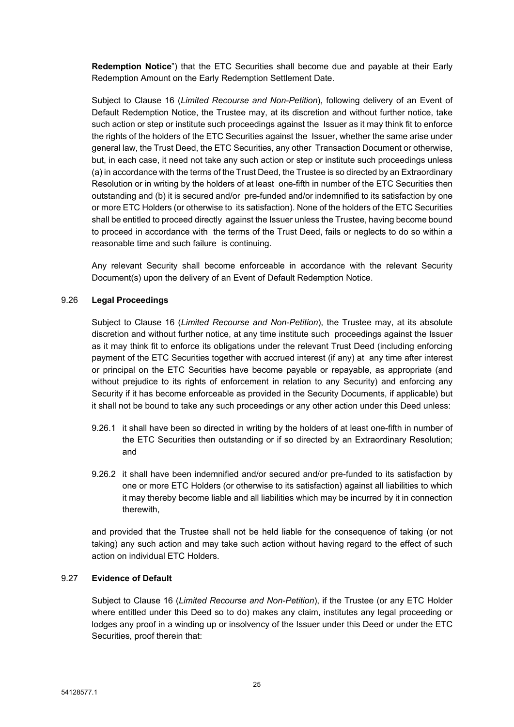**Redemption Notice**") that the ETC Securities shall become due and payable at their Early Redemption Amount on the Early Redemption Settlement Date.

Subject to Clause 16 (*Limited Recourse and Non-Petition*), following delivery of an Event of Default Redemption Notice, the Trustee may, at its discretion and without further notice, take such action or step or institute such proceedings against the Issuer as it may think fit to enforce the rights of the holders of the ETC Securities against the Issuer, whether the same arise under general law, the Trust Deed, the ETC Securities, any other Transaction Document or otherwise, but, in each case, it need not take any such action or step or institute such proceedings unless (a) in accordance with the terms of the Trust Deed, the Trustee is so directed by an Extraordinary Resolution or in writing by the holders of at least one-fifth in number of the ETC Securities then outstanding and (b) it is secured and/or pre-funded and/or indemnified to its satisfaction by one or more ETC Holders (or otherwise to its satisfaction). None of the holders of the ETC Securities shall be entitled to proceed directly against the Issuer unless the Trustee, having become bound to proceed in accordance with the terms of the Trust Deed, fails or neglects to do so within a reasonable time and such failure is continuing.

Any relevant Security shall become enforceable in accordance with the relevant Security Document(s) upon the delivery of an Event of Default Redemption Notice.

9.26 **Legal Proceedings**

Subject to Clause 16 (*Limited Recourse and Non-Petition*), the Trustee may, at its absolute discretion and without further notice, at any time institute such proceedings against the Issuer as it may think fit to enforce its obligations under the relevant Trust Deed (including enforcing payment of the ETC Securities together with accrued interest (if any) at any time after interest or principal on the ETC Securities have become payable or repayable, as appropriate (and without prejudice to its rights of enforcement in relation to any Security) and enforcing any Security if it has become enforceable as provided in the Security Documents, if applicable) but it shall not be bound to take any such proceedings or any other action under this Deed unless:

9.26.1 it shall have been so directed in writing by the holders of at least one-fifth in number of the ETC Securities then outstanding or if so directed by an Extraordinary Resolution; and

9.26.2 it shall have been indemnified and/or secured and/or pre-funded to its satisfaction by one or more ETC Holders (or otherwise to its satisfaction) against all liabilities to which it may thereby become liable and all liabilities which may be incurred by it in connection therewith,

and provided that the Trustee shall not be held liable for the consequence of taking (or not taking) any such action and may take such action without having regard to the effect of such action on individual ETC Holders.

9.27 **Evidence of Default**

Subject to Clause 16 (*Limited Recourse and Non-Petition*), if the Trustee (or any ETC Holder where entitled under this Deed so to do) makes any claim, institutes any legal proceeding or lodges any proof in a winding up or insolvency of the Issuer under this Deed or under the ETC Securities, proof therein that: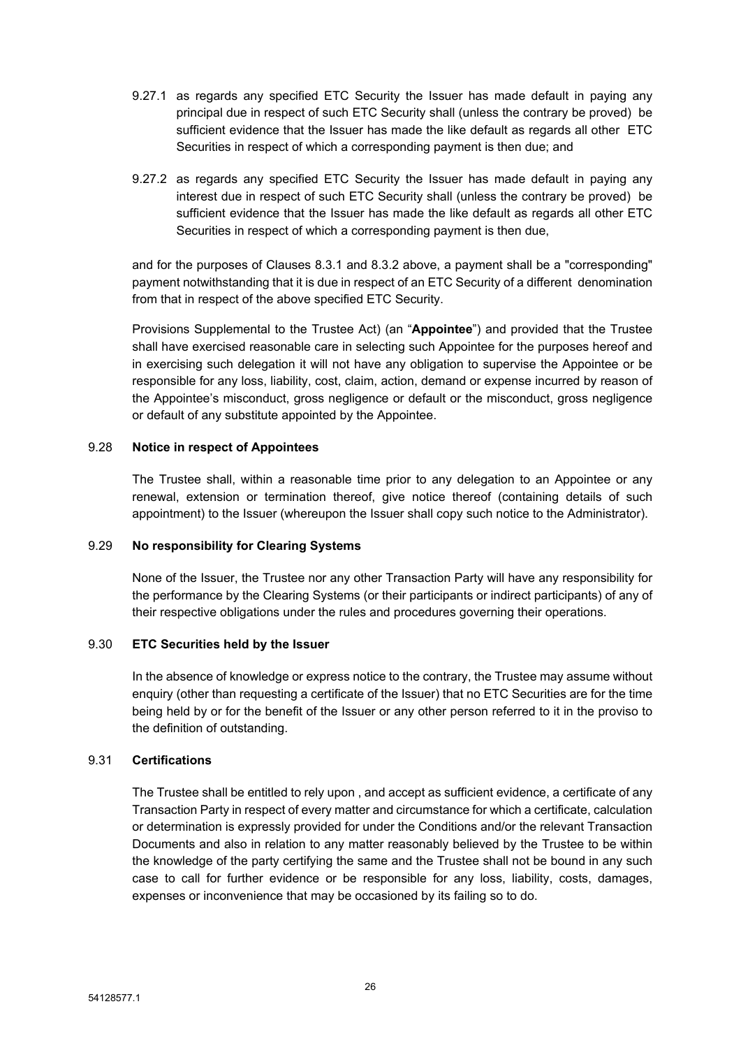9.27.1 as regards any specified ETC Security the Issuer has made default in paying any principal due in respect of such ETC Security shall (unless the contrary be proved) be sufficient evidence that the Issuer has made the like default as regards all other ETC Securities in respect of which a corresponding payment is then due; and

9.27.2 as regards any specified ETC Security the Issuer has made default in paying any interest due in respect of such ETC Security shall (unless the contrary be proved) be sufficient evidence that the Issuer has made the like default as regards all other ETC Securities in respect of which a corresponding payment is then due,

and for the purposes of Clauses 8.3.1 and 8.3.2 above, a payment shall be a "corresponding" payment notwithstanding that it is due in respect of an ETC Security of a different denomination from that in respect of the above specified ETC Security.

Provisions Supplemental to the Trustee Act) (an "**Appointee**") and provided that the Trustee shall have exercised reasonable care in selecting such Appointee for the purposes hereof and in exercising such delegation it will not have any obligation to supervise the Appointee or be responsible for any loss, liability, cost, claim, action, demand or expense incurred by reason of the Appointee's misconduct, gross negligence or default or the misconduct, gross negligence or default of any substitute appointed by the Appointee.

9.28 **Notice in respect of Appointees**

The Trustee shall, within a reasonable time prior to any delegation to an Appointee or any renewal, extension or termination thereof, give notice thereof (containing details of such appointment) to the Issuer (whereupon the Issuer shall copy such notice to the Administrator).

9.29 **No responsibility for Clearing Systems**

None of the Issuer, the Trustee nor any other Transaction Party will have any responsibility for the performance by the Clearing Systems (or their participants or indirect participants) of any of their respective obligations under the rules and procedures governing their operations.

9.30 **ETC Securities held by the Issuer**

In the absence of knowledge or express notice to the contrary, the Trustee may assume without enquiry (other than requesting a certificate of the Issuer) that no ETC Securities are for the time being held by or for the benefit of the Issuer or any other person referred to it in the proviso to the definition of outstanding.

9.31 **Certifications**

The Trustee shall be entitled to rely upon , and accept as sufficient evidence, a certificate of any Transaction Party in respect of every matter and circumstance for which a certificate, calculation or determination is expressly provided for under the Conditions and/or the relevant Transaction Documents and also in relation to any matter reasonably believed by the Trustee to be within the knowledge of the party certifying the same and the Trustee shall not be bound in any such case to call for further evidence or be responsible for any loss, liability, costs, damages, expenses or inconvenience that may be occasioned by its failing so to do.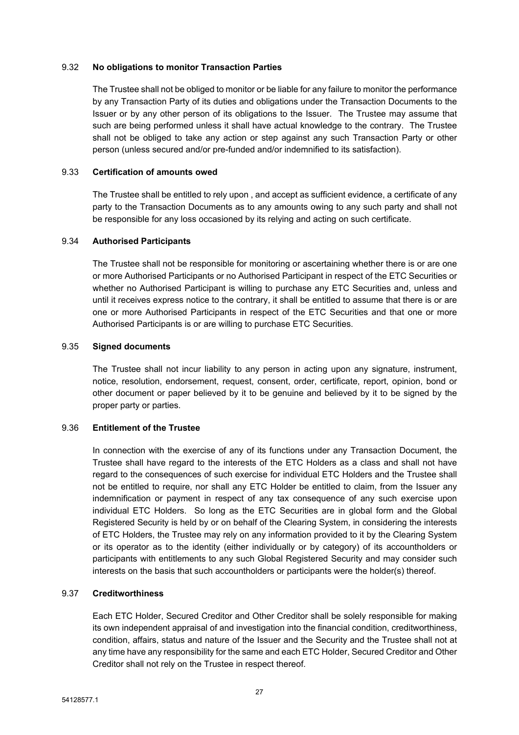### 9.32 **No obligations to monitor Transaction Parties**

The Trustee shall not be obliged to monitor or be liable for any failure to monitor the performance by any Transaction Party of its duties and obligations under the Transaction Documents to the Issuer or by any other person of its obligations to the Issuer. The Trustee may assume that such are being performed unless it shall have actual knowledge to the contrary. The Trustee shall not be obliged to take any action or step against any such Transaction Party or other person (unless secured and/or pre-funded and/or indemnified to its satisfaction).

### 9.33 **Certification of amounts owed**

The Trustee shall be entitled to rely upon , and accept as sufficient evidence, a certificate of any party to the Transaction Documents as to any amounts owing to any such party and shall not be responsible for any loss occasioned by its relying and acting on such certificate.

### 9.34 **Authorised Participants**

The Trustee shall not be responsible for monitoring or ascertaining whether there is or are one or more Authorised Participants or no Authorised Participant in respect of the ETC Securities or whether no Authorised Participant is willing to purchase any ETC Securities and, unless and until it receives express notice to the contrary, it shall be entitled to assume that there is or are one or more Authorised Participants in respect of the ETC Securities and that one or more Authorised Participants is or are willing to purchase ETC Securities.

### 9.35 **Signed documents**

The Trustee shall not incur liability to any person in acting upon any signature, instrument, notice, resolution, endorsement, request, consent, order, certificate, report, opinion, bond or other document or paper believed by it to be genuine and believed by it to be signed by the proper party or parties.

### 9.36 **Entitlement of the Trustee**

In connection with the exercise of any of its functions under any Transaction Document, the Trustee shall have regard to the interests of the ETC Holders as a class and shall not have regard to the consequences of such exercise for individual ETC Holders and the Trustee shall not be entitled to require, nor shall any ETC Holder be entitled to claim, from the Issuer any indemnification or payment in respect of any tax consequence of any such exercise upon individual ETC Holders. So long as the ETC Securities are in global form and the Global Registered Security is held by or on behalf of the Clearing System, in considering the interests of ETC Holders, the Trustee may rely on any information provided to it by the Clearing System or its operator as to the identity (either individually or by category) of its accountholders or participants with entitlements to any such Global Registered Security and may consider such interests on the basis that such accountholders or participants were the holder(s) thereof.

### 9.37 **Creditworthiness**

Each ETC Holder, Secured Creditor and Other Creditor shall be solely responsible for making its own independent appraisal of and investigation into the financial condition, creditworthiness, condition, affairs, status and nature of the Issuer and the Security and the Trustee shall not at any time have any responsibility for the same and each ETC Holder, Secured Creditor and Other Creditor shall not rely on the Trustee in respect thereof.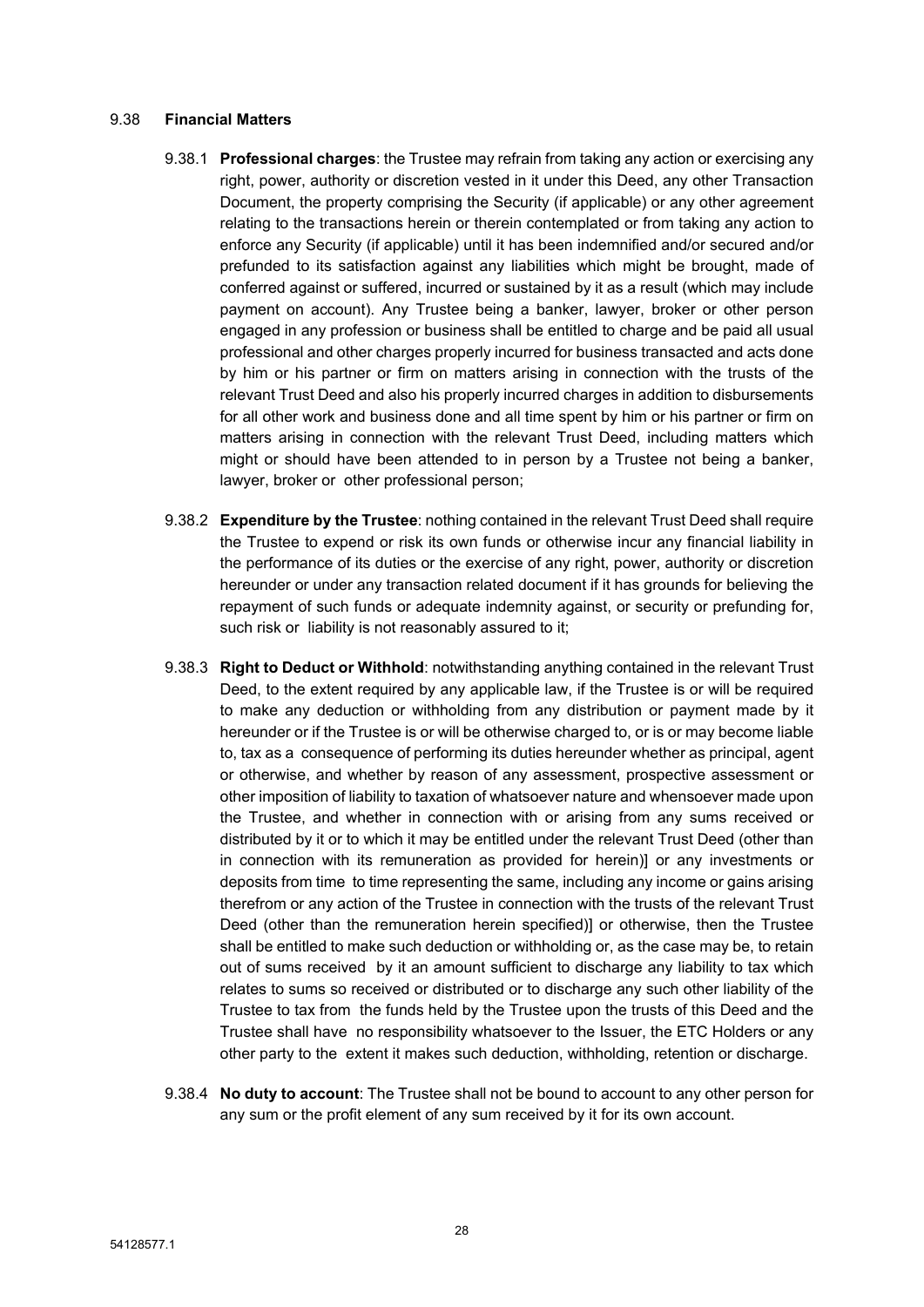9.38 **Financial Matters**

9.38.1 **Professional charges**: the Trustee may refrain from taking any action or exercising any right, power, authority or discretion vested in it under this Deed, any other Transaction Document, the property comprising the Security (if applicable) or any other agreement relating to the transactions herein or therein contemplated or from taking any action to enforce any Security (if applicable) until it has been indemnified and/or secured and/or prefunded to its satisfaction against any liabilities which might be brought, made of conferred against or suffered, incurred or sustained by it as a result (which may include payment on account). Any Trustee being a banker, lawyer, broker or other person engaged in any profession or business shall be entitled to charge and be paid all usual professional and other charges properly incurred for business transacted and acts done by him or his partner or firm on matters arising in connection with the trusts of the relevant Trust Deed and also his properly incurred charges in addition to disbursements for all other work and business done and all time spent by him or his partner or firm on matters arising in connection with the relevant Trust Deed, including matters which might or should have been attended to in person by a Trustee not being a banker, lawyer, broker or other professional person;

9.38.2 **Expenditure by the Trustee**: nothing contained in the relevant Trust Deed shall require the Trustee to expend or risk its own funds or otherwise incur any financial liability in the performance of its duties or the exercise of any right, power, authority or discretion hereunder or under any transaction related document if it has grounds for believing the repayment of such funds or adequate indemnity against, or security or prefunding for, such risk or liability is not reasonably assured to it;

9.38.3 **Right to Deduct or Withhold**: notwithstanding anything contained in the relevant Trust Deed, to the extent required by any applicable law, if the Trustee is or will be required to make any deduction or withholding from any distribution or payment made by it hereunder or if the Trustee is or will be otherwise charged to, or is or may become liable to, tax as a consequence of performing its duties hereunder whether as principal, agent or otherwise, and whether by reason of any assessment, prospective assessment or other imposition of liability to taxation of whatsoever nature and whensoever made upon the Trustee, and whether in connection with or arising from any sums received or distributed by it or to which it may be entitled under the relevant Trust Deed (other than in connection with its remuneration as provided for herein)] or any investments or deposits from time to time representing the same, including any income or gains arising therefrom or any action of the Trustee in connection with the trusts of the relevant Trust Deed (other than the remuneration herein specified)] or otherwise, then the Trustee shall be entitled to make such deduction or withholding or, as the case may be, to retain out of sums received by it an amount sufficient to discharge any liability to tax which relates to sums so received or distributed or to discharge any such other liability of the Trustee to tax from the funds held by the Trustee upon the trusts of this Deed and the Trustee shall have no responsibility whatsoever to the Issuer, the ETC Holders or any other party to the extent it makes such deduction, withholding, retention or discharge.

9.38.4 **No duty to account**: The Trustee shall not be bound to account to any other person for any sum or the profit element of any sum received by it for its own account.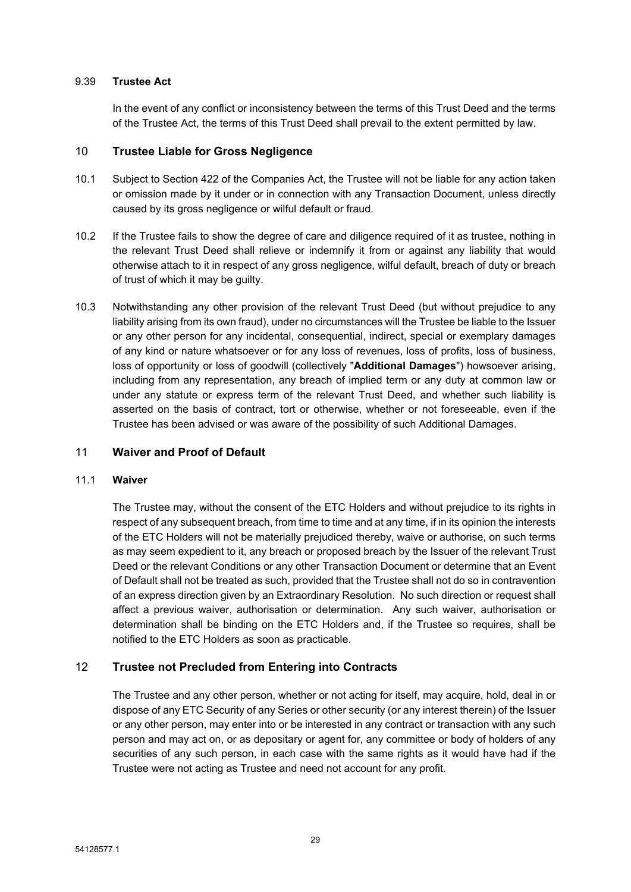### 9.39 **Trustee Act**

In the event of any conflict or inconsistency between the terms of this Trust Deed and the terms of the Trustee Act, the terms of this Trust Deed shall prevail to the extent permitted by law.

## 10 Trustee Liable for Gross Negligence

10.1 Subject to Section 422 of the Companies Act, the Trustee will not be liable for any action taken or omission made by it under or in connection with any Transaction Document, unless directly caused by its gross negligence or wilful default or fraud.

10.2 If the Trustee fails to show the degree of care and diligence required of it as trustee, nothing in the relevant Trust Deed shall relieve or indemnify it from or against any liability that would otherwise attach to it in respect of any gross negligence, wilful default, breach of duty or breach of trust of which it may be guilty.

10.3 Notwithstanding any other provision of the relevant Trust Deed (but without prejudice to any liability arising from its own fraud), under no circumstances will the Trustee be liable to the Issuer or any other person for any incidental, consequential, indirect, special or exemplary damages of any kind or nature whatsoever or for any loss of revenues, loss of profits, loss of business, loss of opportunity or loss of goodwill (collectively "**Additional Damages**") howsoever arising, including from any representation, any breach of implied term or any duty at common law or under any statute or express term of the relevant Trust Deed, and whether such liability is asserted on the basis of contract, tort or otherwise, whether or not foreseeable, even if the Trustee has been advised or was aware of the possibility of such Additional Damages.

## 11 Waiver and Proof of Default

### 11.1 **Waiver**

The Trustee may, without the consent of the ETC Holders and without prejudice to its rights in respect of any subsequent breach, from time to time and at any time, if in its opinion the interests of the ETC Holders will not be materially prejudiced thereby, waive or authorise, on such terms as may seem expedient to it, any breach or proposed breach by the Issuer of the relevant Trust Deed or the relevant Conditions or any other Transaction Document or determine that an Event of Default shall not be treated as such, provided that the Trustee shall not do so in contravention of an express direction given by an Extraordinary Resolution. No such direction or request shall affect a previous waiver, authorisation or determination. Any such waiver, authorisation or determination shall be binding on the ETC Holders and, if the Trustee so requires, shall be notified to the ETC Holders as soon as practicable.

## 12 Trustee not Precluded from Entering into Contracts

The Trustee and any other person, whether or not acting for itself, may acquire, hold, deal in or dispose of any ETC Security of any Series or other security (or any interest therein) of the Issuer or any other person, may enter into or be interested in any contract or transaction with any such person and may act on, or as depositary or agent for, any committee or body of holders of any securities of any such person, in each case with the same rights as it would have had if the Trustee were not acting as Trustee and need not account for any profit.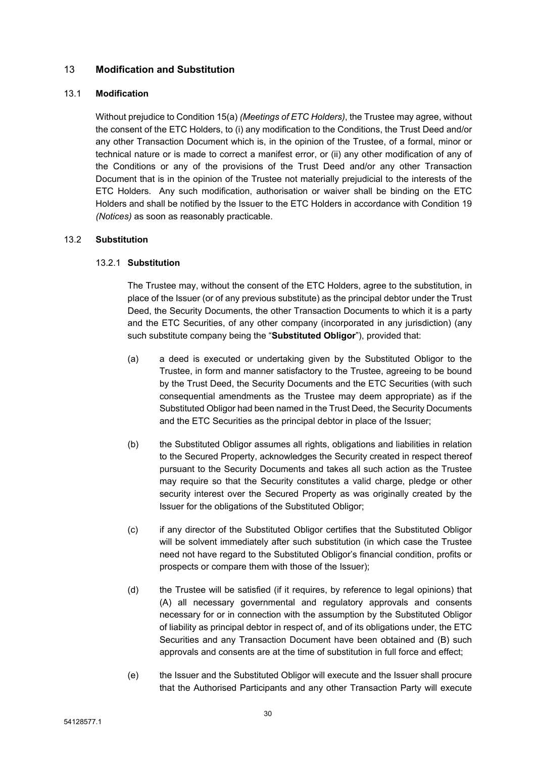## 13 Modification and Substitution

### 13.1 Modification

Without prejudice to Condition 15(a) *(Meetings of ETC Holders)*, the Trustee may agree, without the consent of the ETC Holders, to (i) any modification to the Conditions, the Trust Deed and/or any other Transaction Document which is, in the opinion of the Trustee, of a formal, minor or technical nature or is made to correct a manifest error, or (ii) any other modification of any of the Conditions or any of the provisions of the Trust Deed and/or any other Transaction Document that is in the opinion of the Trustee not materially prejudicial to the interests of the ETC Holders. Any such modification, authorisation or waiver shall be binding on the ETC Holders and shall be notified by the Issuer to the ETC Holders in accordance with Condition 19 *(Notices)* as soon as reasonably practicable.

### 13.2 Substitution

#### 13.2.1 Substitution

The Trustee may, without the consent of the ETC Holders, agree to the substitution, in place of the Issuer (or of any previous substitute) as the principal debtor under the Trust Deed, the Security Documents, the other Transaction Documents to which it is a party and the ETC Securities, of any other company (incorporated in any jurisdiction) (any such substitute company being the "**Substituted Obligor**"), provided that:

(a) a deed is executed or undertaking given by the Substituted Obligor to the Trustee, in form and manner satisfactory to the Trustee, agreeing to be bound by the Trust Deed, the Security Documents and the ETC Securities (with such consequential amendments as the Trustee may deem appropriate) as if the Substituted Obligor had been named in the Trust Deed, the Security Documents and the ETC Securities as the principal debtor in place of the Issuer;

(b) the Substituted Obligor assumes all rights, obligations and liabilities in relation to the Secured Property, acknowledges the Security created in respect thereof pursuant to the Security Documents and takes all such action as the Trustee may require so that the Security constitutes a valid charge, pledge or other security interest over the Secured Property as was originally created by the Issuer for the obligations of the Substituted Obligor;

(c) if any director of the Substituted Obligor certifies that the Substituted Obligor will be solvent immediately after such substitution (in which case the Trustee need not have regard to the Substituted Obligor's financial condition, profits or prospects or compare them with those of the Issuer);

(d) the Trustee will be satisfied (if it requires, by reference to legal opinions) that (A) all necessary governmental and regulatory approvals and consents necessary for or in connection with the assumption by the Substituted Obligor of liability as principal debtor in respect of, and of its obligations under, the ETC Securities and any Transaction Document have been obtained and (B) such approvals and consents are at the time of substitution in full force and effect;

(e) the Issuer and the Substituted Obligor will execute and the Issuer shall procure that the Authorised Participants and any other Transaction Party will execute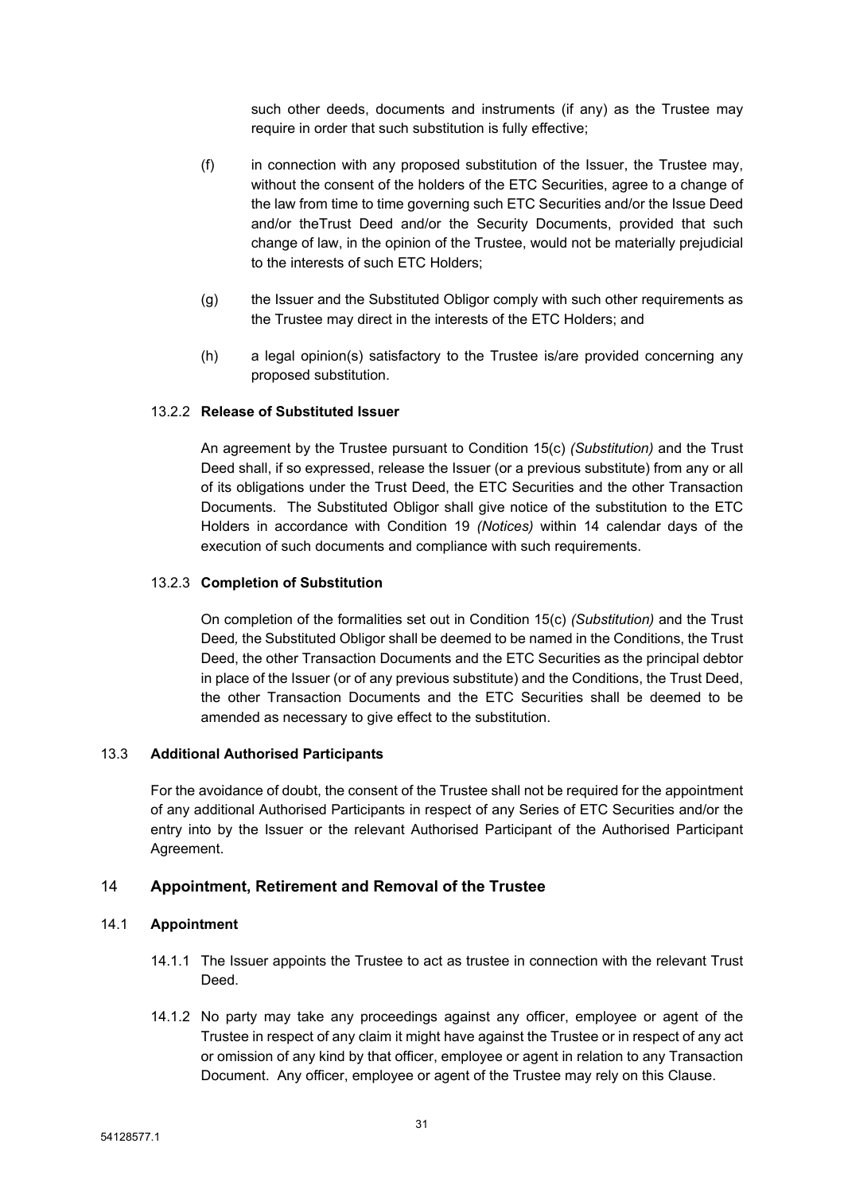such other deeds, documents and instruments (if any) as the Trustee may require in order that such substitution is fully effective;

(f) in connection with any proposed substitution of the Issuer, the Trustee may, without the consent of the holders of the ETC Securities, agree to a change of the law from time to time governing such ETC Securities and/or the Issue Deed and/or theTrust Deed and/or the Security Documents, provided that such change of law, in the opinion of the Trustee, would not be materially prejudicial to the interests of such ETC Holders;

(g) the Issuer and the Substituted Obligor comply with such other requirements as the Trustee may direct in the interests of the ETC Holders; and

(h) a legal opinion(s) satisfactory to the Trustee is/are provided concerning any proposed substitution.

#### 13.2.2 **Release of Substituted Issuer**

An agreement by the Trustee pursuant to Condition 15(c) *(Substitution)* and the Trust Deed shall, if so expressed, release the Issuer (or a previous substitute) from any or all of its obligations under the Trust Deed, the ETC Securities and the other Transaction Documents. The Substituted Obligor shall give notice of the substitution to the ETC Holders in accordance with Condition 19 *(Notices)* within 14 calendar days of the execution of such documents and compliance with such requirements.

#### 13.2.3 **Completion of Substitution**

On completion of the formalities set out in Condition 15(c) *(Substitution)* and the Trust Deed*,* the Substituted Obligor shall be deemed to be named in the Conditions, the Trust Deed, the other Transaction Documents and the ETC Securities as the principal debtor in place of the Issuer (or of any previous substitute) and the Conditions, the Trust Deed, the other Transaction Documents and the ETC Securities shall be deemed to be amended as necessary to give effect to the substitution.

### 13.3 **Additional Authorised Participants**

For the avoidance of doubt, the consent of the Trustee shall not be required for the appointment of any additional Authorised Participants in respect of any Series of ETC Securities and/or the entry into by the Issuer or the relevant Authorised Participant of the Authorised Participant Agreement.

## 14 **Appointment, Retirement and Removal of the Trustee**

### 14.1 **Appointment**

14.1.1 The Issuer appoints the Trustee to act as trustee in connection with the relevant Trust Deed.

14.1.2 No party may take any proceedings against any officer, employee or agent of the Trustee in respect of any claim it might have against the Trustee or in respect of any act or omission of any kind by that officer, employee or agent in relation to any Transaction Document. Any officer, employee or agent of the Trustee may rely on this Clause.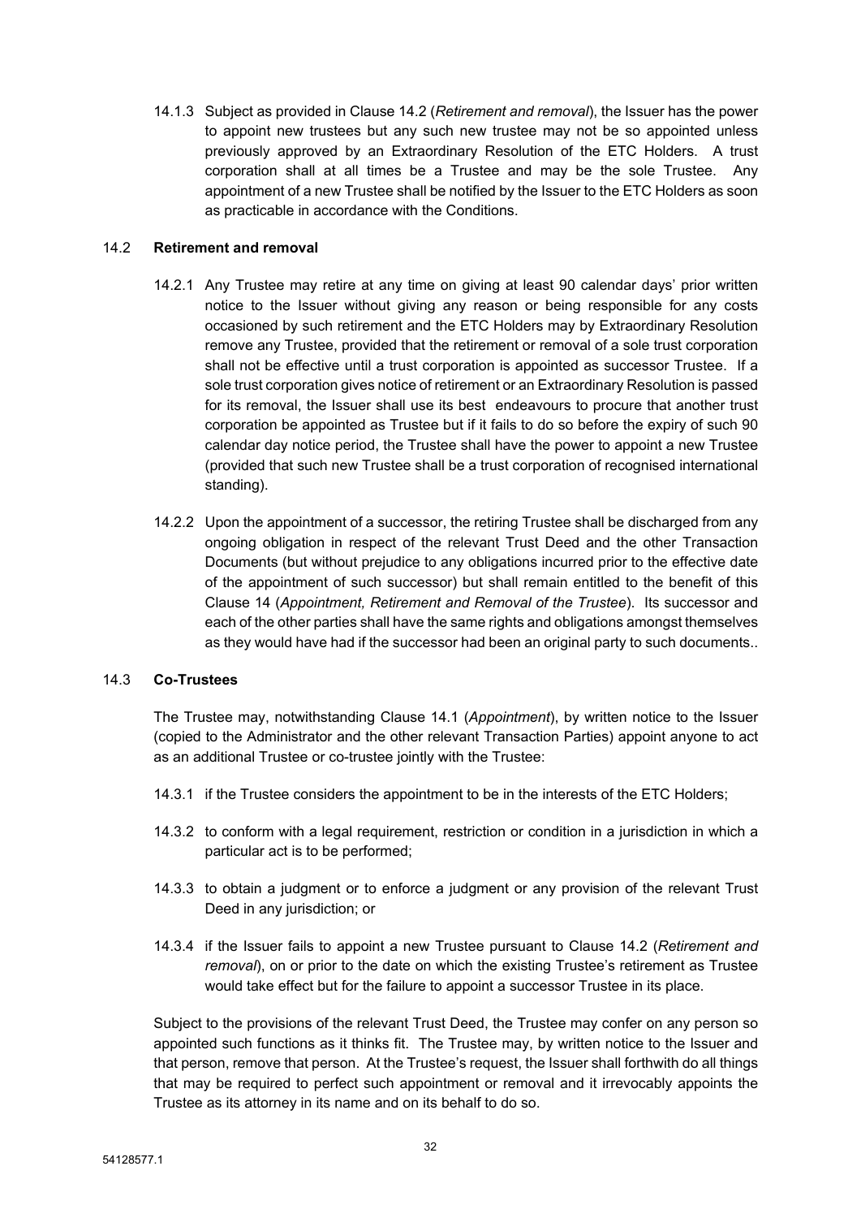14.1.3 Subject as provided in Clause 14.2 (*Retirement and removal*), the Issuer has the power to appoint new trustees but any such new trustee may not be so appointed unless previously approved by an Extraordinary Resolution of the ETC Holders. A trust corporation shall at all times be a Trustee and may be the sole Trustee. Any appointment of a new Trustee shall be notified by the Issuer to the ETC Holders as soon as practicable in accordance with the Conditions.

14.2 **Retirement and removal**

14.2.1 Any Trustee may retire at any time on giving at least 90 calendar days' prior written notice to the Issuer without giving any reason or being responsible for any costs occasioned by such retirement and the ETC Holders may by Extraordinary Resolution remove any Trustee, provided that the retirement or removal of a sole trust corporation shall not be effective until a trust corporation is appointed as successor Trustee. If a sole trust corporation gives notice of retirement or an Extraordinary Resolution is passed for its removal, the Issuer shall use its best endeavours to procure that another trust corporation be appointed as Trustee but if it fails to do so before the expiry of such 90 calendar day notice period, the Trustee shall have the power to appoint a new Trustee (provided that such new Trustee shall be a trust corporation of recognised international standing).

14.2.2 Upon the appointment of a successor, the retiring Trustee shall be discharged from any ongoing obligation in respect of the relevant Trust Deed and the other Transaction Documents (but without prejudice to any obligations incurred prior to the effective date of the appointment of such successor) but shall remain entitled to the benefit of this Clause 14 (*Appointment, Retirement and Removal of the Trustee*). Its successor and each of the other parties shall have the same rights and obligations amongst themselves as they would have had if the successor had been an original party to such documents..

14.3 **Co-Trustees**

The Trustee may, notwithstanding Clause 14.1 (*Appointment*), by written notice to the Issuer (copied to the Administrator and the other relevant Transaction Parties) appoint anyone to act as an additional Trustee or co-trustee jointly with the Trustee:

14.3.1 if the Trustee considers the appointment to be in the interests of the ETC Holders;

14.3.2 to conform with a legal requirement, restriction or condition in a jurisdiction in which a particular act is to be performed;

14.3.3 to obtain a judgment or to enforce a judgment or any provision of the relevant Trust Deed in any jurisdiction; or

14.3.4 if the Issuer fails to appoint a new Trustee pursuant to Clause 14.2 (*Retirement and removal*), on or prior to the date on which the existing Trustee's retirement as Trustee would take effect but for the failure to appoint a successor Trustee in its place.

Subject to the provisions of the relevant Trust Deed, the Trustee may confer on any person so appointed such functions as it thinks fit. The Trustee may, by written notice to the Issuer and that person, remove that person. At the Trustee's request, the Issuer shall forthwith do all things that may be required to perfect such appointment or removal and it irrevocably appoints the Trustee as its attorney in its name and on its behalf to do so.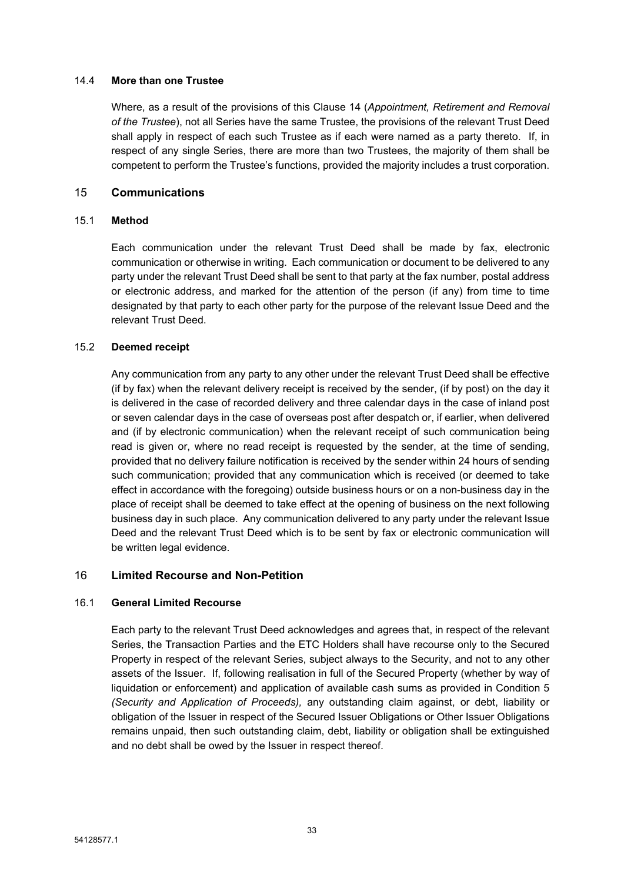### 14.4 **More than one Trustee**

Where, as a result of the provisions of this Clause 14 (*Appointment, Retirement and Removal of the Trustee*), not all Series have the same Trustee, the provisions of the relevant Trust Deed shall apply in respect of each such Trustee as if each were named as a party thereto. If, in respect of any single Series, there are more than two Trustees, the majority of them shall be competent to perform the Trustee's functions, provided the majority includes a trust corporation.

## 15 Communications

### 15.1 **Method**

Each communication under the relevant Trust Deed shall be made by fax, electronic communication or otherwise in writing. Each communication or document to be delivered to any party under the relevant Trust Deed shall be sent to that party at the fax number, postal address or electronic address, and marked for the attention of the person (if any) from time to time designated by that party to each other party for the purpose of the relevant Issue Deed and the relevant Trust Deed.

### 15.2 **Deemed receipt**

Any communication from any party to any other under the relevant Trust Deed shall be effective (if by fax) when the relevant delivery receipt is received by the sender, (if by post) on the day it is delivered in the case of recorded delivery and three calendar days in the case of inland post or seven calendar days in the case of overseas post after despatch or, if earlier, when delivered and (if by electronic communication) when the relevant receipt of such communication being read is given or, where no read receipt is requested by the sender, at the time of sending, provided that no delivery failure notification is received by the sender within 24 hours of sending such communication; provided that any communication which is received (or deemed to take effect in accordance with the foregoing) outside business hours or on a non-business day in the place of receipt shall be deemed to take effect at the opening of business on the next following business day in such place. Any communication delivered to any party under the relevant Issue Deed and the relevant Trust Deed which is to be sent by fax or electronic communication will be written legal evidence.

## 16 Limited Recourse and Non-Petition

### 16.1 **General Limited Recourse**

Each party to the relevant Trust Deed acknowledges and agrees that, in respect of the relevant Series, the Transaction Parties and the ETC Holders shall have recourse only to the Secured Property in respect of the relevant Series, subject always to the Security, and not to any other assets of the Issuer. If, following realisation in full of the Secured Property (whether by way of liquidation or enforcement) and application of available cash sums as provided in Condition 5 *(Security and Application of Proceeds),* any outstanding claim against, or debt, liability or obligation of the Issuer in respect of the Secured Issuer Obligations or Other Issuer Obligations remains unpaid, then such outstanding claim, debt, liability or obligation shall be extinguished and no debt shall be owed by the Issuer in respect thereof.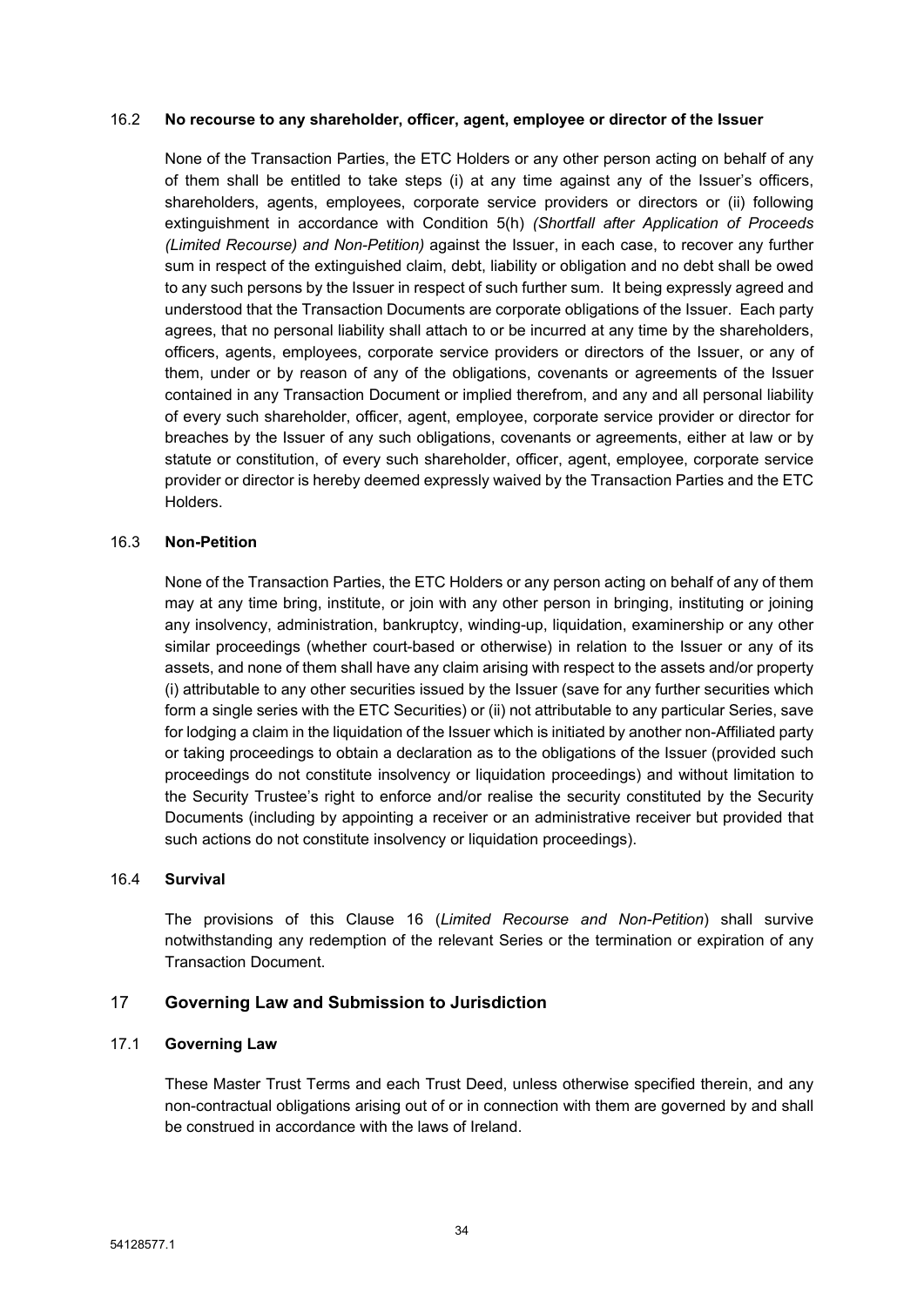### 16.2 No recourse to any shareholder, officer, agent, employee or director of the Issuer

None of the Transaction Parties, the ETC Holders or any other person acting on behalf of any of them shall be entitled to take steps (i) at any time against any of the Issuer's officers, shareholders, agents, employees, corporate service providers or directors or (ii) following extinguishment in accordance with Condition 5(h) *(Shortfall after Application of Proceeds (Limited Recourse) and Non-Petition)* against the Issuer, in each case, to recover any further sum in respect of the extinguished claim, debt, liability or obligation and no debt shall be owed to any such persons by the Issuer in respect of such further sum. It being expressly agreed and understood that the Transaction Documents are corporate obligations of the Issuer. Each party agrees, that no personal liability shall attach to or be incurred at any time by the shareholders, officers, agents, employees, corporate service providers or directors of the Issuer, or any of them, under or by reason of any of the obligations, covenants or agreements of the Issuer contained in any Transaction Document or implied therefrom, and any and all personal liability of every such shareholder, officer, agent, employee, corporate service provider or director for breaches by the Issuer of any such obligations, covenants or agreements, either at law or by statute or constitution, of every such shareholder, officer, agent, employee, corporate service provider or director is hereby deemed expressly waived by the Transaction Parties and the ETC Holders.

### 16.3 Non-Petition

None of the Transaction Parties, the ETC Holders or any person acting on behalf of any of them may at any time bring, institute, or join with any other person in bringing, instituting or joining any insolvency, administration, bankruptcy, winding-up, liquidation, examinership or any other similar proceedings (whether court-based or otherwise) in relation to the Issuer or any of its assets, and none of them shall have any claim arising with respect to the assets and/or property (i) attributable to any other securities issued by the Issuer (save for any further securities which form a single series with the ETC Securities) or (ii) not attributable to any particular Series, save for lodging a claim in the liquidation of the Issuer which is initiated by another non-Affiliated party or taking proceedings to obtain a declaration as to the obligations of the Issuer (provided such proceedings do not constitute insolvency or liquidation proceedings) and without limitation to the Security Trustee's right to enforce and/or realise the security constituted by the Security Documents (including by appointing a receiver or an administrative receiver but provided that such actions do not constitute insolvency or liquidation proceedings).

### 16.4 Survival

The provisions of this Clause 16 (*Limited Recourse and Non-Petition*) shall survive notwithstanding any redemption of the relevant Series or the termination or expiration of any Transaction Document.

## 17 Governing Law and Submission to Jurisdiction

### 17.1 Governing Law

These Master Trust Terms and each Trust Deed, unless otherwise specified therein, and any non-contractual obligations arising out of or in connection with them are governed by and shall be construed in accordance with the laws of Ireland.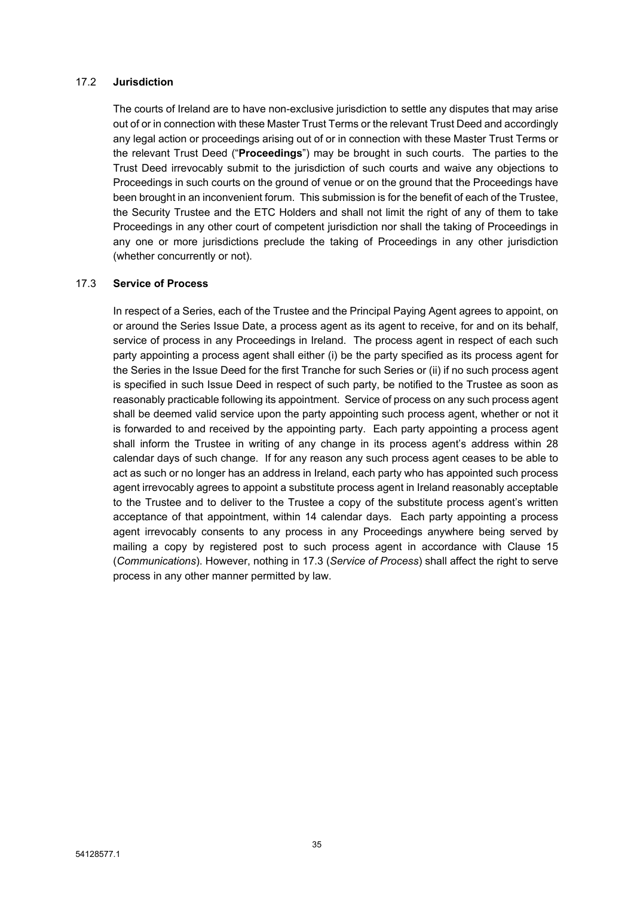### 17.2 **Jurisdiction**

The courts of Ireland are to have non-exclusive jurisdiction to settle any disputes that may arise out of or in connection with these Master Trust Terms or the relevant Trust Deed and accordingly any legal action or proceedings arising out of or in connection with these Master Trust Terms or the relevant Trust Deed ("**Proceedings**") may be brought in such courts. The parties to the Trust Deed irrevocably submit to the jurisdiction of such courts and waive any objections to Proceedings in such courts on the ground of venue or on the ground that the Proceedings have been brought in an inconvenient forum. This submission is for the benefit of each of the Trustee, the Security Trustee and the ETC Holders and shall not limit the right of any of them to take Proceedings in any other court of competent jurisdiction nor shall the taking of Proceedings in any one or more jurisdictions preclude the taking of Proceedings in any other jurisdiction (whether concurrently or not).

### 17.3 **Service of Process**

In respect of a Series, each of the Trustee and the Principal Paying Agent agrees to appoint, on or around the Series Issue Date, a process agent as its agent to receive, for and on its behalf, service of process in any Proceedings in Ireland. The process agent in respect of each such party appointing a process agent shall either (i) be the party specified as its process agent for the Series in the Issue Deed for the first Tranche for such Series or (ii) if no such process agent is specified in such Issue Deed in respect of such party, be notified to the Trustee as soon as reasonably practicable following its appointment. Service of process on any such process agent shall be deemed valid service upon the party appointing such process agent, whether or not it is forwarded to and received by the appointing party. Each party appointing a process agent shall inform the Trustee in writing of any change in its process agent's address within 28 calendar days of such change. If for any reason any such process agent ceases to be able to act as such or no longer has an address in Ireland, each party who has appointed such process agent irrevocably agrees to appoint a substitute process agent in Ireland reasonably acceptable to the Trustee and to deliver to the Trustee a copy of the substitute process agent's written acceptance of that appointment, within 14 calendar days. Each party appointing a process agent irrevocably consents to any process in any Proceedings anywhere being served by mailing a copy by registered post to such process agent in accordance with Clause 15 (*Communications*). However, nothing in 17.3 (*Service of Process*) shall affect the right to serve process in any other manner permitted by law.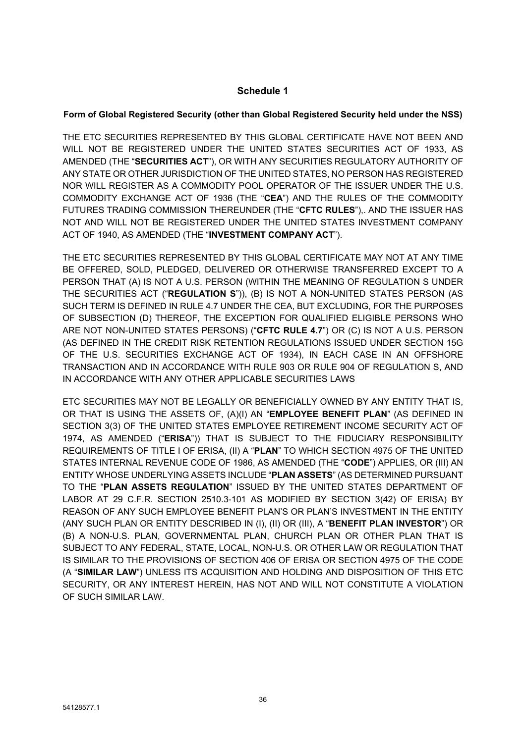## Schedule 1

**Form of Global Registered Security (other than Global Registered Security held under the NSS)**

THE ETC SECURITIES REPRESENTED BY THIS GLOBAL CERTIFICATE HAVE NOT BEEN AND WILL NOT BE REGISTERED UNDER THE UNITED STATES SECURITIES ACT OF 1933, AS AMENDED (THE "**SECURITIES ACT**"), OR WITH ANY SECURITIES REGULATORY AUTHORITY OF ANY STATE OR OTHER JURISDICTION OF THE UNITED STATES, NO PERSON HAS REGISTERED NOR WILL REGISTER AS A COMMODITY POOL OPERATOR OF THE ISSUER UNDER THE U.S. COMMODITY EXCHANGE ACT OF 1936 (THE "**CEA**") AND THE RULES OF THE COMMODITY FUTURES TRADING COMMISSION THEREUNDER (THE "**CFTC RULES**"),. AND THE ISSUER HAS NOT AND WILL NOT BE REGISTERED UNDER THE UNITED STATES INVESTMENT COMPANY ACT OF 1940, AS AMENDED (THE "**INVESTMENT COMPANY ACT**").

THE ETC SECURITIES REPRESENTED BY THIS GLOBAL CERTIFICATE MAY NOT AT ANY TIME BE OFFERED, SOLD, PLEDGED, DELIVERED OR OTHERWISE TRANSFERRED EXCEPT TO A PERSON THAT (A) IS NOT A U.S. PERSON (WITHIN THE MEANING OF REGULATION S UNDER THE SECURITIES ACT ("**REGULATION S**")), (B) IS NOT A NON-UNITED STATES PERSON (AS SUCH TERM IS DEFINED IN RULE 4.7 UNDER THE CEA, BUT EXCLUDING, FOR THE PURPOSES OF SUBSECTION (D) THEREOF, THE EXCEPTION FOR QUALIFIED ELIGIBLE PERSONS WHO ARE NOT NON-UNITED STATES PERSONS) ("**CFTC RULE 4.7**") OR (C) IS NOT A U.S. PERSON (AS DEFINED IN THE CREDIT RISK RETENTION REGULATIONS ISSUED UNDER SECTION 15G OF THE U.S. SECURITIES EXCHANGE ACT OF 1934), IN EACH CASE IN AN OFFSHORE TRANSACTION AND IN ACCORDANCE WITH RULE 903 OR RULE 904 OF REGULATION S, AND IN ACCORDANCE WITH ANY OTHER APPLICABLE SECURITIES LAWS

ETC SECURITIES MAY NOT BE LEGALLY OR BENEFICIALLY OWNED BY ANY ENTITY THAT IS, OR THAT IS USING THE ASSETS OF, (A)(I) AN "**EMPLOYEE BENEFIT PLAN**" (AS DEFINED IN SECTION 3(3) OF THE UNITED STATES EMPLOYEE RETIREMENT INCOME SECURITY ACT OF 1974, AS AMENDED ("**ERISA**")) THAT IS SUBJECT TO THE FIDUCIARY RESPONSIBILITY REQUIREMENTS OF TITLE I OF ERISA, (II) A "**PLAN**" TO WHICH SECTION 4975 OF THE UNITED STATES INTERNAL REVENUE CODE OF 1986, AS AMENDED (THE "**CODE**") APPLIES, OR (III) AN ENTITY WHOSE UNDERLYING ASSETS INCLUDE "**PLAN ASSETS**" (AS DETERMINED PURSUANT TO THE "**PLAN ASSETS REGULATION**" ISSUED BY THE UNITED STATES DEPARTMENT OF LABOR AT 29 C.F.R. SECTION 2510.3-101 AS MODIFIED BY SECTION 3(42) OF ERISA) BY REASON OF ANY SUCH EMPLOYEE BENEFIT PLAN'S OR PLAN'S INVESTMENT IN THE ENTITY (ANY SUCH PLAN OR ENTITY DESCRIBED IN (I), (II) OR (III), A "**BENEFIT PLAN INVESTOR**") OR (B) A NON-U.S. PLAN, GOVERNMENTAL PLAN, CHURCH PLAN OR OTHER PLAN THAT IS SUBJECT TO ANY FEDERAL, STATE, LOCAL, NON-U.S. OR OTHER LAW OR REGULATION THAT IS SIMILAR TO THE PROVISIONS OF SECTION 406 OF ERISA OR SECTION 4975 OF THE CODE (A "**SIMILAR LAW**") UNLESS ITS ACQUISITION AND HOLDING AND DISPOSITION OF THIS ETC SECURITY, OR ANY INTEREST HEREIN, HAS NOT AND WILL NOT CONSTITUTE A VIOLATION OF SUCH SIMILAR LAW.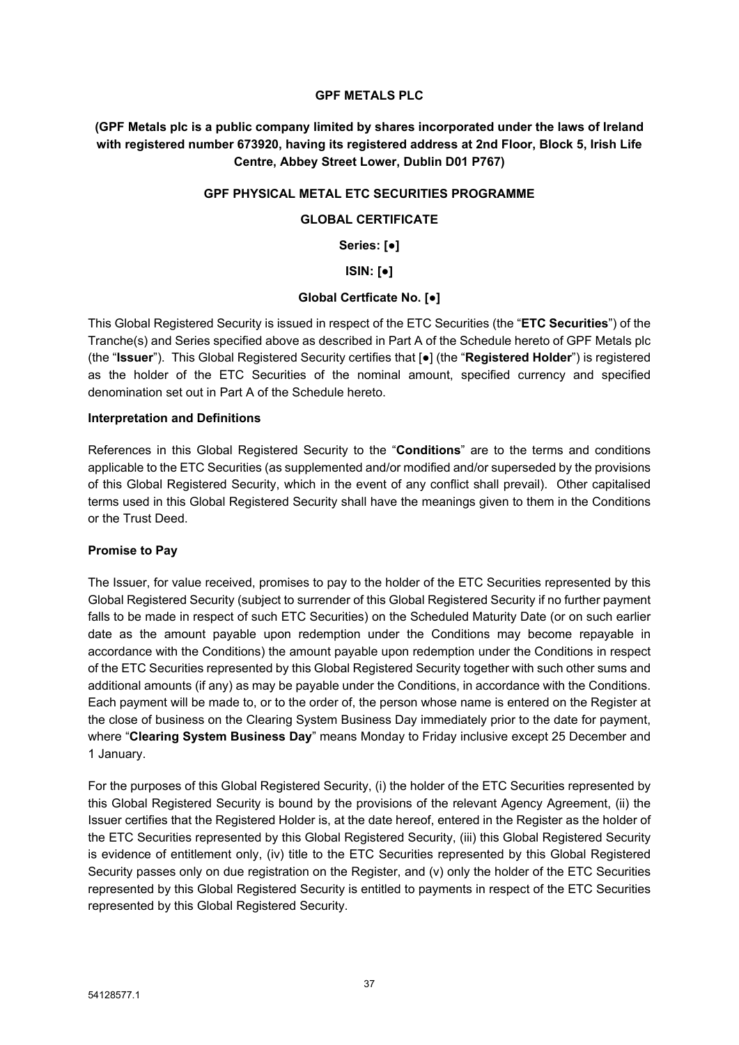**GPF METALS PLC**

**(GPF Metals plc is a public company limited by shares incorporated under the laws of Ireland with registered number 673920, having its registered address at 2nd Floor, Block 5, Irish Life Centre, Abbey Street Lower, Dublin D01 P767)**

**GPF PHYSICAL METAL ETC SECURITIES PROGRAMME**

**GLOBAL CERTIFICATE**

**Series: [●]**

**ISIN: [●]**

**Global Certficate No. [●]**

This Global Registered Security is issued in respect of the ETC Securities (the "**ETC Securities**") of the Tranche(s) and Series specified above as described in Part A of the Schedule hereto of GPF Metals plc (the "**Issuer**"). This Global Registered Security certifies that [●] (the "**Registered Holder**") is registered as the holder of the ETC Securities of the nominal amount, specified currency and specified denomination set out in Part A of the Schedule hereto.

**Interpretation and Definitions**

References in this Global Registered Security to the "**Conditions**" are to the terms and conditions applicable to the ETC Securities (as supplemented and/or modified and/or superseded by the provisions of this Global Registered Security, which in the event of any conflict shall prevail). Other capitalised terms used in this Global Registered Security shall have the meanings given to them in the Conditions or the Trust Deed.

**Promise to Pay**

The Issuer, for value received, promises to pay to the holder of the ETC Securities represented by this Global Registered Security (subject to surrender of this Global Registered Security if no further payment falls to be made in respect of such ETC Securities) on the Scheduled Maturity Date (or on such earlier date as the amount payable upon redemption under the Conditions may become repayable in accordance with the Conditions) the amount payable upon redemption under the Conditions in respect of the ETC Securities represented by this Global Registered Security together with such other sums and additional amounts (if any) as may be payable under the Conditions, in accordance with the Conditions. Each payment will be made to, or to the order of, the person whose name is entered on the Register at the close of business on the Clearing System Business Day immediately prior to the date for payment, where "**Clearing System Business Day**" means Monday to Friday inclusive except 25 December and 1 January.

For the purposes of this Global Registered Security, (i) the holder of the ETC Securities represented by this Global Registered Security is bound by the provisions of the relevant Agency Agreement, (ii) the Issuer certifies that the Registered Holder is, at the date hereof, entered in the Register as the holder of the ETC Securities represented by this Global Registered Security, (iii) this Global Registered Security is evidence of entitlement only, (iv) title to the ETC Securities represented by this Global Registered Security passes only on due registration on the Register, and (v) only the holder of the ETC Securities represented by this Global Registered Security is entitled to payments in respect of the ETC Securities represented by this Global Registered Security.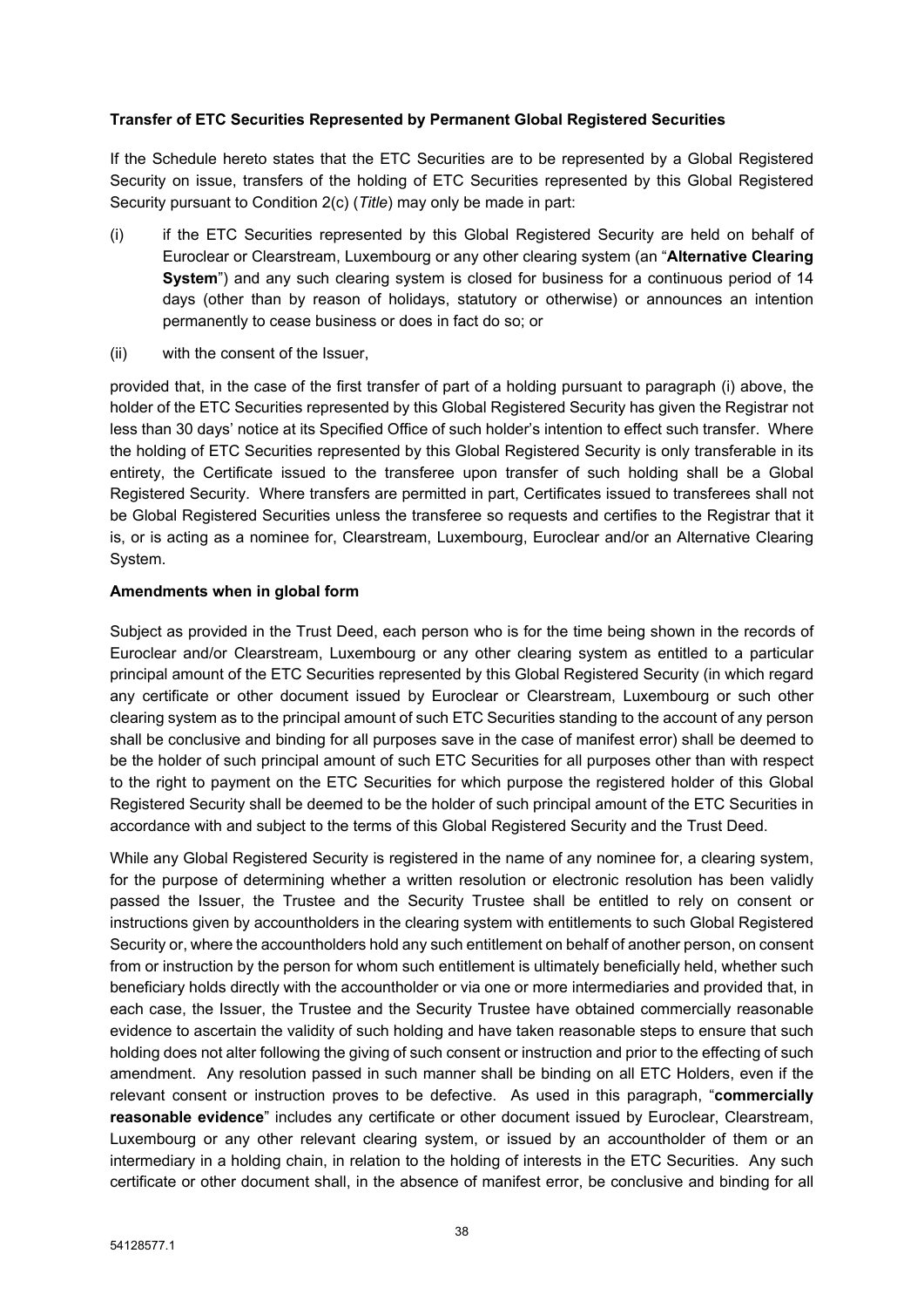**Transfer of ETC Securities Represented by Permanent Global Registered Securities**

If the Schedule hereto states that the ETC Securities are to be represented by a Global Registered Security on issue, transfers of the holding of ETC Securities represented by this Global Registered Security pursuant to Condition 2(c) (*Title*) may only be made in part:

(i) if the ETC Securities represented by this Global Registered Security are held on behalf of Euroclear or Clearstream, Luxembourg or any other clearing system (an "**Alternative Clearing System**") and any such clearing system is closed for business for a continuous period of 14 days (other than by reason of holidays, statutory or otherwise) or announces an intention permanently to cease business or does in fact do so; or

(ii) with the consent of the Issuer,

provided that, in the case of the first transfer of part of a holding pursuant to paragraph (i) above, the holder of the ETC Securities represented by this Global Registered Security has given the Registrar not less than 30 days' notice at its Specified Office of such holder's intention to effect such transfer. Where the holding of ETC Securities represented by this Global Registered Security is only transferable in its entirety, the Certificate issued to the transferee upon transfer of such holding shall be a Global Registered Security. Where transfers are permitted in part, Certificates issued to transferees shall not be Global Registered Securities unless the transferee so requests and certifies to the Registrar that it is, or is acting as a nominee for, Clearstream, Luxembourg, Euroclear and/or an Alternative Clearing System.

**Amendments when in global form**

Subject as provided in the Trust Deed, each person who is for the time being shown in the records of Euroclear and/or Clearstream, Luxembourg or any other clearing system as entitled to a particular principal amount of the ETC Securities represented by this Global Registered Security (in which regard any certificate or other document issued by Euroclear or Clearstream, Luxembourg or such other clearing system as to the principal amount of such ETC Securities standing to the account of any person shall be conclusive and binding for all purposes save in the case of manifest error) shall be deemed to be the holder of such principal amount of such ETC Securities for all purposes other than with respect to the right to payment on the ETC Securities for which purpose the registered holder of this Global Registered Security shall be deemed to be the holder of such principal amount of the ETC Securities in accordance with and subject to the terms of this Global Registered Security and the Trust Deed.

While any Global Registered Security is registered in the name of any nominee for, a clearing system, for the purpose of determining whether a written resolution or electronic resolution has been validly passed the Issuer, the Trustee and the Security Trustee shall be entitled to rely on consent or instructions given by accountholders in the clearing system with entitlements to such Global Registered Security or, where the accountholders hold any such entitlement on behalf of another person, on consent from or instruction by the person for whom such entitlement is ultimately beneficially held, whether such beneficiary holds directly with the accountholder or via one or more intermediaries and provided that, in each case, the Issuer, the Trustee and the Security Trustee have obtained commercially reasonable evidence to ascertain the validity of such holding and have taken reasonable steps to ensure that such holding does not alter following the giving of such consent or instruction and prior to the effecting of such amendment. Any resolution passed in such manner shall be binding on all ETC Holders, even if the relevant consent or instruction proves to be defective. As used in this paragraph, "**commercially reasonable evidence**" includes any certificate or other document issued by Euroclear, Clearstream, Luxembourg or any other relevant clearing system, or issued by an accountholder of them or an intermediary in a holding chain, in relation to the holding of interests in the ETC Securities. Any such certificate or other document shall, in the absence of manifest error, be conclusive and binding for all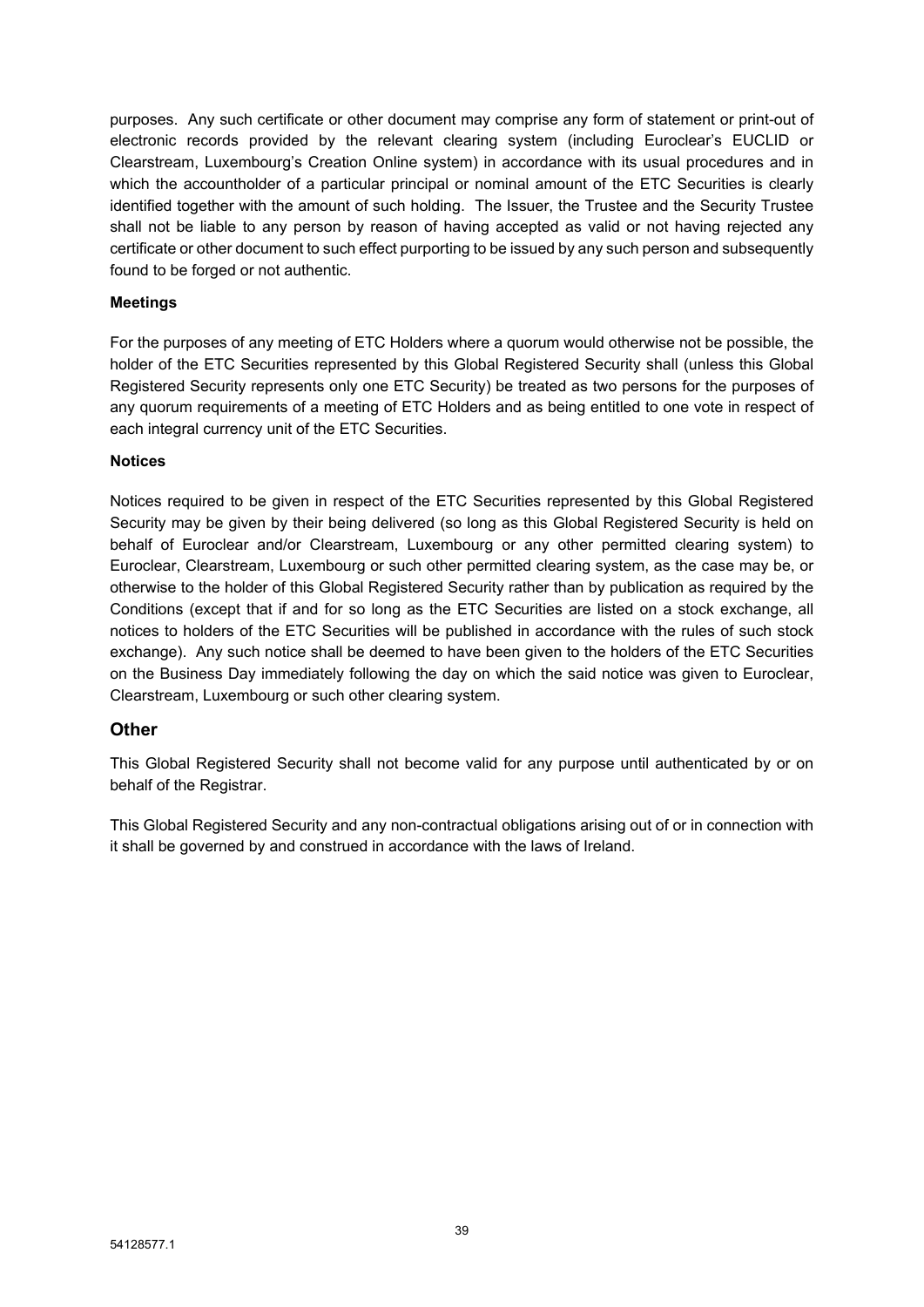purposes. Any such certificate or other document may comprise any form of statement or print-out of electronic records provided by the relevant clearing system (including Euroclear's EUCLID or Clearstream, Luxembourg's Creation Online system) in accordance with its usual procedures and in which the accountholder of a particular principal or nominal amount of the ETC Securities is clearly identified together with the amount of such holding. The Issuer, the Trustee and the Security Trustee shall not be liable to any person by reason of having accepted as valid or not having rejected any certificate or other document to such effect purporting to be issued by any such person and subsequently found to be forged or not authentic.

**Meetings**

For the purposes of any meeting of ETC Holders where a quorum would otherwise not be possible, the holder of the ETC Securities represented by this Global Registered Security shall (unless this Global Registered Security represents only one ETC Security) be treated as two persons for the purposes of any quorum requirements of a meeting of ETC Holders and as being entitled to one vote in respect of each integral currency unit of the ETC Securities.

**Notices**

Notices required to be given in respect of the ETC Securities represented by this Global Registered Security may be given by their being delivered (so long as this Global Registered Security is held on behalf of Euroclear and/or Clearstream, Luxembourg or any other permitted clearing system) to Euroclear, Clearstream, Luxembourg or such other permitted clearing system, as the case may be, or otherwise to the holder of this Global Registered Security rather than by publication as required by the Conditions (except that if and for so long as the ETC Securities are listed on a stock exchange, all notices to holders of the ETC Securities will be published in accordance with the rules of such stock exchange). Any such notice shall be deemed to have been given to the holders of the ETC Securities on the Business Day immediately following the day on which the said notice was given to Euroclear, Clearstream, Luxembourg or such other clearing system.

## Other

This Global Registered Security shall not become valid for any purpose until authenticated by or on behalf of the Registrar.

This Global Registered Security and any non-contractual obligations arising out of or in connection with it shall be governed by and construed in accordance with the laws of Ireland.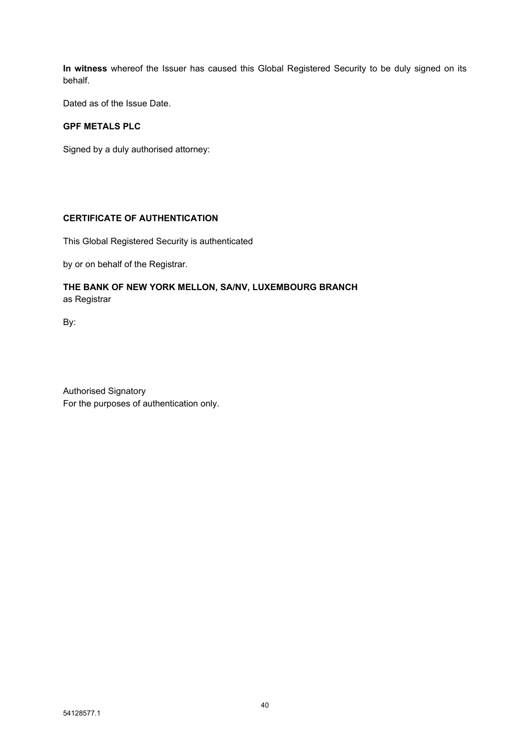**In witness** whereof the Issuer has caused this Global Registered Security to be duly signed on its behalf.

Dated as of the Issue Date.

**GPF METALS PLC**

Signed by a duly authorised attorney:

**CERTIFICATE OF AUTHENTICATION**

This Global Registered Security is authenticated

by or on behalf of the Registrar.

**THE BANK OF NEW YORK MELLON, SA/NV, LUXEMBOURG BRANCH**
as Registrar

By:

Authorised Signatory
For the purposes of authentication only.

54128577.1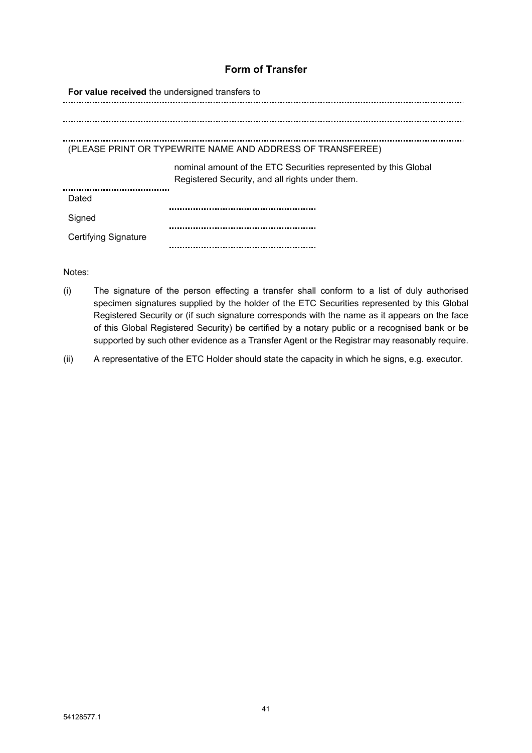## Form of Transfer

**For value received** the undersigned transfers to

..............................................................................................................................................

..............................................................................................................................................

..............................................................................................................................................

(PLEASE PRINT OR TYPEWRITE NAME AND ADDRESS OF TRANSFEREE)

.................................... nominal amount of the ETC Securities represented by this Global Registered Security, and all rights under them.

Dated ....................................................

Signed ....................................................

Certifying Signature ....................................................

Notes:

(i) The signature of the person effecting a transfer shall conform to a list of duly authorised specimen signatures supplied by the holder of the ETC Securities represented by this Global Registered Security or (if such signature corresponds with the name as it appears on the face of this Global Registered Security) be certified by a notary public or a recognised bank or be supported by such other evidence as a Transfer Agent or the Registrar may reasonably require.

(ii) A representative of the ETC Holder should state the capacity in which he signs, e.g. executor.

54128577.1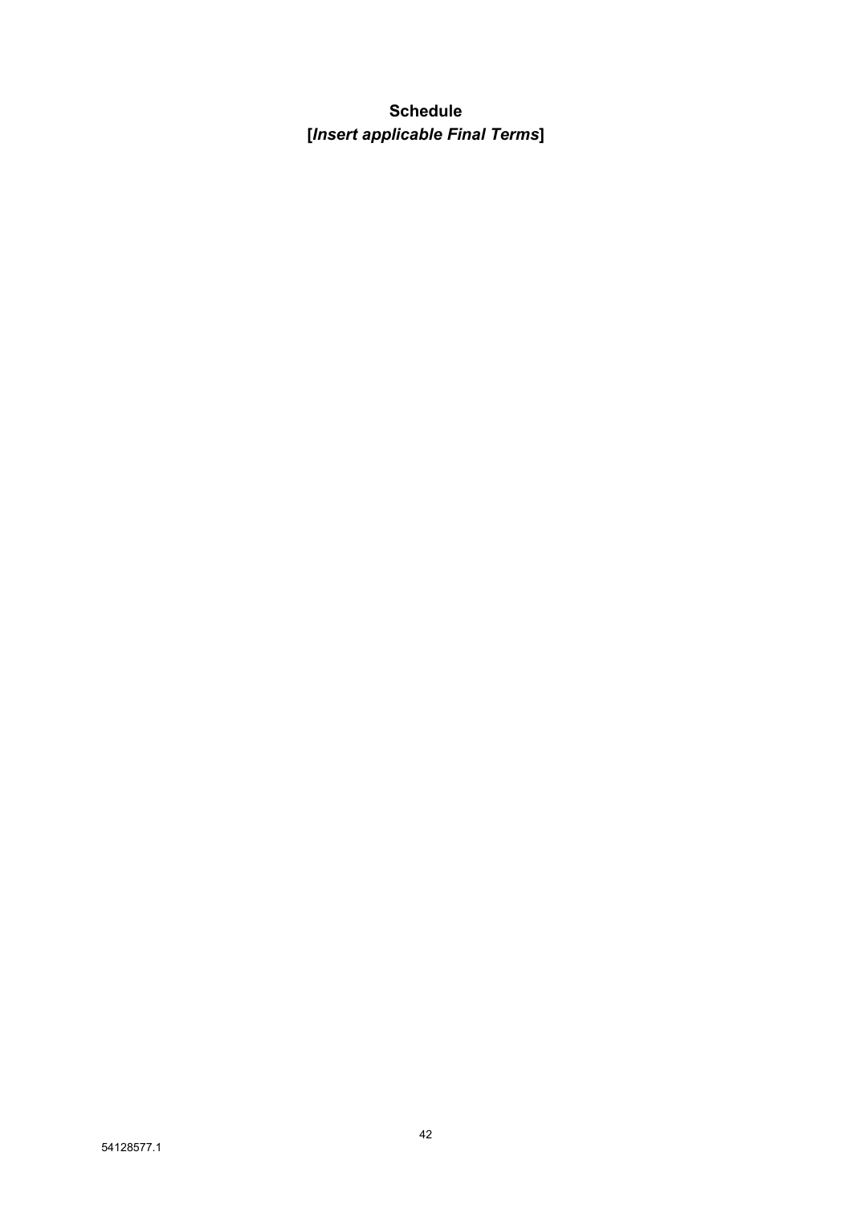**Schedule**

**[*Insert applicable Final Terms*]**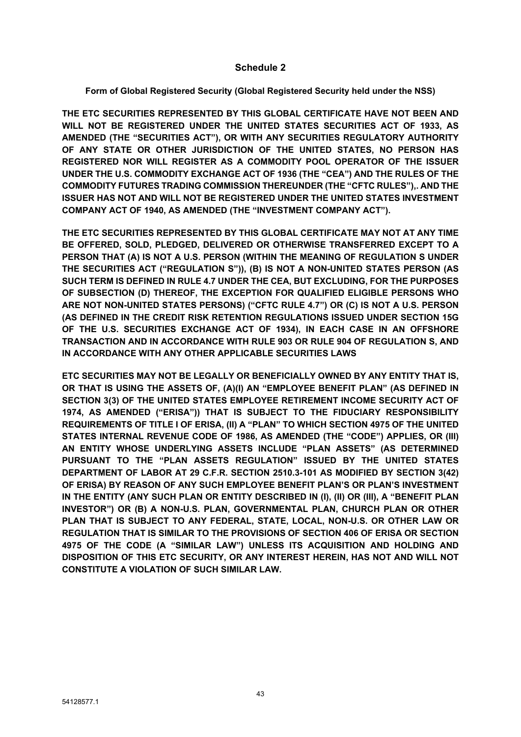# Schedule 2

**Form of Global Registered Security (Global Registered Security held under the NSS)**

**THE ETC SECURITIES REPRESENTED BY THIS GLOBAL CERTIFICATE HAVE NOT BEEN AND WILL NOT BE REGISTERED UNDER THE UNITED STATES SECURITIES ACT OF 1933, AS AMENDED (THE "SECURITIES ACT"), OR WITH ANY SECURITIES REGULATORY AUTHORITY OF ANY STATE OR OTHER JURISDICTION OF THE UNITED STATES, NO PERSON HAS REGISTERED NOR WILL REGISTER AS A COMMODITY POOL OPERATOR OF THE ISSUER UNDER THE U.S. COMMODITY EXCHANGE ACT OF 1936 (THE "CEA") AND THE RULES OF THE COMMODITY FUTURES TRADING COMMISSION THEREUNDER (THE "CFTC RULES"),. AND THE ISSUER HAS NOT AND WILL NOT BE REGISTERED UNDER THE UNITED STATES INVESTMENT COMPANY ACT OF 1940, AS AMENDED (THE "INVESTMENT COMPANY ACT").**

**THE ETC SECURITIES REPRESENTED BY THIS GLOBAL CERTIFICATE MAY NOT AT ANY TIME BE OFFERED, SOLD, PLEDGED, DELIVERED OR OTHERWISE TRANSFERRED EXCEPT TO A PERSON THAT (A) IS NOT A U.S. PERSON (WITHIN THE MEANING OF REGULATION S UNDER THE SECURITIES ACT ("REGULATION S")), (B) IS NOT A NON-UNITED STATES PERSON (AS SUCH TERM IS DEFINED IN RULE 4.7 UNDER THE CEA, BUT EXCLUDING, FOR THE PURPOSES OF SUBSECTION (D) THEREOF, THE EXCEPTION FOR QUALIFIED ELIGIBLE PERSONS WHO ARE NOT NON-UNITED STATES PERSONS) ("CFTC RULE 4.7") OR (C) IS NOT A U.S. PERSON (AS DEFINED IN THE CREDIT RISK RETENTION REGULATIONS ISSUED UNDER SECTION 15G OF THE U.S. SECURITIES EXCHANGE ACT OF 1934), IN EACH CASE IN AN OFFSHORE TRANSACTION AND IN ACCORDANCE WITH RULE 903 OR RULE 904 OF REGULATION S, AND IN ACCORDANCE WITH ANY OTHER APPLICABLE SECURITIES LAWS**

**ETC SECURITIES MAY NOT BE LEGALLY OR BENEFICIALLY OWNED BY ANY ENTITY THAT IS, OR THAT IS USING THE ASSETS OF, (A)(I) AN "EMPLOYEE BENEFIT PLAN" (AS DEFINED IN SECTION 3(3) OF THE UNITED STATES EMPLOYEE RETIREMENT INCOME SECURITY ACT OF 1974, AS AMENDED ("ERISA")) THAT IS SUBJECT TO THE FIDUCIARY RESPONSIBILITY REQUIREMENTS OF TITLE I OF ERISA, (II) A "PLAN" TO WHICH SECTION 4975 OF THE UNITED STATES INTERNAL REVENUE CODE OF 1986, AS AMENDED (THE "CODE") APPLIES, OR (III) AN ENTITY WHOSE UNDERLYING ASSETS INCLUDE "PLAN ASSETS" (AS DETERMINED PURSUANT TO THE "PLAN ASSETS REGULATION" ISSUED BY THE UNITED STATES DEPARTMENT OF LABOR AT 29 C.F.R. SECTION 2510.3-101 AS MODIFIED BY SECTION 3(42) OF ERISA) BY REASON OF ANY SUCH EMPLOYEE BENEFIT PLAN'S OR PLAN'S INVESTMENT IN THE ENTITY (ANY SUCH PLAN OR ENTITY DESCRIBED IN (I), (II) OR (III), A "BENEFIT PLAN INVESTOR") OR (B) A NON-U.S. PLAN, GOVERNMENTAL PLAN, CHURCH PLAN OR OTHER PLAN THAT IS SUBJECT TO ANY FEDERAL, STATE, LOCAL, NON-U.S. OR OTHER LAW OR REGULATION THAT IS SIMILAR TO THE PROVISIONS OF SECTION 406 OF ERISA OR SECTION 4975 OF THE CODE (A "SIMILAR LAW") UNLESS ITS ACQUISITION AND HOLDING AND DISPOSITION OF THIS ETC SECURITY, OR ANY INTEREST HEREIN, HAS NOT AND WILL NOT CONSTITUTE A VIOLATION OF SUCH SIMILAR LAW.**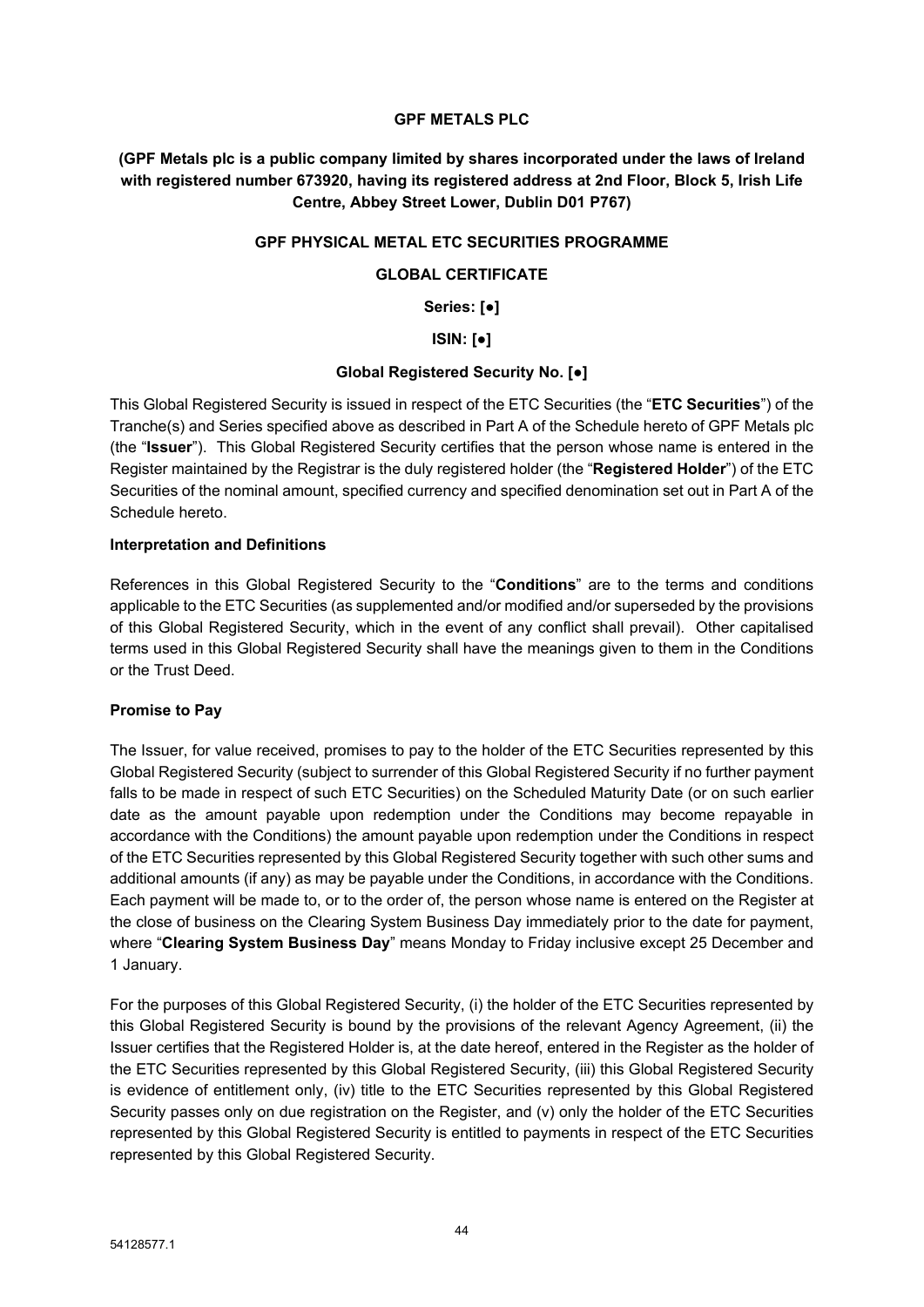**GPF METALS PLC**

**(GPF Metals plc is a public company limited by shares incorporated under the laws of Ireland with registered number 673920, having its registered address at 2nd Floor, Block 5, Irish Life Centre, Abbey Street Lower, Dublin D01 P767)**

**GPF PHYSICAL METAL ETC SECURITIES PROGRAMME**

**GLOBAL CERTIFICATE**

**Series: [●]**

**ISIN: [●]**

**Global Registered Security No. [●]**

This Global Registered Security is issued in respect of the ETC Securities (the "**ETC Securities**") of the Tranche(s) and Series specified above as described in Part A of the Schedule hereto of GPF Metals plc (the "**Issuer**"). This Global Registered Security certifies that the person whose name is entered in the Register maintained by the Registrar is the duly registered holder (the "**Registered Holder**") of the ETC Securities of the nominal amount, specified currency and specified denomination set out in Part A of the Schedule hereto.

**Interpretation and Definitions**

References in this Global Registered Security to the "**Conditions**" are to the terms and conditions applicable to the ETC Securities (as supplemented and/or modified and/or superseded by the provisions of this Global Registered Security, which in the event of any conflict shall prevail). Other capitalised terms used in this Global Registered Security shall have the meanings given to them in the Conditions or the Trust Deed.

**Promise to Pay**

The Issuer, for value received, promises to pay to the holder of the ETC Securities represented by this Global Registered Security (subject to surrender of this Global Registered Security if no further payment falls to be made in respect of such ETC Securities) on the Scheduled Maturity Date (or on such earlier date as the amount payable upon redemption under the Conditions may become repayable in accordance with the Conditions) the amount payable upon redemption under the Conditions in respect of the ETC Securities represented by this Global Registered Security together with such other sums and additional amounts (if any) as may be payable under the Conditions, in accordance with the Conditions. Each payment will be made to, or to the order of, the person whose name is entered on the Register at the close of business on the Clearing System Business Day immediately prior to the date for payment, where "**Clearing System Business Day**" means Monday to Friday inclusive except 25 December and 1 January.

For the purposes of this Global Registered Security, (i) the holder of the ETC Securities represented by this Global Registered Security is bound by the provisions of the relevant Agency Agreement, (ii) the Issuer certifies that the Registered Holder is, at the date hereof, entered in the Register as the holder of the ETC Securities represented by this Global Registered Security, (iii) this Global Registered Security is evidence of entitlement only, (iv) title to the ETC Securities represented by this Global Registered Security passes only on due registration on the Register, and (v) only the holder of the ETC Securities represented by this Global Registered Security is entitled to payments in respect of the ETC Securities represented by this Global Registered Security.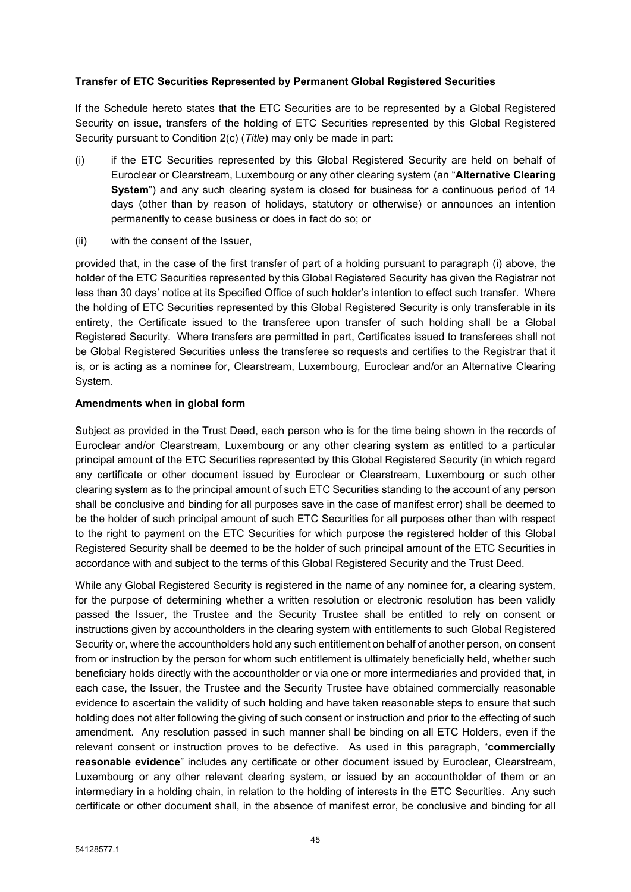**Transfer of ETC Securities Represented by Permanent Global Registered Securities**

If the Schedule hereto states that the ETC Securities are to be represented by a Global Registered Security on issue, transfers of the holding of ETC Securities represented by this Global Registered Security pursuant to Condition 2(c) (*Title*) may only be made in part:

(i) if the ETC Securities represented by this Global Registered Security are held on behalf of Euroclear or Clearstream, Luxembourg or any other clearing system (an "**Alternative Clearing System**") and any such clearing system is closed for business for a continuous period of 14 days (other than by reason of holidays, statutory or otherwise) or announces an intention permanently to cease business or does in fact do so; or

(ii) with the consent of the Issuer,

provided that, in the case of the first transfer of part of a holding pursuant to paragraph (i) above, the holder of the ETC Securities represented by this Global Registered Security has given the Registrar not less than 30 days' notice at its Specified Office of such holder's intention to effect such transfer. Where the holding of ETC Securities represented by this Global Registered Security is only transferable in its entirety, the Certificate issued to the transferee upon transfer of such holding shall be a Global Registered Security. Where transfers are permitted in part, Certificates issued to transferees shall not be Global Registered Securities unless the transferee so requests and certifies to the Registrar that it is, or is acting as a nominee for, Clearstream, Luxembourg, Euroclear and/or an Alternative Clearing System.

**Amendments when in global form**

Subject as provided in the Trust Deed, each person who is for the time being shown in the records of Euroclear and/or Clearstream, Luxembourg or any other clearing system as entitled to a particular principal amount of the ETC Securities represented by this Global Registered Security (in which regard any certificate or other document issued by Euroclear or Clearstream, Luxembourg or such other clearing system as to the principal amount of such ETC Securities standing to the account of any person shall be conclusive and binding for all purposes save in the case of manifest error) shall be deemed to be the holder of such principal amount of such ETC Securities for all purposes other than with respect to the right to payment on the ETC Securities for which purpose the registered holder of this Global Registered Security shall be deemed to be the holder of such principal amount of the ETC Securities in accordance with and subject to the terms of this Global Registered Security and the Trust Deed.

While any Global Registered Security is registered in the name of any nominee for, a clearing system, for the purpose of determining whether a written resolution or electronic resolution has been validly passed the Issuer, the Trustee and the Security Trustee shall be entitled to rely on consent or instructions given by accountholders in the clearing system with entitlements to such Global Registered Security or, where the accountholders hold any such entitlement on behalf of another person, on consent from or instruction by the person for whom such entitlement is ultimately beneficially held, whether such beneficiary holds directly with the accountholder or via one or more intermediaries and provided that, in each case, the Issuer, the Trustee and the Security Trustee have obtained commercially reasonable evidence to ascertain the validity of such holding and have taken reasonable steps to ensure that such holding does not alter following the giving of such consent or instruction and prior to the effecting of such amendment. Any resolution passed in such manner shall be binding on all ETC Holders, even if the relevant consent or instruction proves to be defective. As used in this paragraph, "**commercially reasonable evidence**" includes any certificate or other document issued by Euroclear, Clearstream, Luxembourg or any other relevant clearing system, or issued by an accountholder of them or an intermediary in a holding chain, in relation to the holding of interests in the ETC Securities. Any such certificate or other document shall, in the absence of manifest error, be conclusive and binding for all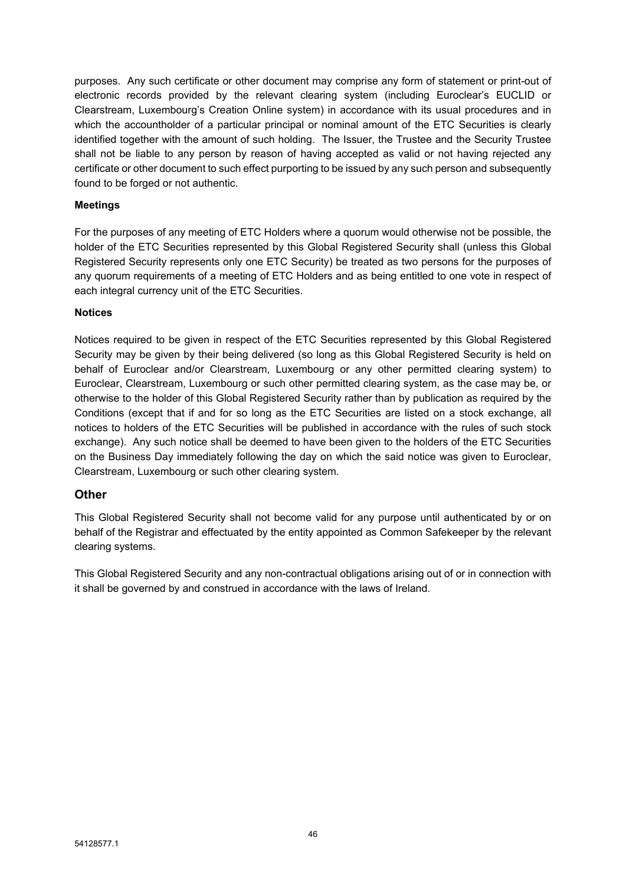purposes. Any such certificate or other document may comprise any form of statement or print-out of electronic records provided by the relevant clearing system (including Euroclear's EUCLID or Clearstream, Luxembourg's Creation Online system) in accordance with its usual procedures and in which the accountholder of a particular principal or nominal amount of the ETC Securities is clearly identified together with the amount of such holding. The Issuer, the Trustee and the Security Trustee shall not be liable to any person by reason of having accepted as valid or not having rejected any certificate or other document to such effect purporting to be issued by any such person and subsequently found to be forged or not authentic.

**Meetings**

For the purposes of any meeting of ETC Holders where a quorum would otherwise not be possible, the holder of the ETC Securities represented by this Global Registered Security shall (unless this Global Registered Security represents only one ETC Security) be treated as two persons for the purposes of any quorum requirements of a meeting of ETC Holders and as being entitled to one vote in respect of each integral currency unit of the ETC Securities.

**Notices**

Notices required to be given in respect of the ETC Securities represented by this Global Registered Security may be given by their being delivered (so long as this Global Registered Security is held on behalf of Euroclear and/or Clearstream, Luxembourg or any other permitted clearing system) to Euroclear, Clearstream, Luxembourg or such other permitted clearing system, as the case may be, or otherwise to the holder of this Global Registered Security rather than by publication as required by the Conditions (except that if and for so long as the ETC Securities are listed on a stock exchange, all notices to holders of the ETC Securities will be published in accordance with the rules of such stock exchange). Any such notice shall be deemed to have been given to the holders of the ETC Securities on the Business Day immediately following the day on which the said notice was given to Euroclear, Clearstream, Luxembourg or such other clearing system.

## Other

This Global Registered Security shall not become valid for any purpose until authenticated by or on behalf of the Registrar and effectuated by the entity appointed as Common Safekeeper by the relevant clearing systems.

This Global Registered Security and any non-contractual obligations arising out of or in connection with it shall be governed by and construed in accordance with the laws of Ireland.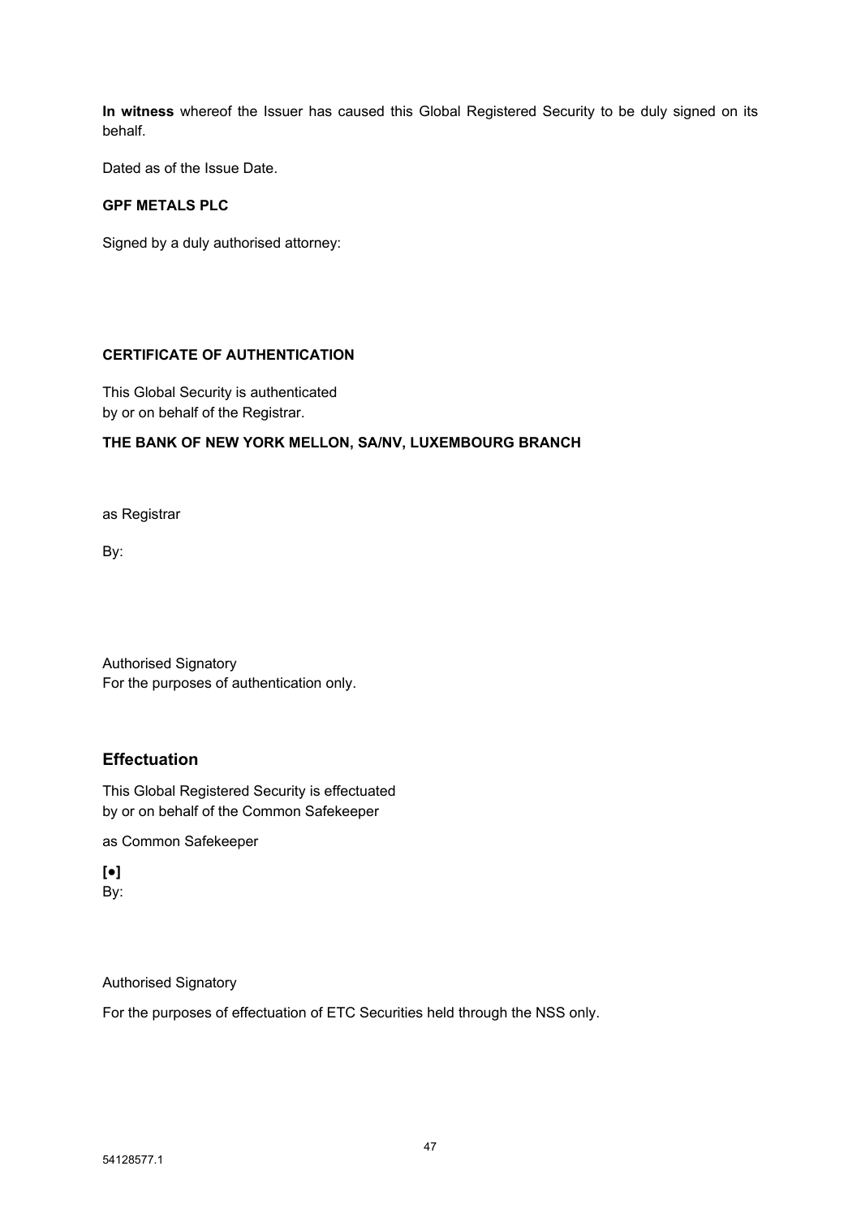**In witness** whereof the Issuer has caused this Global Registered Security to be duly signed on its behalf.

Dated as of the Issue Date.

**GPF METALS PLC**

Signed by a duly authorised attorney:

**CERTIFICATE OF AUTHENTICATION**

This Global Security is authenticated
by or on behalf of the Registrar.

**THE BANK OF NEW YORK MELLON, SA/NV, LUXEMBOURG BRANCH**

as Registrar

By:

Authorised Signatory
For the purposes of authentication only.

## Effectuation

This Global Registered Security is effectuated
by or on behalf of the Common Safekeeper

as Common Safekeeper

**[●]**
By:

Authorised Signatory

For the purposes of effectuation of ETC Securities held through the NSS only.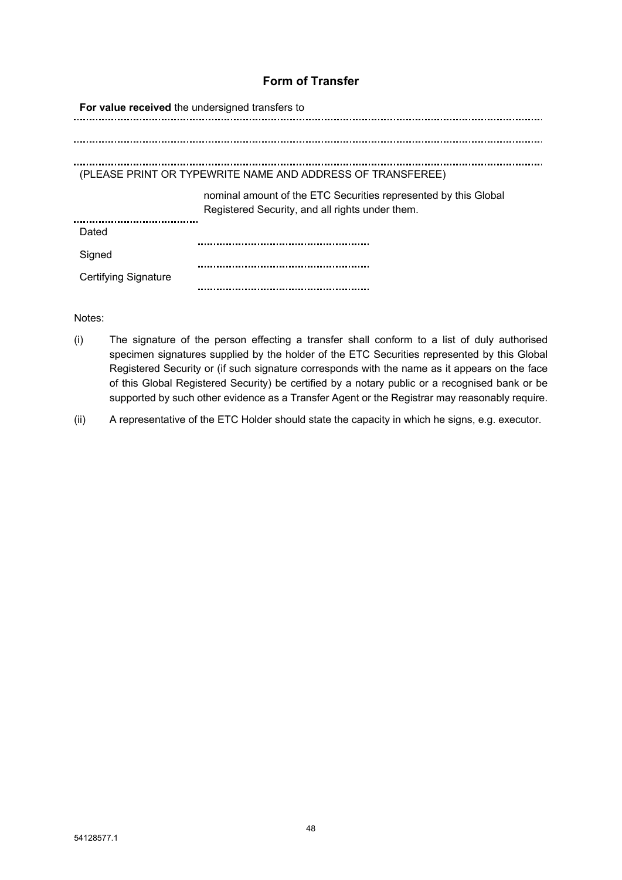## Form of Transfer

**For value received** the undersigned transfers to

..........................................................................................................................................................

..........................................................................................................................................................

..........................................................................................................................................................

(PLEASE PRINT OR TYPEWRITE NAME AND ADDRESS OF TRANSFEREE)

.......................................... nominal amount of the ETC Securities represented by this Global Registered Security, and all rights under them.

Dated ..........................................................

Signed ..........................................................

Certifying Signature ..........................................................

Notes:

(i) The signature of the person effecting a transfer shall conform to a list of duly authorised specimen signatures supplied by the holder of the ETC Securities represented by this Global Registered Security or (if such signature corresponds with the name as it appears on the face of this Global Registered Security) be certified by a notary public or a recognised bank or be supported by such other evidence as a Transfer Agent or the Registrar may reasonably require.

(ii) A representative of the ETC Holder should state the capacity in which he signs, e.g. executor.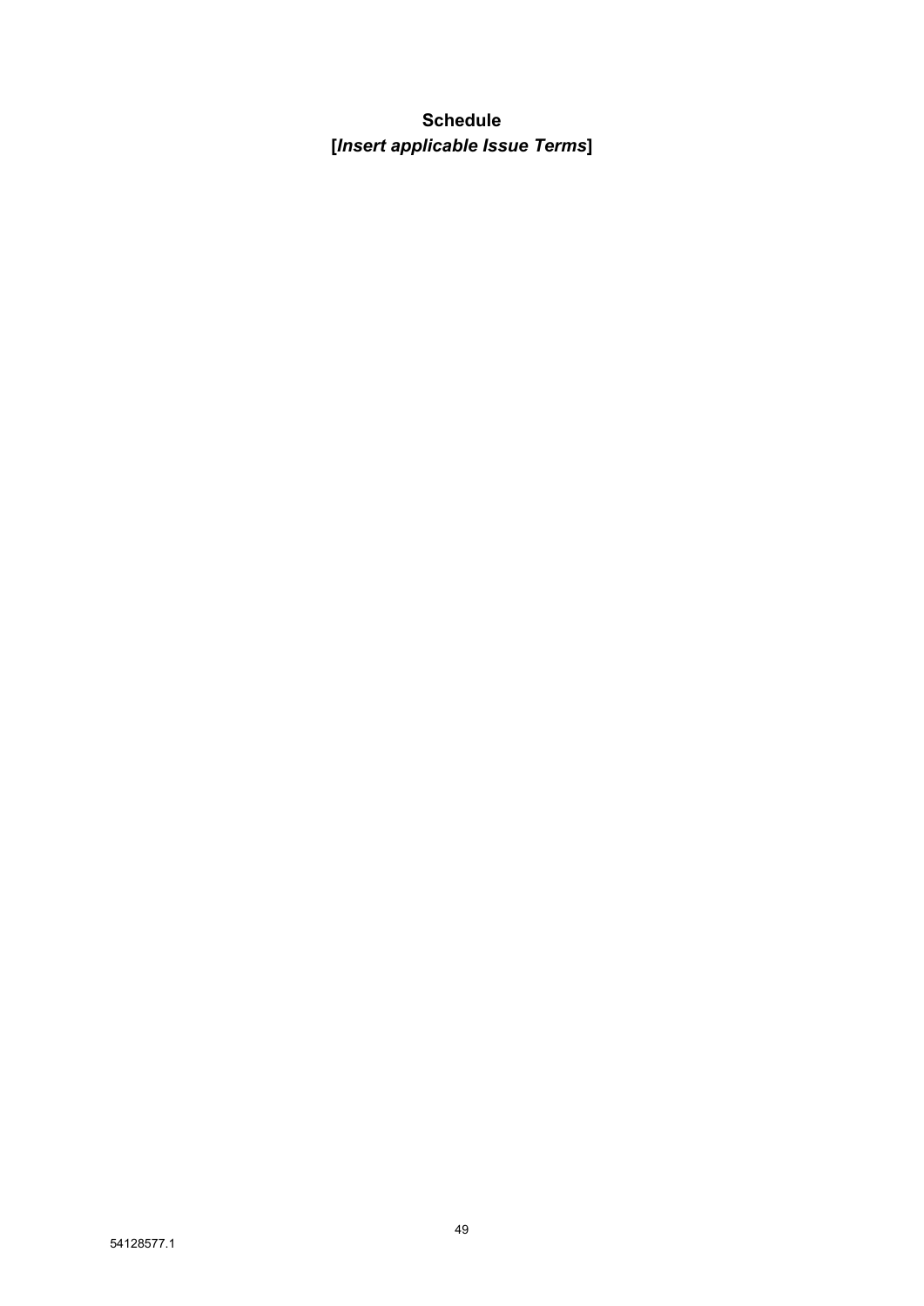**Schedule**

**[*Insert applicable Issue Terms*]**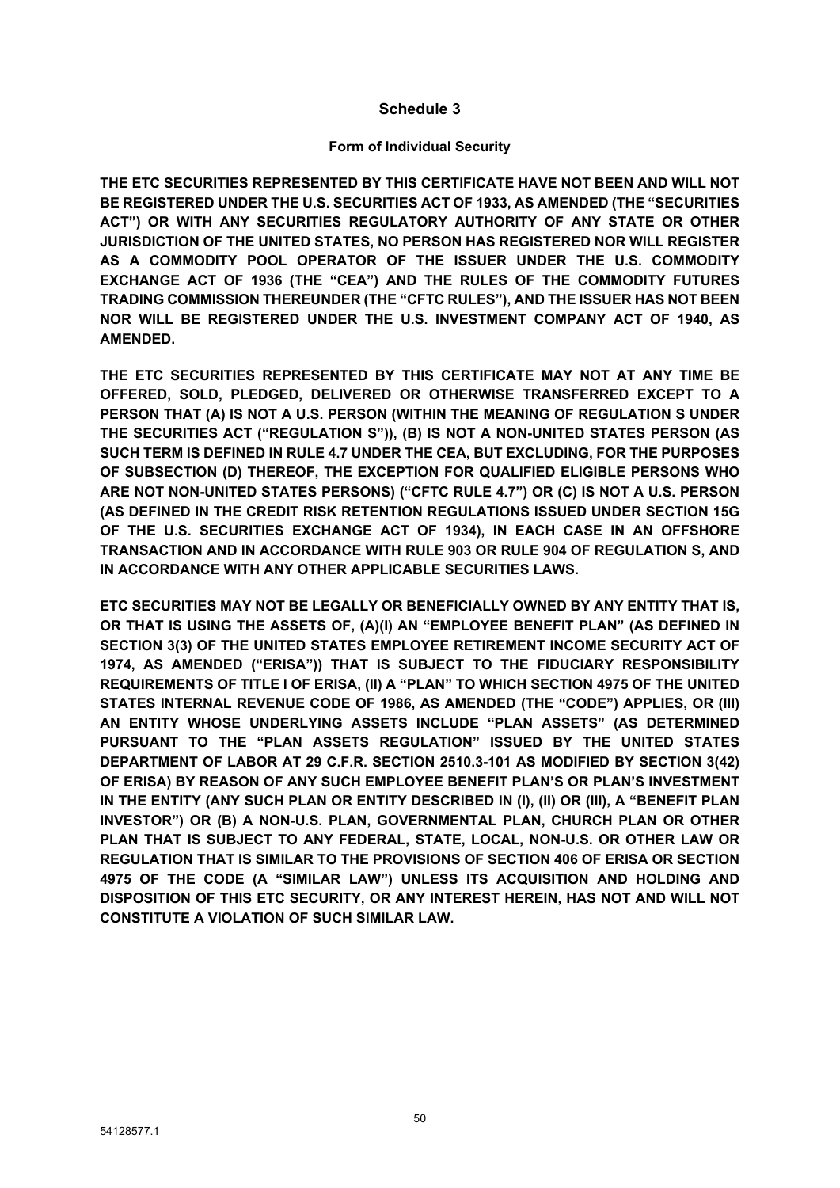# Schedule 3

## Form of Individual Security

**THE ETC SECURITIES REPRESENTED BY THIS CERTIFICATE HAVE NOT BEEN AND WILL NOT BE REGISTERED UNDER THE U.S. SECURITIES ACT OF 1933, AS AMENDED (THE "SECURITIES ACT") OR WITH ANY SECURITIES REGULATORY AUTHORITY OF ANY STATE OR OTHER JURISDICTION OF THE UNITED STATES, NO PERSON HAS REGISTERED NOR WILL REGISTER AS A COMMODITY POOL OPERATOR OF THE ISSUER UNDER THE U.S. COMMODITY EXCHANGE ACT OF 1936 (THE "CEA") AND THE RULES OF THE COMMODITY FUTURES TRADING COMMISSION THEREUNDER (THE "CFTC RULES"), AND THE ISSUER HAS NOT BEEN NOR WILL BE REGISTERED UNDER THE U.S. INVESTMENT COMPANY ACT OF 1940, AS AMENDED.**

**THE ETC SECURITIES REPRESENTED BY THIS CERTIFICATE MAY NOT AT ANY TIME BE OFFERED, SOLD, PLEDGED, DELIVERED OR OTHERWISE TRANSFERRED EXCEPT TO A PERSON THAT (A) IS NOT A U.S. PERSON (WITHIN THE MEANING OF REGULATION S UNDER THE SECURITIES ACT ("REGULATION S")), (B) IS NOT A NON-UNITED STATES PERSON (AS SUCH TERM IS DEFINED IN RULE 4.7 UNDER THE CEA, BUT EXCLUDING, FOR THE PURPOSES OF SUBSECTION (D) THEREOF, THE EXCEPTION FOR QUALIFIED ELIGIBLE PERSONS WHO ARE NOT NON-UNITED STATES PERSONS) ("CFTC RULE 4.7") OR (C) IS NOT A U.S. PERSON (AS DEFINED IN THE CREDIT RISK RETENTION REGULATIONS ISSUED UNDER SECTION 15G OF THE U.S. SECURITIES EXCHANGE ACT OF 1934), IN EACH CASE IN AN OFFSHORE TRANSACTION AND IN ACCORDANCE WITH RULE 903 OR RULE 904 OF REGULATION S, AND IN ACCORDANCE WITH ANY OTHER APPLICABLE SECURITIES LAWS.**

**ETC SECURITIES MAY NOT BE LEGALLY OR BENEFICIALLY OWNED BY ANY ENTITY THAT IS, OR THAT IS USING THE ASSETS OF, (A)(I) AN "EMPLOYEE BENEFIT PLAN" (AS DEFINED IN SECTION 3(3) OF THE UNITED STATES EMPLOYEE RETIREMENT INCOME SECURITY ACT OF 1974, AS AMENDED ("ERISA")) THAT IS SUBJECT TO THE FIDUCIARY RESPONSIBILITY REQUIREMENTS OF TITLE I OF ERISA, (II) A "PLAN" TO WHICH SECTION 4975 OF THE UNITED STATES INTERNAL REVENUE CODE OF 1986, AS AMENDED (THE "CODE") APPLIES, OR (III) AN ENTITY WHOSE UNDERLYING ASSETS INCLUDE "PLAN ASSETS" (AS DETERMINED PURSUANT TO THE "PLAN ASSETS REGULATION" ISSUED BY THE UNITED STATES DEPARTMENT OF LABOR AT 29 C.F.R. SECTION 2510.3-101 AS MODIFIED BY SECTION 3(42) OF ERISA) BY REASON OF ANY SUCH EMPLOYEE BENEFIT PLAN'S OR PLAN'S INVESTMENT IN THE ENTITY (ANY SUCH PLAN OR ENTITY DESCRIBED IN (I), (II) OR (III), A "BENEFIT PLAN INVESTOR") OR (B) A NON-U.S. PLAN, GOVERNMENTAL PLAN, CHURCH PLAN OR OTHER PLAN THAT IS SUBJECT TO ANY FEDERAL, STATE, LOCAL, NON-U.S. OR OTHER LAW OR REGULATION THAT IS SIMILAR TO THE PROVISIONS OF SECTION 406 OF ERISA OR SECTION 4975 OF THE CODE (A "SIMILAR LAW") UNLESS ITS ACQUISITION AND HOLDING AND DISPOSITION OF THIS ETC SECURITY, OR ANY INTEREST HEREIN, HAS NOT AND WILL NOT CONSTITUTE A VIOLATION OF SUCH SIMILAR LAW.**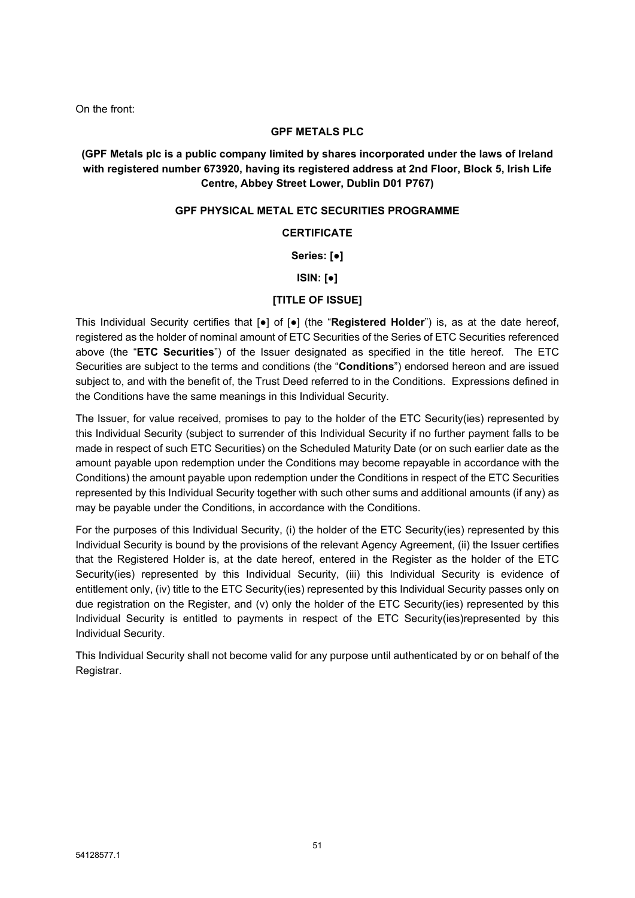On the front:

**GPF METALS PLC**

**(GPF Metals plc is a public company limited by shares incorporated under the laws of Ireland with registered number 673920, having its registered address at 2nd Floor, Block 5, Irish Life Centre, Abbey Street Lower, Dublin D01 P767)**

**GPF PHYSICAL METAL ETC SECURITIES PROGRAMME**

**CERTIFICATE**

**Series: [●]**

**ISIN: [●]**

**[TITLE OF ISSUE]**

This Individual Security certifies that [●] of [●] (the "**Registered Holder**") is, as at the date hereof, registered as the holder of nominal amount of ETC Securities of the Series of ETC Securities referenced above (the "**ETC Securities**") of the Issuer designated as specified in the title hereof. The ETC Securities are subject to the terms and conditions (the "**Conditions**") endorsed hereon and are issued subject to, and with the benefit of, the Trust Deed referred to in the Conditions. Expressions defined in the Conditions have the same meanings in this Individual Security.

The Issuer, for value received, promises to pay to the holder of the ETC Security(ies) represented by this Individual Security (subject to surrender of this Individual Security if no further payment falls to be made in respect of such ETC Securities) on the Scheduled Maturity Date (or on such earlier date as the amount payable upon redemption under the Conditions may become repayable in accordance with the Conditions) the amount payable upon redemption under the Conditions in respect of the ETC Securities represented by this Individual Security together with such other sums and additional amounts (if any) as may be payable under the Conditions, in accordance with the Conditions.

For the purposes of this Individual Security, (i) the holder of the ETC Security(ies) represented by this Individual Security is bound by the provisions of the relevant Agency Agreement, (ii) the Issuer certifies that the Registered Holder is, at the date hereof, entered in the Register as the holder of the ETC Security(ies) represented by this Individual Security, (iii) this Individual Security is evidence of entitlement only, (iv) title to the ETC Security(ies) represented by this Individual Security passes only on due registration on the Register, and (v) only the holder of the ETC Security(ies) represented by this Individual Security is entitled to payments in respect of the ETC Security(ies)represented by this Individual Security.

This Individual Security shall not become valid for any purpose until authenticated by or on behalf of the Registrar.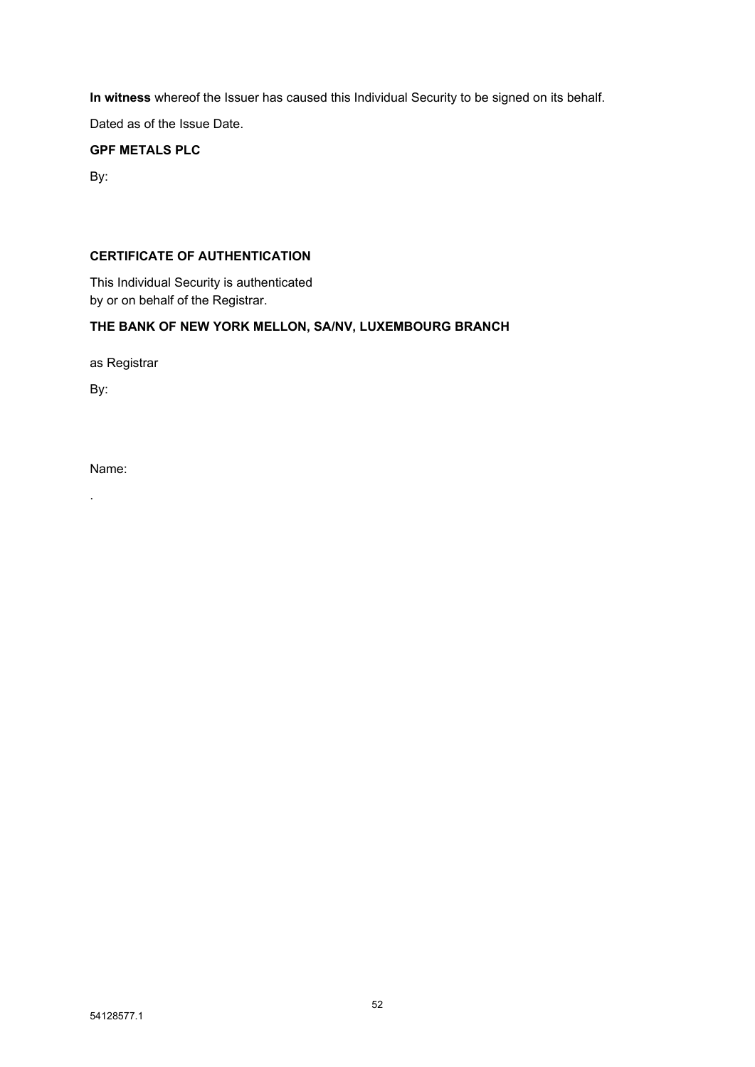**In witness** whereof the Issuer has caused this Individual Security to be signed on its behalf.

Dated as of the Issue Date.

**GPF METALS PLC**

By:

**CERTIFICATE OF AUTHENTICATION**

This Individual Security is authenticated
by or on behalf of the Registrar.

**THE BANK OF NEW YORK MELLON, SA/NV, LUXEMBOURG BRANCH**

as Registrar

By:

Name:

.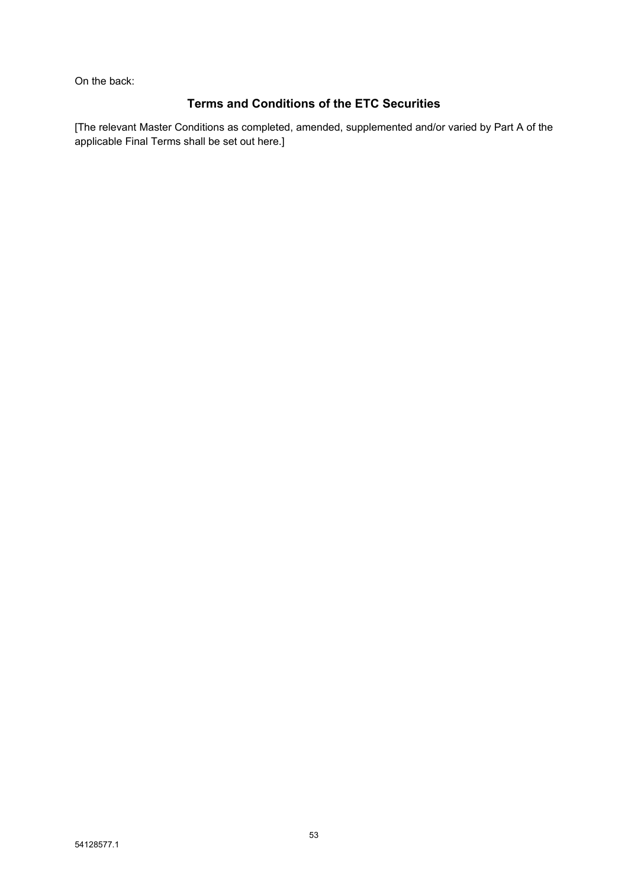On the back:

## Terms and Conditions of the ETC Securities

[The relevant Master Conditions as completed, amended, supplemented and/or varied by Part A of the applicable Final Terms shall be set out here.]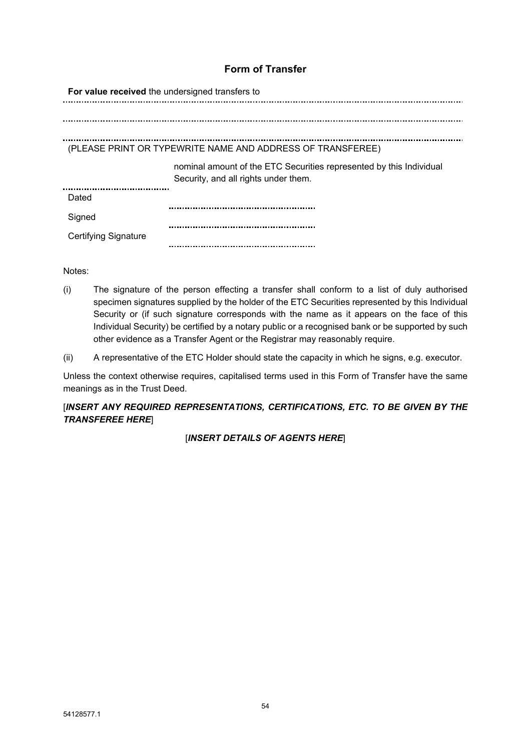## Form of Transfer

**For value received** the undersigned transfers to

..................................................................................................................................................

..................................................................................................................................................

..................................................................................................................................................

(PLEASE PRINT OR TYPEWRITE NAME AND ADDRESS OF TRANSFEREE)

........................................ nominal amount of the ETC Securities represented by this Individual Security, and all rights under them.

Dated ........................................................

Signed ........................................................

Certifying Signature ........................................................

Notes:

(i) The signature of the person effecting a transfer shall conform to a list of duly authorised specimen signatures supplied by the holder of the ETC Securities represented by this Individual Security or (if such signature corresponds with the name as it appears on the face of this Individual Security) be certified by a notary public or a recognised bank or be supported by such other evidence as a Transfer Agent or the Registrar may reasonably require.

(ii) A representative of the ETC Holder should state the capacity in which he signs, e.g. executor.

Unless the context otherwise requires, capitalised terms used in this Form of Transfer have the same meanings as in the Trust Deed.

[***INSERT ANY REQUIRED REPRESENTATIONS, CERTIFICATIONS, ETC. TO BE GIVEN BY THE TRANSFEREE HERE***]

[***INSERT DETAILS OF AGENTS HERE***]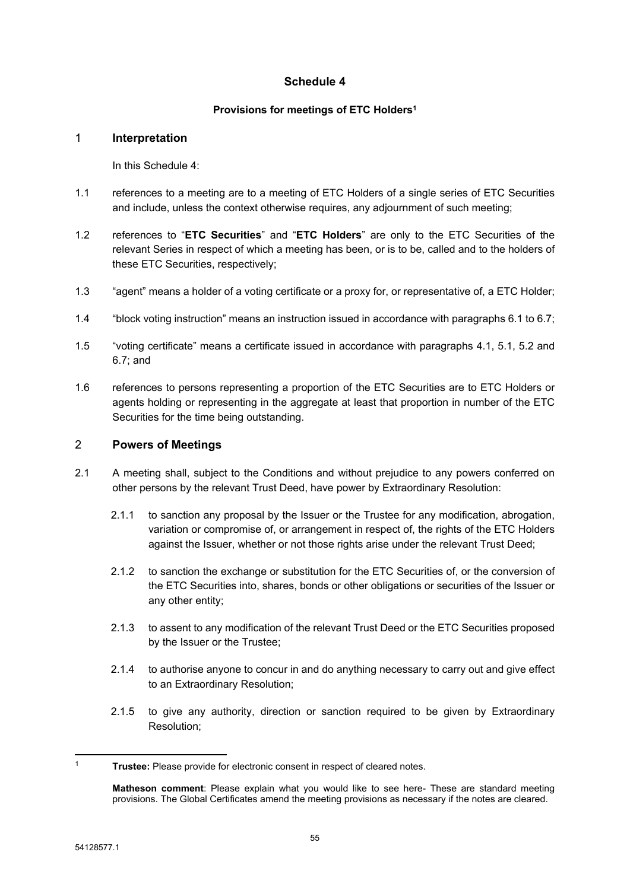# Schedule 4

## Provisions for meetings of ETC Holders[1]

### 1 Interpretation

In this Schedule 4:

1.1 references to a meeting are to a meeting of ETC Holders of a single series of ETC Securities and include, unless the context otherwise requires, any adjournment of such meeting;

1.2 references to "**ETC Securities**" and "**ETC Holders**" are only to the ETC Securities of the relevant Series in respect of which a meeting has been, or is to be, called and to the holders of these ETC Securities, respectively;

1.3 "agent" means a holder of a voting certificate or a proxy for, or representative of, a ETC Holder;

1.4 "block voting instruction" means an instruction issued in accordance with paragraphs 6.1 to 6.7;

1.5 "voting certificate" means a certificate issued in accordance with paragraphs 4.1, 5.1, 5.2 and 6.7; and

1.6 references to persons representing a proportion of the ETC Securities are to ETC Holders or agents holding or representing in the aggregate at least that proportion in number of the ETC Securities for the time being outstanding.

### 2 Powers of Meetings

2.1 A meeting shall, subject to the Conditions and without prejudice to any powers conferred on other persons by the relevant Trust Deed, have power by Extraordinary Resolution:

2.1.1 to sanction any proposal by the Issuer or the Trustee for any modification, abrogation, variation or compromise of, or arrangement in respect of, the rights of the ETC Holders against the Issuer, whether or not those rights arise under the relevant Trust Deed;

2.1.2 to sanction the exchange or substitution for the ETC Securities of, or the conversion of the ETC Securities into, shares, bonds or other obligations or securities of the Issuer or any other entity;

2.1.3 to assent to any modification of the relevant Trust Deed or the ETC Securities proposed by the Issuer or the Trustee;

2.1.4 to authorise anyone to concur in and do anything necessary to carry out and give effect to an Extraordinary Resolution;

2.1.5 to give any authority, direction or sanction required to be given by Extraordinary Resolution;

---

[1] **Trustee:** Please provide for electronic consent in respect of cleared notes.

**Matheson comment**: Please explain what you would like to see here- These are standard meeting provisions. The Global Certificates amend the meeting provisions as necessary if the notes are cleared.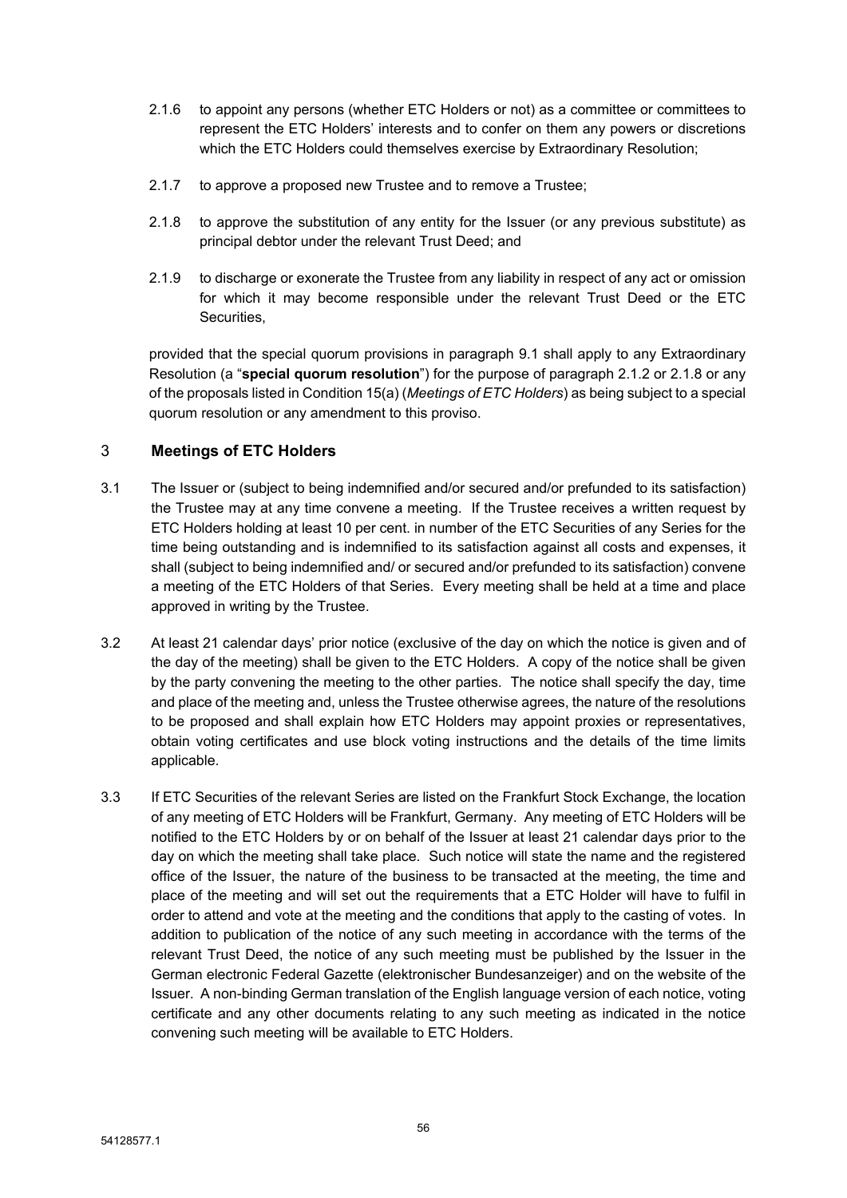2.1.6 to appoint any persons (whether ETC Holders or not) as a committee or committees to represent the ETC Holders' interests and to confer on them any powers or discretions which the ETC Holders could themselves exercise by Extraordinary Resolution;

2.1.7 to approve a proposed new Trustee and to remove a Trustee;

2.1.8 to approve the substitution of any entity for the Issuer (or any previous substitute) as principal debtor under the relevant Trust Deed; and

2.1.9 to discharge or exonerate the Trustee from any liability in respect of any act or omission for which it may become responsible under the relevant Trust Deed or the ETC Securities,

provided that the special quorum provisions in paragraph 9.1 shall apply to any Extraordinary Resolution (a "**special quorum resolution**") for the purpose of paragraph 2.1.2 or 2.1.8 or any of the proposals listed in Condition 15(a) (*Meetings of ETC Holders*) as being subject to a special quorum resolution or any amendment to this proviso.

## 3 Meetings of ETC Holders

3.1 The Issuer or (subject to being indemnified and/or secured and/or prefunded to its satisfaction) the Trustee may at any time convene a meeting. If the Trustee receives a written request by ETC Holders holding at least 10 per cent. in number of the ETC Securities of any Series for the time being outstanding and is indemnified to its satisfaction against all costs and expenses, it shall (subject to being indemnified and/ or secured and/or prefunded to its satisfaction) convene a meeting of the ETC Holders of that Series. Every meeting shall be held at a time and place approved in writing by the Trustee.

3.2 At least 21 calendar days' prior notice (exclusive of the day on which the notice is given and of the day of the meeting) shall be given to the ETC Holders. A copy of the notice shall be given by the party convening the meeting to the other parties. The notice shall specify the day, time and place of the meeting and, unless the Trustee otherwise agrees, the nature of the resolutions to be proposed and shall explain how ETC Holders may appoint proxies or representatives, obtain voting certificates and use block voting instructions and the details of the time limits applicable.

3.3 If ETC Securities of the relevant Series are listed on the Frankfurt Stock Exchange, the location of any meeting of ETC Holders will be Frankfurt, Germany. Any meeting of ETC Holders will be notified to the ETC Holders by or on behalf of the Issuer at least 21 calendar days prior to the day on which the meeting shall take place. Such notice will state the name and the registered office of the Issuer, the nature of the business to be transacted at the meeting, the time and place of the meeting and will set out the requirements that a ETC Holder will have to fulfil in order to attend and vote at the meeting and the conditions that apply to the casting of votes. In addition to publication of the notice of any such meeting in accordance with the terms of the relevant Trust Deed, the notice of any such meeting must be published by the Issuer in the German electronic Federal Gazette (elektronischer Bundesanzeiger) and on the website of the Issuer. A non-binding German translation of the English language version of each notice, voting certificate and any other documents relating to any such meeting as indicated in the notice convening such meeting will be available to ETC Holders.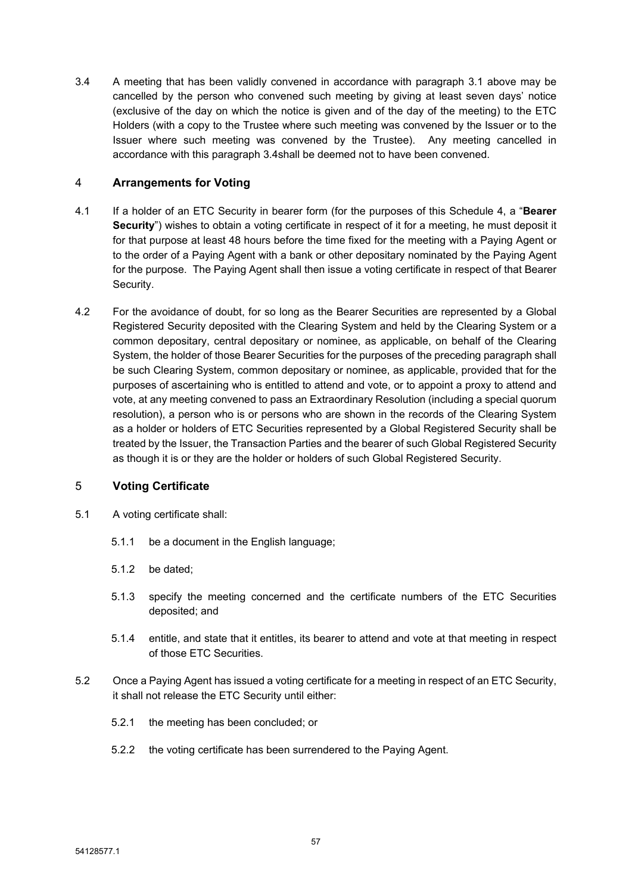3.4 A meeting that has been validly convened in accordance with paragraph 3.1 above may be cancelled by the person who convened such meeting by giving at least seven days' notice (exclusive of the day on which the notice is given and of the day of the meeting) to the ETC Holders (with a copy to the Trustee where such meeting was convened by the Issuer or to the Issuer where such meeting was convened by the Trustee). Any meeting cancelled in accordance with this paragraph 3.4shall be deemed not to have been convened.

## 4 Arrangements for Voting

4.1 If a holder of an ETC Security in bearer form (for the purposes of this Schedule 4, a "**Bearer Security**") wishes to obtain a voting certificate in respect of it for a meeting, he must deposit it for that purpose at least 48 hours before the time fixed for the meeting with a Paying Agent or to the order of a Paying Agent with a bank or other depositary nominated by the Paying Agent for the purpose. The Paying Agent shall then issue a voting certificate in respect of that Bearer Security.

4.2 For the avoidance of doubt, for so long as the Bearer Securities are represented by a Global Registered Security deposited with the Clearing System and held by the Clearing System or a common depositary, central depositary or nominee, as applicable, on behalf of the Clearing System, the holder of those Bearer Securities for the purposes of the preceding paragraph shall be such Clearing System, common depositary or nominee, as applicable, provided that for the purposes of ascertaining who is entitled to attend and vote, or to appoint a proxy to attend and vote, at any meeting convened to pass an Extraordinary Resolution (including a special quorum resolution), a person who is or persons who are shown in the records of the Clearing System as a holder or holders of ETC Securities represented by a Global Registered Security shall be treated by the Issuer, the Transaction Parties and the bearer of such Global Registered Security as though it is or they are the holder or holders of such Global Registered Security.

## 5 Voting Certificate

5.1 A voting certificate shall:

5.1.1 be a document in the English language;

5.1.2 be dated;

5.1.3 specify the meeting concerned and the certificate numbers of the ETC Securities deposited; and

5.1.4 entitle, and state that it entitles, its bearer to attend and vote at that meeting in respect of those ETC Securities.

5.2 Once a Paying Agent has issued a voting certificate for a meeting in respect of an ETC Security, it shall not release the ETC Security until either:

5.2.1 the meeting has been concluded; or

5.2.2 the voting certificate has been surrendered to the Paying Agent.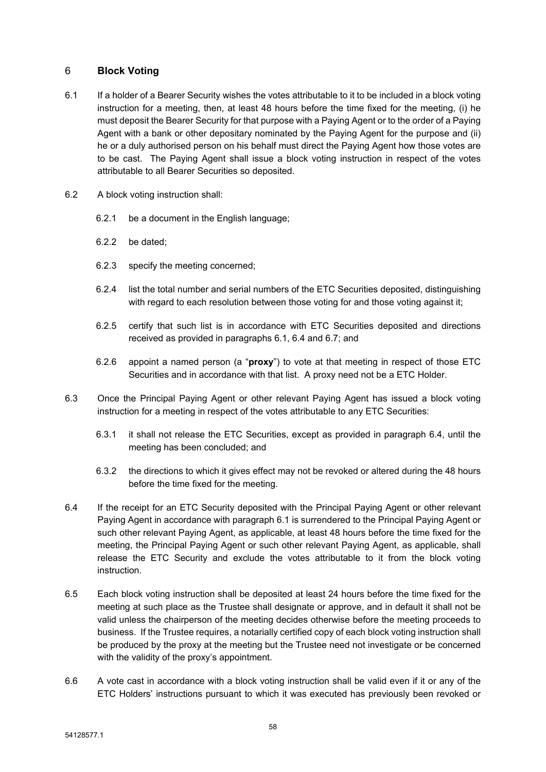## 6 Block Voting

6.1 If a holder of a Bearer Security wishes the votes attributable to it to be included in a block voting instruction for a meeting, then, at least 48 hours before the time fixed for the meeting, (i) he must deposit the Bearer Security for that purpose with a Paying Agent or to the order of a Paying Agent with a bank or other depositary nominated by the Paying Agent for the purpose and (ii) he or a duly authorised person on his behalf must direct the Paying Agent how those votes are to be cast. The Paying Agent shall issue a block voting instruction in respect of the votes attributable to all Bearer Securities so deposited.

6.2 A block voting instruction shall:

6.2.1 be a document in the English language;

6.2.2 be dated;

6.2.3 specify the meeting concerned;

6.2.4 list the total number and serial numbers of the ETC Securities deposited, distinguishing with regard to each resolution between those voting for and those voting against it;

6.2.5 certify that such list is in accordance with ETC Securities deposited and directions received as provided in paragraphs 6.1, 6.4 and 6.7; and

6.2.6 appoint a named person (a "**proxy**") to vote at that meeting in respect of those ETC Securities and in accordance with that list. A proxy need not be a ETC Holder.

6.3 Once the Principal Paying Agent or other relevant Paying Agent has issued a block voting instruction for a meeting in respect of the votes attributable to any ETC Securities:

6.3.1 it shall not release the ETC Securities, except as provided in paragraph 6.4, until the meeting has been concluded; and

6.3.2 the directions to which it gives effect may not be revoked or altered during the 48 hours before the time fixed for the meeting.

6.4 If the receipt for an ETC Security deposited with the Principal Paying Agent or other relevant Paying Agent in accordance with paragraph 6.1 is surrendered to the Principal Paying Agent or such other relevant Paying Agent, as applicable, at least 48 hours before the time fixed for the meeting, the Principal Paying Agent or such other relevant Paying Agent, as applicable, shall release the ETC Security and exclude the votes attributable to it from the block voting instruction.

6.5 Each block voting instruction shall be deposited at least 24 hours before the time fixed for the meeting at such place as the Trustee shall designate or approve, and in default it shall not be valid unless the chairperson of the meeting decides otherwise before the meeting proceeds to business. If the Trustee requires, a notarially certified copy of each block voting instruction shall be produced by the proxy at the meeting but the Trustee need not investigate or be concerned with the validity of the proxy's appointment.

6.6 A vote cast in accordance with a block voting instruction shall be valid even if it or any of the ETC Holders' instructions pursuant to which it was executed has previously been revoked or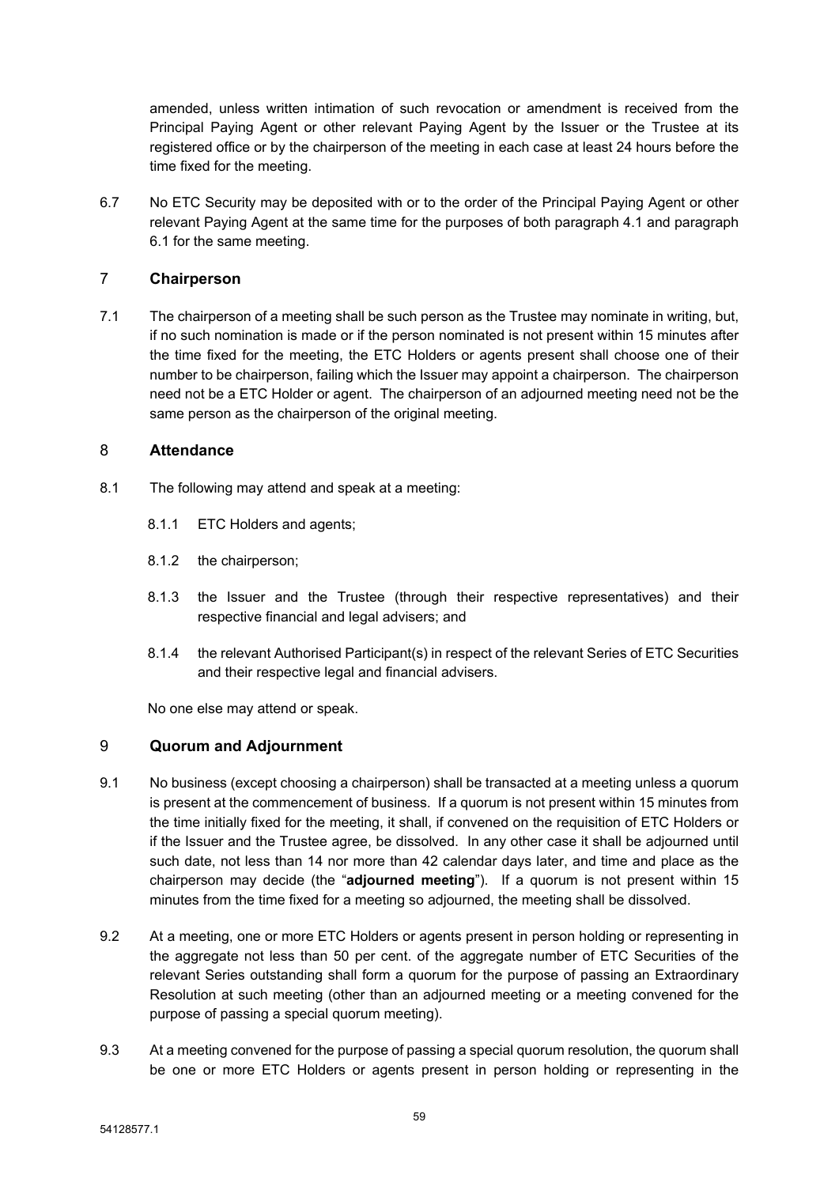amended, unless written intimation of such revocation or amendment is received from the Principal Paying Agent or other relevant Paying Agent by the Issuer or the Trustee at its registered office or by the chairperson of the meeting in each case at least 24 hours before the time fixed for the meeting.

6.7 No ETC Security may be deposited with or to the order of the Principal Paying Agent or other relevant Paying Agent at the same time for the purposes of both paragraph 4.1 and paragraph 6.1 for the same meeting.

## 7 Chairperson

7.1 The chairperson of a meeting shall be such person as the Trustee may nominate in writing, but, if no such nomination is made or if the person nominated is not present within 15 minutes after the time fixed for the meeting, the ETC Holders or agents present shall choose one of their number to be chairperson, failing which the Issuer may appoint a chairperson. The chairperson need not be a ETC Holder or agent. The chairperson of an adjourned meeting need not be the same person as the chairperson of the original meeting.

## 8 Attendance

8.1 The following may attend and speak at a meeting:

8.1.1 ETC Holders and agents;

8.1.2 the chairperson;

8.1.3 the Issuer and the Trustee (through their respective representatives) and their respective financial and legal advisers; and

8.1.4 the relevant Authorised Participant(s) in respect of the relevant Series of ETC Securities and their respective legal and financial advisers.

No one else may attend or speak.

## 9 Quorum and Adjournment

9.1 No business (except choosing a chairperson) shall be transacted at a meeting unless a quorum is present at the commencement of business. If a quorum is not present within 15 minutes from the time initially fixed for the meeting, it shall, if convened on the requisition of ETC Holders or if the Issuer and the Trustee agree, be dissolved. In any other case it shall be adjourned until such date, not less than 14 nor more than 42 calendar days later, and time and place as the chairperson may decide (the "**adjourned meeting**"). If a quorum is not present within 15 minutes from the time fixed for a meeting so adjourned, the meeting shall be dissolved.

9.2 At a meeting, one or more ETC Holders or agents present in person holding or representing in the aggregate not less than 50 per cent. of the aggregate number of ETC Securities of the relevant Series outstanding shall form a quorum for the purpose of passing an Extraordinary Resolution at such meeting (other than an adjourned meeting or a meeting convened for the purpose of passing a special quorum meeting).

9.3 At a meeting convened for the purpose of passing a special quorum resolution, the quorum shall be one or more ETC Holders or agents present in person holding or representing in the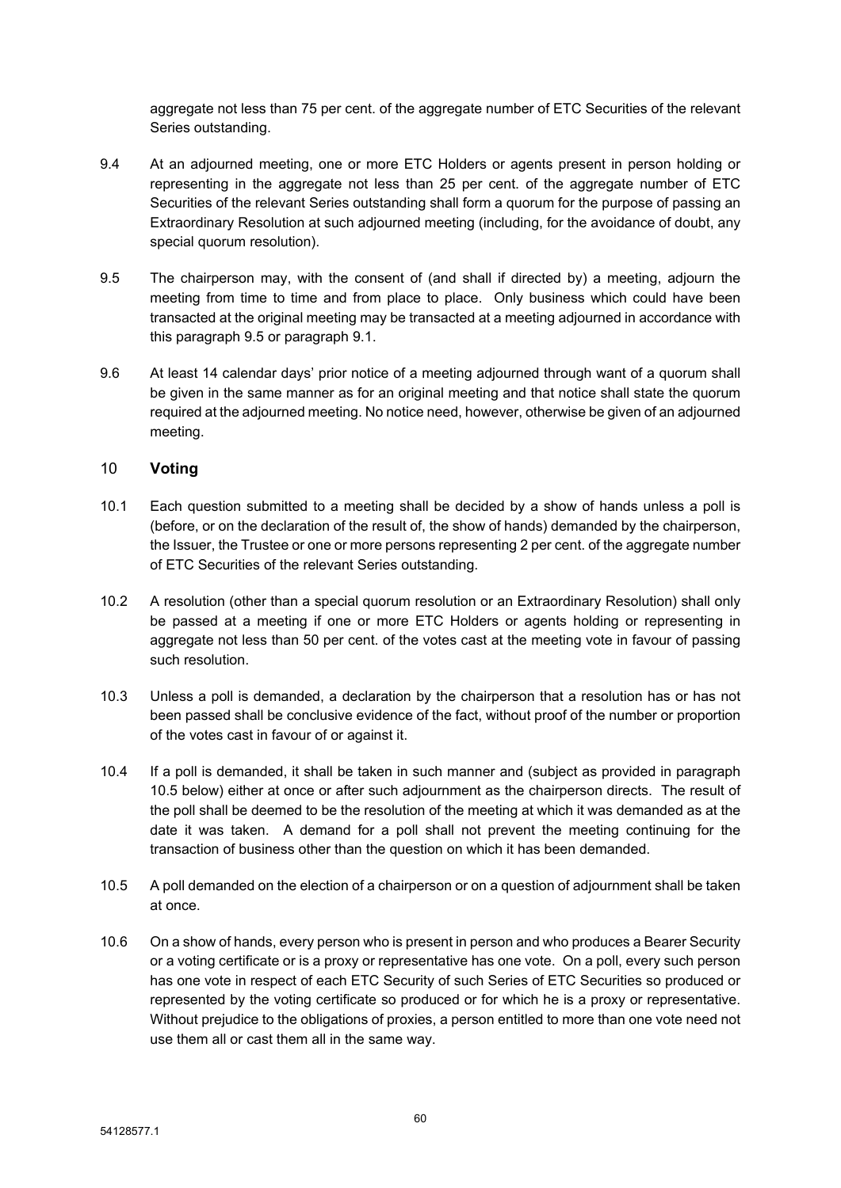aggregate not less than 75 per cent. of the aggregate number of ETC Securities of the relevant Series outstanding.

9.4 At an adjourned meeting, one or more ETC Holders or agents present in person holding or representing in the aggregate not less than 25 per cent. of the aggregate number of ETC Securities of the relevant Series outstanding shall form a quorum for the purpose of passing an Extraordinary Resolution at such adjourned meeting (including, for the avoidance of doubt, any special quorum resolution).

9.5 The chairperson may, with the consent of (and shall if directed by) a meeting, adjourn the meeting from time to time and from place to place. Only business which could have been transacted at the original meeting may be transacted at a meeting adjourned in accordance with this paragraph 9.5 or paragraph 9.1.

9.6 At least 14 calendar days' prior notice of a meeting adjourned through want of a quorum shall be given in the same manner as for an original meeting and that notice shall state the quorum required at the adjourned meeting. No notice need, however, otherwise be given of an adjourned meeting.

## 10 Voting

10.1 Each question submitted to a meeting shall be decided by a show of hands unless a poll is (before, or on the declaration of the result of, the show of hands) demanded by the chairperson, the Issuer, the Trustee or one or more persons representing 2 per cent. of the aggregate number of ETC Securities of the relevant Series outstanding.

10.2 A resolution (other than a special quorum resolution or an Extraordinary Resolution) shall only be passed at a meeting if one or more ETC Holders or agents holding or representing in aggregate not less than 50 per cent. of the votes cast at the meeting vote in favour of passing such resolution.

10.3 Unless a poll is demanded, a declaration by the chairperson that a resolution has or has not been passed shall be conclusive evidence of the fact, without proof of the number or proportion of the votes cast in favour of or against it.

10.4 If a poll is demanded, it shall be taken in such manner and (subject as provided in paragraph 10.5 below) either at once or after such adjournment as the chairperson directs. The result of the poll shall be deemed to be the resolution of the meeting at which it was demanded as at the date it was taken. A demand for a poll shall not prevent the meeting continuing for the transaction of business other than the question on which it has been demanded.

10.5 A poll demanded on the election of a chairperson or on a question of adjournment shall be taken at once.

10.6 On a show of hands, every person who is present in person and who produces a Bearer Security or a voting certificate or is a proxy or representative has one vote. On a poll, every such person has one vote in respect of each ETC Security of such Series of ETC Securities so produced or represented by the voting certificate so produced or for which he is a proxy or representative. Without prejudice to the obligations of proxies, a person entitled to more than one vote need not use them all or cast them all in the same way.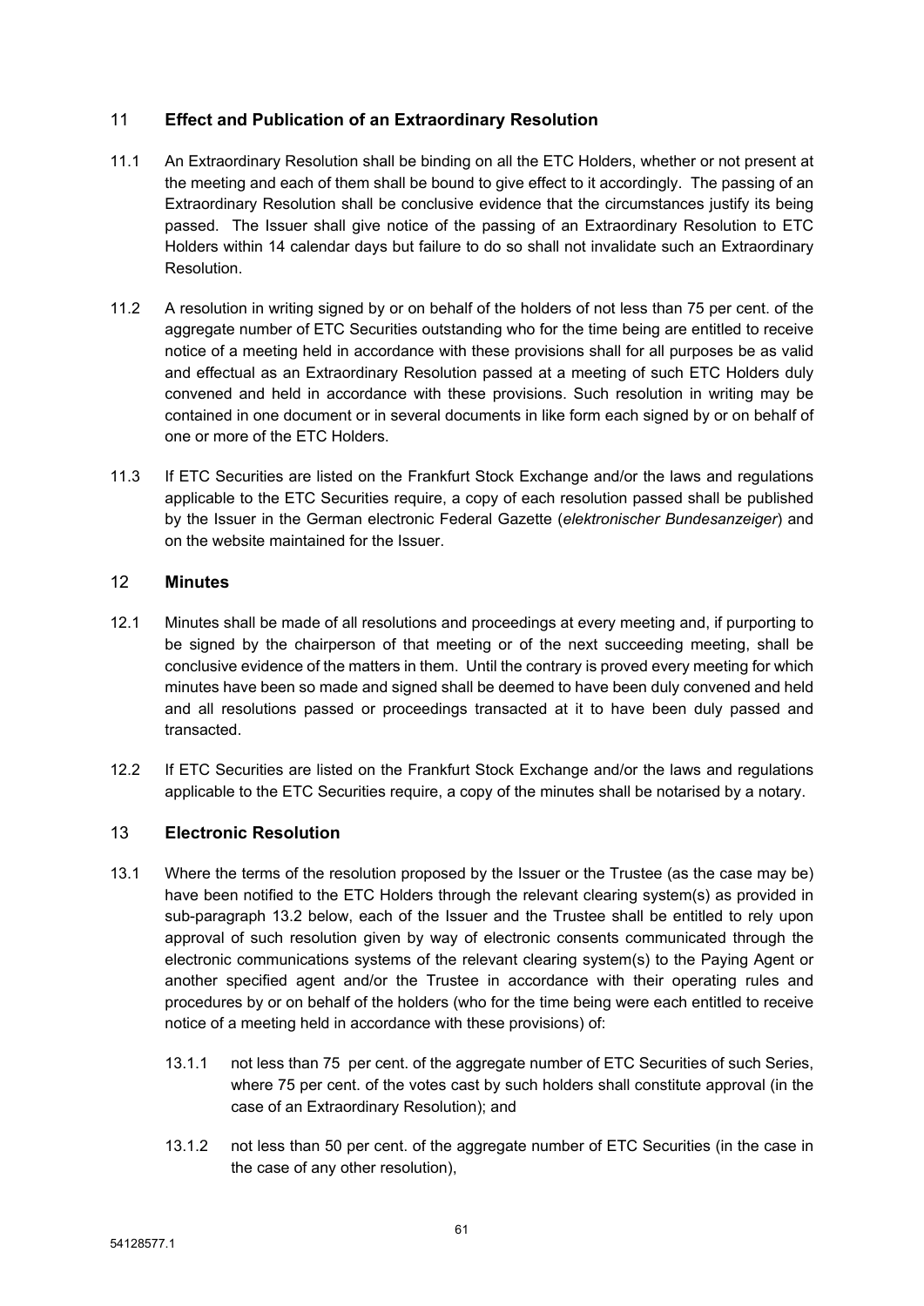## 11 Effect and Publication of an Extraordinary Resolution

11.1 An Extraordinary Resolution shall be binding on all the ETC Holders, whether or not present at the meeting and each of them shall be bound to give effect to it accordingly. The passing of an Extraordinary Resolution shall be conclusive evidence that the circumstances justify its being passed. The Issuer shall give notice of the passing of an Extraordinary Resolution to ETC Holders within 14 calendar days but failure to do so shall not invalidate such an Extraordinary Resolution.

11.2 A resolution in writing signed by or on behalf of the holders of not less than 75 per cent. of the aggregate number of ETC Securities outstanding who for the time being are entitled to receive notice of a meeting held in accordance with these provisions shall for all purposes be as valid and effectual as an Extraordinary Resolution passed at a meeting of such ETC Holders duly convened and held in accordance with these provisions. Such resolution in writing may be contained in one document or in several documents in like form each signed by or on behalf of one or more of the ETC Holders.

11.3 If ETC Securities are listed on the Frankfurt Stock Exchange and/or the laws and regulations applicable to the ETC Securities require, a copy of each resolution passed shall be published by the Issuer in the German electronic Federal Gazette (*elektronischer Bundesanzeiger*) and on the website maintained for the Issuer.

## 12 Minutes

12.1 Minutes shall be made of all resolutions and proceedings at every meeting and, if purporting to be signed by the chairperson of that meeting or of the next succeeding meeting, shall be conclusive evidence of the matters in them. Until the contrary is proved every meeting for which minutes have been so made and signed shall be deemed to have been duly convened and held and all resolutions passed or proceedings transacted at it to have been duly passed and transacted.

12.2 If ETC Securities are listed on the Frankfurt Stock Exchange and/or the laws and regulations applicable to the ETC Securities require, a copy of the minutes shall be notarised by a notary.

## 13 Electronic Resolution

13.1 Where the terms of the resolution proposed by the Issuer or the Trustee (as the case may be) have been notified to the ETC Holders through the relevant clearing system(s) as provided in sub-paragraph 13.2 below, each of the Issuer and the Trustee shall be entitled to rely upon approval of such resolution given by way of electronic consents communicated through the electronic communications systems of the relevant clearing system(s) to the Paying Agent or another specified agent and/or the Trustee in accordance with their operating rules and procedures by or on behalf of the holders (who for the time being were each entitled to receive notice of a meeting held in accordance with these provisions) of:

13.1.1 not less than 75 per cent. of the aggregate number of ETC Securities of such Series, where 75 per cent. of the votes cast by such holders shall constitute approval (in the case of an Extraordinary Resolution); and

13.1.2 not less than 50 per cent. of the aggregate number of ETC Securities (in the case in the case of any other resolution),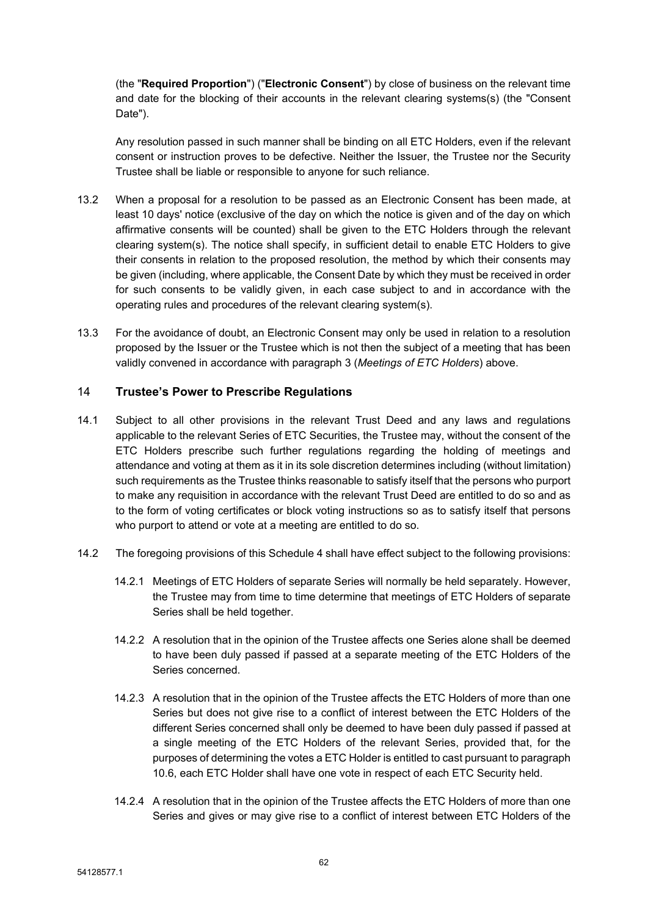(the "**Required Proportion**") ("**Electronic Consent**") by close of business on the relevant time and date for the blocking of their accounts in the relevant clearing systems(s) (the "Consent Date").

Any resolution passed in such manner shall be binding on all ETC Holders, even if the relevant consent or instruction proves to be defective. Neither the Issuer, the Trustee nor the Security Trustee shall be liable or responsible to anyone for such reliance.

13.2 When a proposal for a resolution to be passed as an Electronic Consent has been made, at least 10 days' notice (exclusive of the day on which the notice is given and of the day on which affirmative consents will be counted) shall be given to the ETC Holders through the relevant clearing system(s). The notice shall specify, in sufficient detail to enable ETC Holders to give their consents in relation to the proposed resolution, the method by which their consents may be given (including, where applicable, the Consent Date by which they must be received in order for such consents to be validly given, in each case subject to and in accordance with the operating rules and procedures of the relevant clearing system(s).

13.3 For the avoidance of doubt, an Electronic Consent may only be used in relation to a resolution proposed by the Issuer or the Trustee which is not then the subject of a meeting that has been validly convened in accordance with paragraph 3 (*Meetings of ETC Holders*) above.

## 14 Trustee's Power to Prescribe Regulations

14.1 Subject to all other provisions in the relevant Trust Deed and any laws and regulations applicable to the relevant Series of ETC Securities, the Trustee may, without the consent of the ETC Holders prescribe such further regulations regarding the holding of meetings and attendance and voting at them as it in its sole discretion determines including (without limitation) such requirements as the Trustee thinks reasonable to satisfy itself that the persons who purport to make any requisition in accordance with the relevant Trust Deed are entitled to do so and as to the form of voting certificates or block voting instructions so as to satisfy itself that persons who purport to attend or vote at a meeting are entitled to do so.

14.2 The foregoing provisions of this Schedule 4 shall have effect subject to the following provisions:

14.2.1 Meetings of ETC Holders of separate Series will normally be held separately. However, the Trustee may from time to time determine that meetings of ETC Holders of separate Series shall be held together.

14.2.2 A resolution that in the opinion of the Trustee affects one Series alone shall be deemed to have been duly passed if passed at a separate meeting of the ETC Holders of the Series concerned.

14.2.3 A resolution that in the opinion of the Trustee affects the ETC Holders of more than one Series but does not give rise to a conflict of interest between the ETC Holders of the different Series concerned shall only be deemed to have been duly passed if passed at a single meeting of the ETC Holders of the relevant Series, provided that, for the purposes of determining the votes a ETC Holder is entitled to cast pursuant to paragraph 10.6, each ETC Holder shall have one vote in respect of each ETC Security held.

14.2.4 A resolution that in the opinion of the Trustee affects the ETC Holders of more than one Series and gives or may give rise to a conflict of interest between ETC Holders of the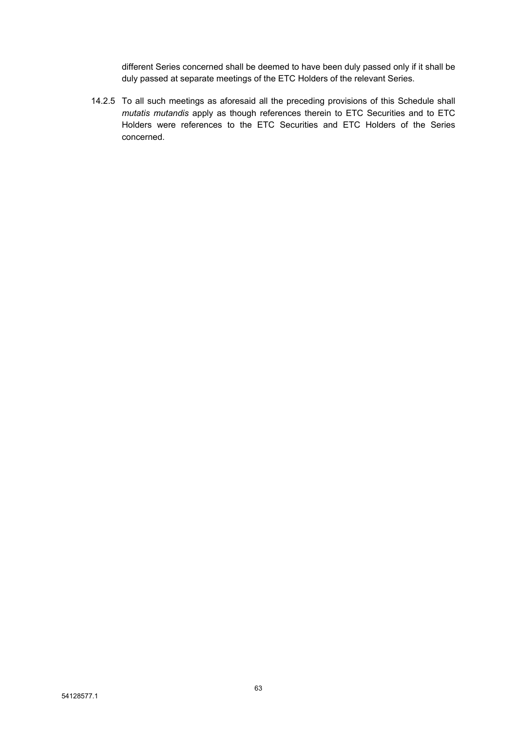different Series concerned shall be deemed to have been duly passed only if it shall be duly passed at separate meetings of the ETC Holders of the relevant Series.

14.2.5 To all such meetings as aforesaid all the preceding provisions of this Schedule shall *mutatis mutandis* apply as though references therein to ETC Securities and to ETC Holders were references to the ETC Securities and ETC Holders of the Series concerned.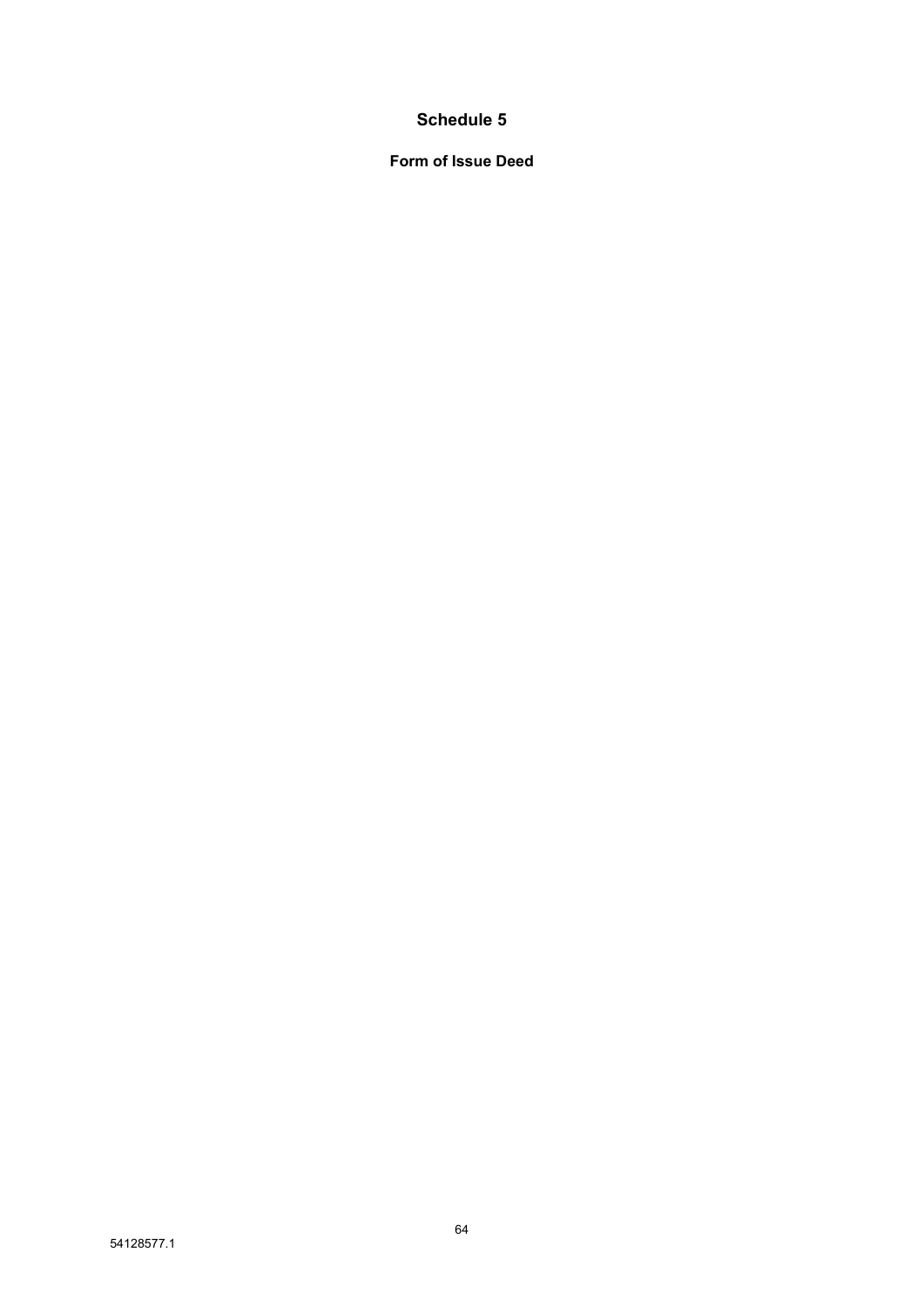# Schedule 5

## Form of Issue Deed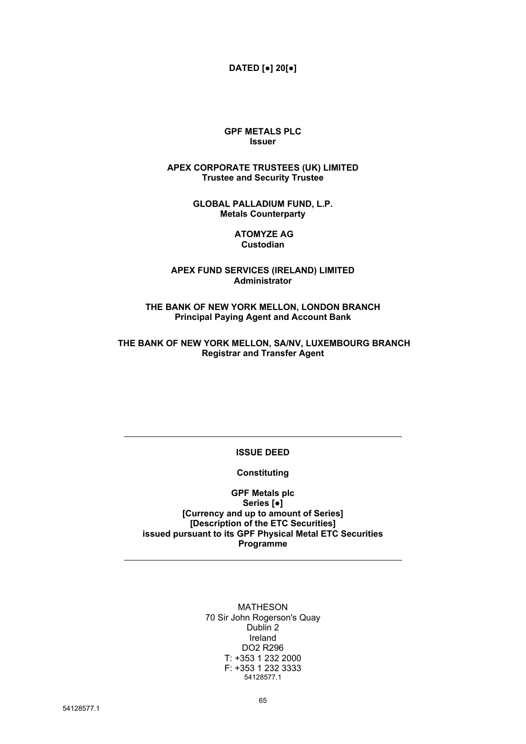**DATED [●] 20[●]**

**GPF METALS PLC**
**Issuer**

**APEX CORPORATE TRUSTEES (UK) LIMITED**
**Trustee and Security Trustee**

**GLOBAL PALLADIUM FUND, L.P.**
**Metals Counterparty**

**ATOMYZE AG**
**Custodian**

**APEX FUND SERVICES (IRELAND) LIMITED**
**Administrator**

**THE BANK OF NEW YORK MELLON, LONDON BRANCH**
**Principal Paying Agent and Account Bank**

**THE BANK OF NEW YORK MELLON, SA/NV, LUXEMBOURG BRANCH**
**Registrar and Transfer Agent**

---

**ISSUE DEED**

**Constituting**

**GPF Metals plc**
**Series [●]**
**[Currency and up to amount of Series]**
**[Description of the ETC Securities]**
**issued pursuant to its GPF Physical Metal ETC Securities Programme**

---

MATHESON
70 Sir John Rogerson's Quay
Dublin 2
Ireland
DO2 R296
T: +353 1 232 2000
F: +353 1 232 3333
54128577.1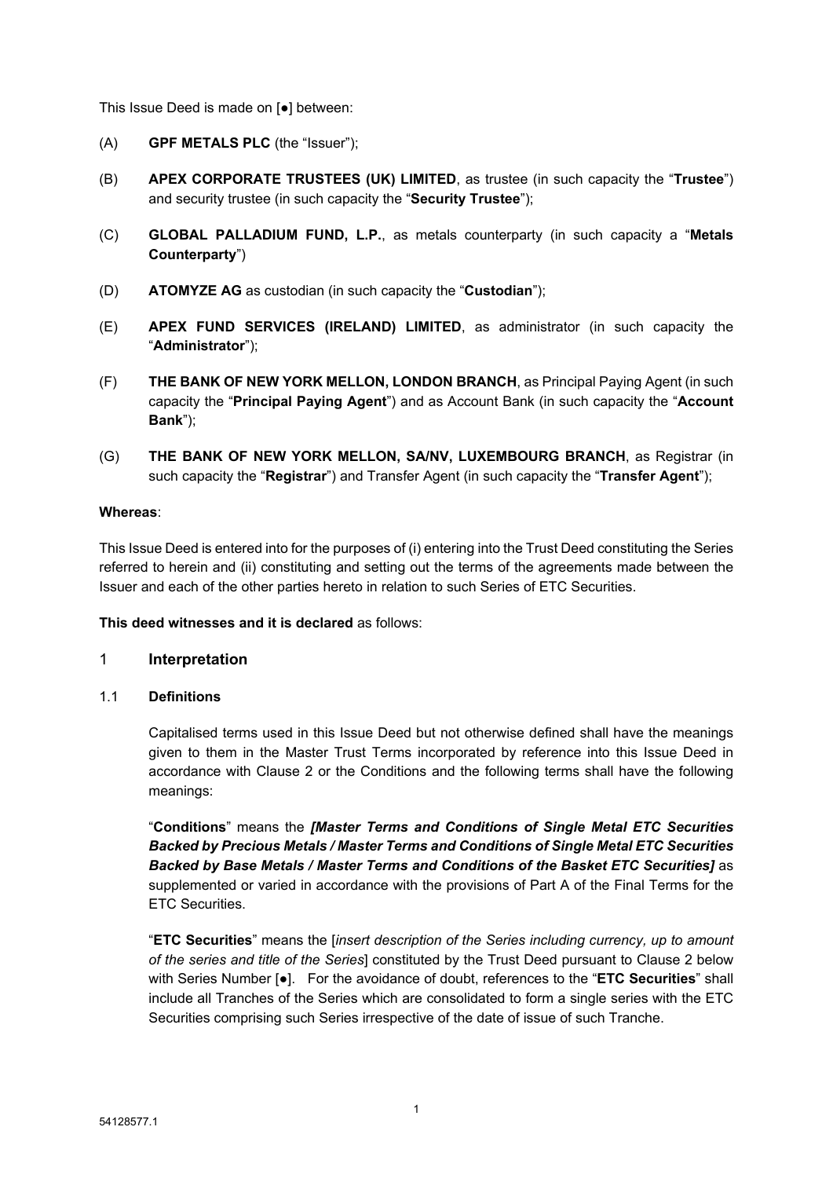This Issue Deed is made on [●] between:

(A) **GPF METALS PLC** (the "Issuer");

(B) **APEX CORPORATE TRUSTEES (UK) LIMITED**, as trustee (in such capacity the "**Trustee**") and security trustee (in such capacity the "**Security Trustee**");

(C) **GLOBAL PALLADIUM FUND, L.P.**, as metals counterparty (in such capacity a "**Metals Counterparty**")

(D) **ATOMYZE AG** as custodian (in such capacity the "**Custodian**");

(E) **APEX FUND SERVICES (IRELAND) LIMITED**, as administrator (in such capacity the "**Administrator**");

(F) **THE BANK OF NEW YORK MELLON, LONDON BRANCH**, as Principal Paying Agent (in such capacity the "**Principal Paying Agent**") and as Account Bank (in such capacity the "**Account Bank**");

(G) **THE BANK OF NEW YORK MELLON, SA/NV, LUXEMBOURG BRANCH**, as Registrar (in such capacity the "**Registrar**") and Transfer Agent (in such capacity the "**Transfer Agent**");

**Whereas**:

This Issue Deed is entered into for the purposes of (i) entering into the Trust Deed constituting the Series referred to herein and (ii) constituting and setting out the terms of the agreements made between the Issuer and each of the other parties hereto in relation to such Series of ETC Securities.

**This deed witnesses and it is declared** as follows:

## 1 Interpretation

### 1.1 Definitions

Capitalised terms used in this Issue Deed but not otherwise defined shall have the meanings given to them in the Master Trust Terms incorporated by reference into this Issue Deed in accordance with Clause 2 or the Conditions and the following terms shall have the following meanings:

"**Conditions**" means the ***[Master Terms and Conditions of Single Metal ETC Securities Backed by Precious Metals / Master Terms and Conditions of Single Metal ETC Securities Backed by Base Metals / Master Terms and Conditions of the Basket ETC Securities]*** as supplemented or varied in accordance with the provisions of Part A of the Final Terms for the ETC Securities.

"**ETC Securities**" means the [*insert description of the Series including currency, up to amount of the series and title of the Series*] constituted by the Trust Deed pursuant to Clause 2 below with Series Number [●]. For the avoidance of doubt, references to the "**ETC Securities**" shall include all Tranches of the Series which are consolidated to form a single series with the ETC Securities comprising such Series irrespective of the date of issue of such Tranche.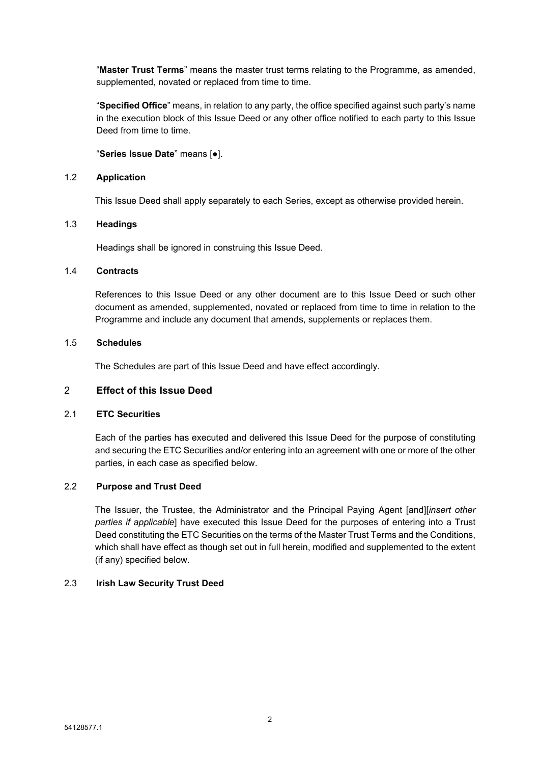"**Master Trust Terms**" means the master trust terms relating to the Programme, as amended, supplemented, novated or replaced from time to time.

"**Specified Office**" means, in relation to any party, the office specified against such party's name in the execution block of this Issue Deed or any other office notified to each party to this Issue Deed from time to time.

"**Series Issue Date**" means [●].

1.2 **Application**

This Issue Deed shall apply separately to each Series, except as otherwise provided herein.

1.3 **Headings**

Headings shall be ignored in construing this Issue Deed.

1.4 **Contracts**

References to this Issue Deed or any other document are to this Issue Deed or such other document as amended, supplemented, novated or replaced from time to time in relation to the Programme and include any document that amends, supplements or replaces them.

1.5 **Schedules**

The Schedules are part of this Issue Deed and have effect accordingly.

## 2 Effect of this Issue Deed

2.1 **ETC Securities**

Each of the parties has executed and delivered this Issue Deed for the purpose of constituting and securing the ETC Securities and/or entering into an agreement with one or more of the other parties, in each case as specified below.

2.2 **Purpose and Trust Deed**

The Issuer, the Trustee, the Administrator and the Principal Paying Agent [and][*insert other parties if applicable*] have executed this Issue Deed for the purposes of entering into a Trust Deed constituting the ETC Securities on the terms of the Master Trust Terms and the Conditions, which shall have effect as though set out in full herein, modified and supplemented to the extent (if any) specified below.

2.3 **Irish Law Security Trust Deed**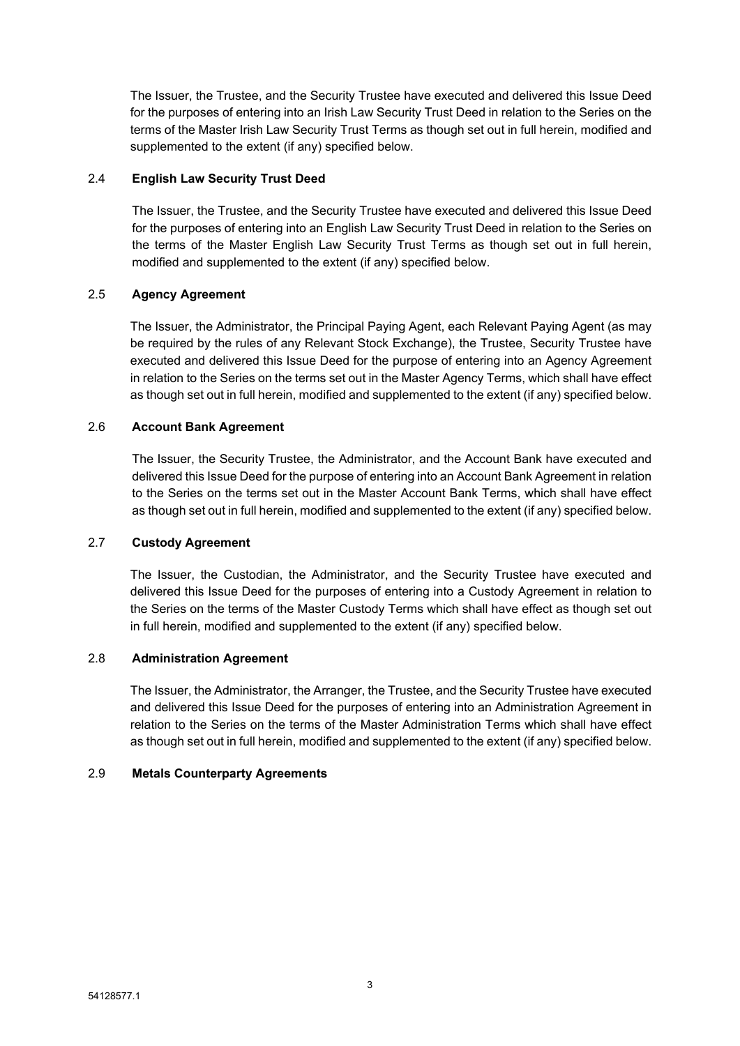The Issuer, the Trustee, and the Security Trustee have executed and delivered this Issue Deed for the purposes of entering into an Irish Law Security Trust Deed in relation to the Series on the terms of the Master Irish Law Security Trust Terms as though set out in full herein, modified and supplemented to the extent (if any) specified below.

### 2.4 English Law Security Trust Deed

The Issuer, the Trustee, and the Security Trustee have executed and delivered this Issue Deed for the purposes of entering into an English Law Security Trust Deed in relation to the Series on the terms of the Master English Law Security Trust Terms as though set out in full herein, modified and supplemented to the extent (if any) specified below.

### 2.5 Agency Agreement

The Issuer, the Administrator, the Principal Paying Agent, each Relevant Paying Agent (as may be required by the rules of any Relevant Stock Exchange), the Trustee, Security Trustee have executed and delivered this Issue Deed for the purpose of entering into an Agency Agreement in relation to the Series on the terms set out in the Master Agency Terms, which shall have effect as though set out in full herein, modified and supplemented to the extent (if any) specified below.

### 2.6 Account Bank Agreement

The Issuer, the Security Trustee, the Administrator, and the Account Bank have executed and delivered this Issue Deed for the purpose of entering into an Account Bank Agreement in relation to the Series on the terms set out in the Master Account Bank Terms, which shall have effect as though set out in full herein, modified and supplemented to the extent (if any) specified below.

### 2.7 Custody Agreement

The Issuer, the Custodian, the Administrator, and the Security Trustee have executed and delivered this Issue Deed for the purposes of entering into a Custody Agreement in relation to the Series on the terms of the Master Custody Terms which shall have effect as though set out in full herein, modified and supplemented to the extent (if any) specified below.

### 2.8 Administration Agreement

The Issuer, the Administrator, the Arranger, the Trustee, and the Security Trustee have executed and delivered this Issue Deed for the purposes of entering into an Administration Agreement in relation to the Series on the terms of the Master Administration Terms which shall have effect as though set out in full herein, modified and supplemented to the extent (if any) specified below.

### 2.9 Metals Counterparty Agreements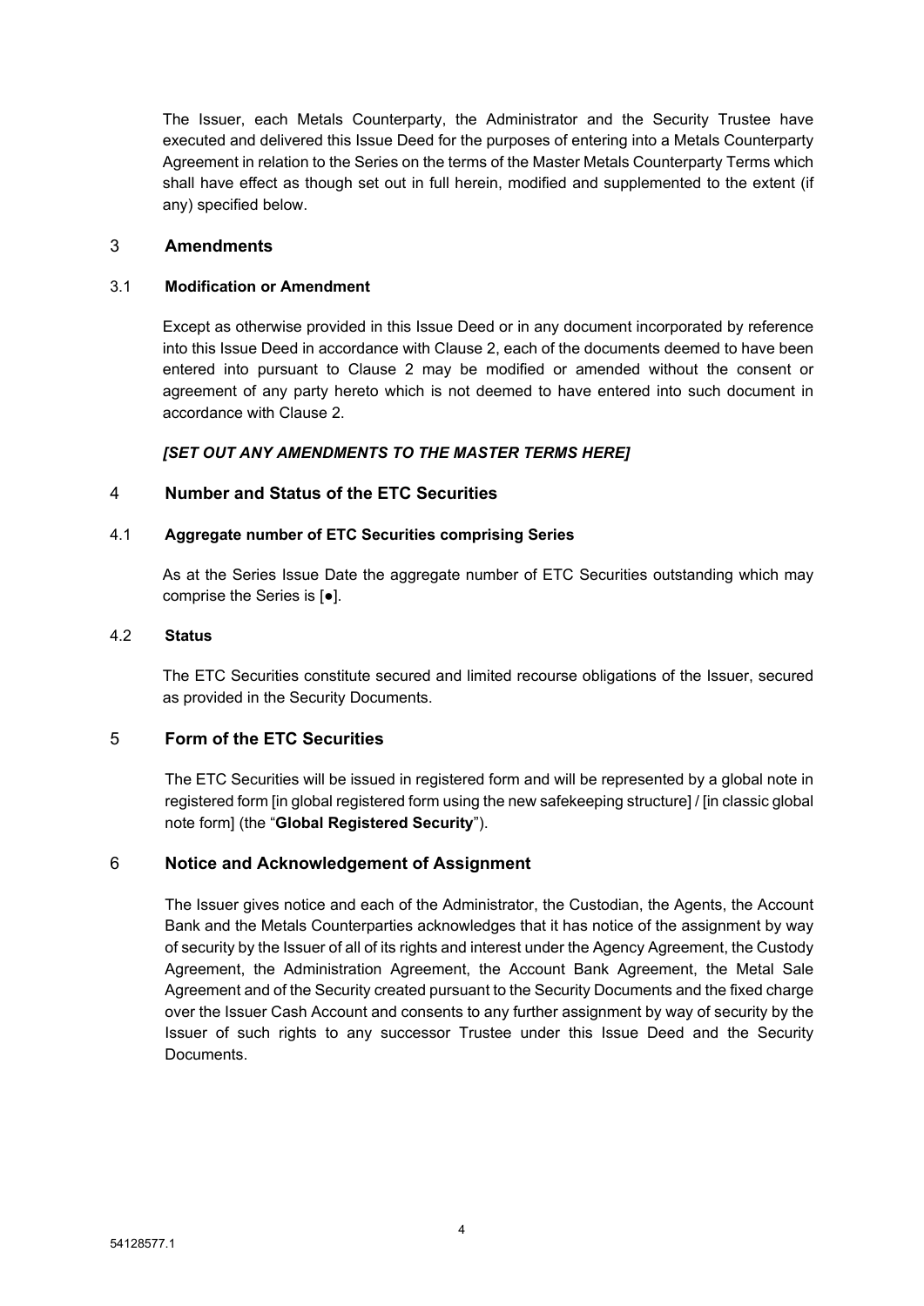The Issuer, each Metals Counterparty, the Administrator and the Security Trustee have executed and delivered this Issue Deed for the purposes of entering into a Metals Counterparty Agreement in relation to the Series on the terms of the Master Metals Counterparty Terms which shall have effect as though set out in full herein, modified and supplemented to the extent (if any) specified below.

## 3 Amendments

### 3.1 Modification or Amendment

Except as otherwise provided in this Issue Deed or in any document incorporated by reference into this Issue Deed in accordance with Clause 2, each of the documents deemed to have been entered into pursuant to Clause 2 may be modified or amended without the consent or agreement of any party hereto which is not deemed to have entered into such document in accordance with Clause 2.

***[SET OUT ANY AMENDMENTS TO THE MASTER TERMS HERE]***

## 4 Number and Status of the ETC Securities

### 4.1 Aggregate number of ETC Securities comprising Series

As at the Series Issue Date the aggregate number of ETC Securities outstanding which may comprise the Series is [●].

### 4.2 Status

The ETC Securities constitute secured and limited recourse obligations of the Issuer, secured as provided in the Security Documents.

## 5 Form of the ETC Securities

The ETC Securities will be issued in registered form and will be represented by a global note in registered form [in global registered form using the new safekeeping structure] / [in classic global note form] (the "**Global Registered Security**").

## 6 Notice and Acknowledgement of Assignment

The Issuer gives notice and each of the Administrator, the Custodian, the Agents, the Account Bank and the Metals Counterparties acknowledges that it has notice of the assignment by way of security by the Issuer of all of its rights and interest under the Agency Agreement, the Custody Agreement, the Administration Agreement, the Account Bank Agreement, the Metal Sale Agreement and of the Security created pursuant to the Security Documents and the fixed charge over the Issuer Cash Account and consents to any further assignment by way of security by the Issuer of such rights to any successor Trustee under this Issue Deed and the Security Documents.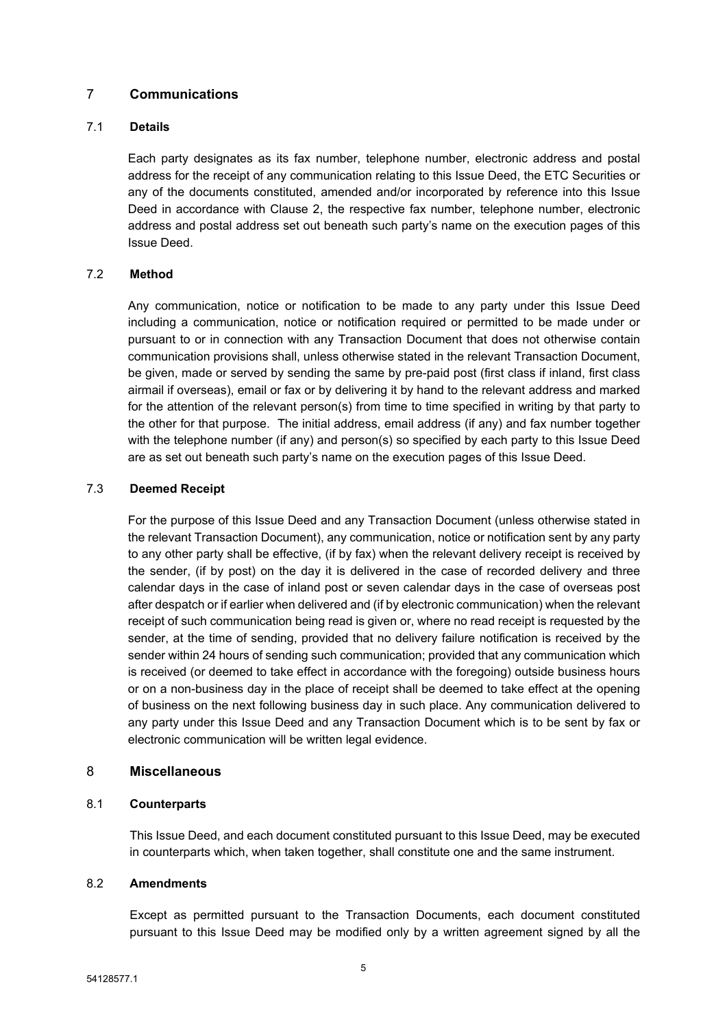## 7 Communications

### 7.1 Details

Each party designates as its fax number, telephone number, electronic address and postal address for the receipt of any communication relating to this Issue Deed, the ETC Securities or any of the documents constituted, amended and/or incorporated by reference into this Issue Deed in accordance with Clause 2, the respective fax number, telephone number, electronic address and postal address set out beneath such party's name on the execution pages of this Issue Deed.

### 7.2 Method

Any communication, notice or notification to be made to any party under this Issue Deed including a communication, notice or notification required or permitted to be made under or pursuant to or in connection with any Transaction Document that does not otherwise contain communication provisions shall, unless otherwise stated in the relevant Transaction Document, be given, made or served by sending the same by pre-paid post (first class if inland, first class airmail if overseas), email or fax or by delivering it by hand to the relevant address and marked for the attention of the relevant person(s) from time to time specified in writing by that party to the other for that purpose. The initial address, email address (if any) and fax number together with the telephone number (if any) and person(s) so specified by each party to this Issue Deed are as set out beneath such party's name on the execution pages of this Issue Deed.

### 7.3 Deemed Receipt

For the purpose of this Issue Deed and any Transaction Document (unless otherwise stated in the relevant Transaction Document), any communication, notice or notification sent by any party to any other party shall be effective, (if by fax) when the relevant delivery receipt is received by the sender, (if by post) on the day it is delivered in the case of recorded delivery and three calendar days in the case of inland post or seven calendar days in the case of overseas post after despatch or if earlier when delivered and (if by electronic communication) when the relevant receipt of such communication being read is given or, where no read receipt is requested by the sender, at the time of sending, provided that no delivery failure notification is received by the sender within 24 hours of sending such communication; provided that any communication which is received (or deemed to take effect in accordance with the foregoing) outside business hours or on a non-business day in the place of receipt shall be deemed to take effect at the opening of business on the next following business day in such place. Any communication delivered to any party under this Issue Deed and any Transaction Document which is to be sent by fax or electronic communication will be written legal evidence.

## 8 Miscellaneous

### 8.1 Counterparts

This Issue Deed, and each document constituted pursuant to this Issue Deed, may be executed in counterparts which, when taken together, shall constitute one and the same instrument.

### 8.2 Amendments

Except as permitted pursuant to the Transaction Documents, each document constituted pursuant to this Issue Deed may be modified only by a written agreement signed by all the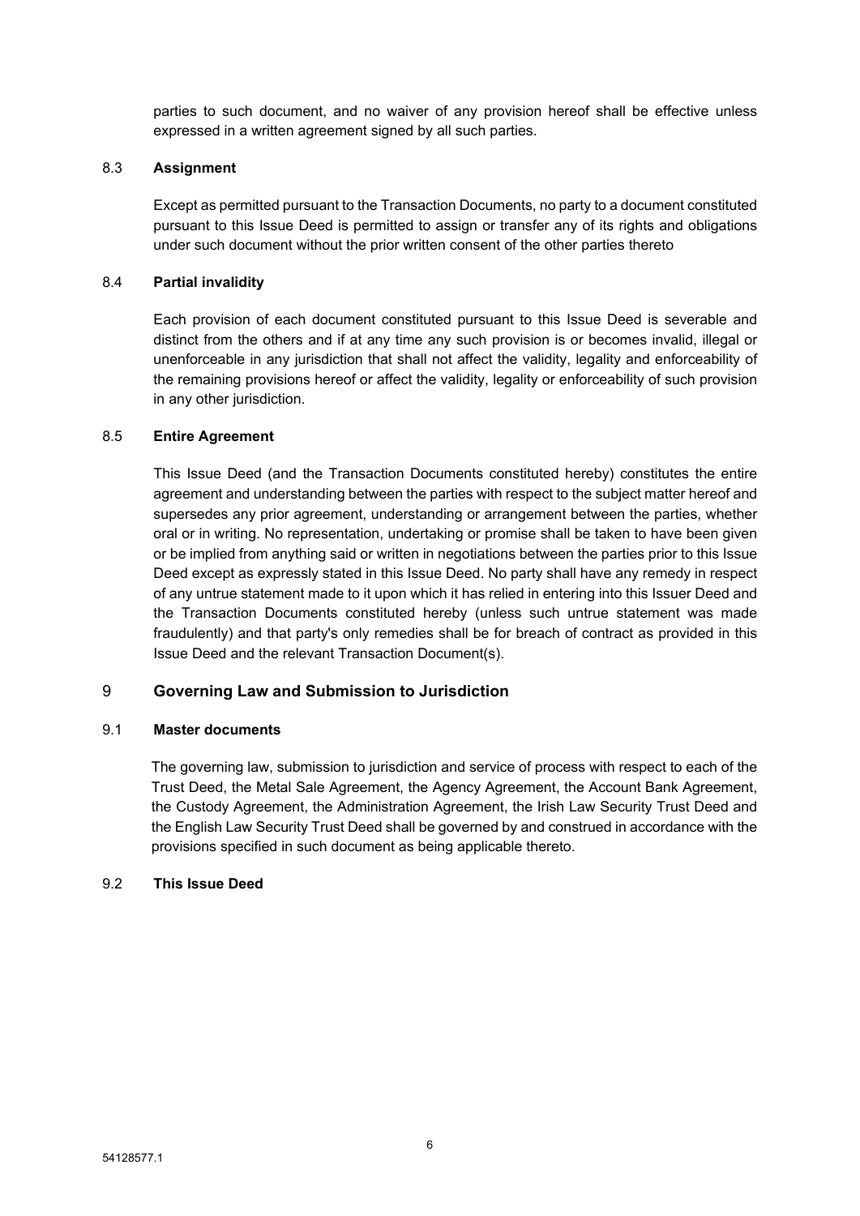parties to such document, and no waiver of any provision hereof shall be effective unless expressed in a written agreement signed by all such parties.

### 8.3 Assignment

Except as permitted pursuant to the Transaction Documents, no party to a document constituted pursuant to this Issue Deed is permitted to assign or transfer any of its rights and obligations under such document without the prior written consent of the other parties thereto

### 8.4 Partial invalidity

Each provision of each document constituted pursuant to this Issue Deed is severable and distinct from the others and if at any time any such provision is or becomes invalid, illegal or unenforceable in any jurisdiction that shall not affect the validity, legality and enforceability of the remaining provisions hereof or affect the validity, legality or enforceability of such provision in any other jurisdiction.

### 8.5 Entire Agreement

This Issue Deed (and the Transaction Documents constituted hereby) constitutes the entire agreement and understanding between the parties with respect to the subject matter hereof and supersedes any prior agreement, understanding or arrangement between the parties, whether oral or in writing. No representation, undertaking or promise shall be taken to have been given or be implied from anything said or written in negotiations between the parties prior to this Issue Deed except as expressly stated in this Issue Deed. No party shall have any remedy in respect of any untrue statement made to it upon which it has relied in entering into this Issuer Deed and the Transaction Documents constituted hereby (unless such untrue statement was made fraudulently) and that party's only remedies shall be for breach of contract as provided in this Issue Deed and the relevant Transaction Document(s).

## 9 Governing Law and Submission to Jurisdiction

### 9.1 Master documents

The governing law, submission to jurisdiction and service of process with respect to each of the Trust Deed, the Metal Sale Agreement, the Agency Agreement, the Account Bank Agreement, the Custody Agreement, the Administration Agreement, the Irish Law Security Trust Deed and the English Law Security Trust Deed shall be governed by and construed in accordance with the provisions specified in such document as being applicable thereto.

### 9.2 This Issue Deed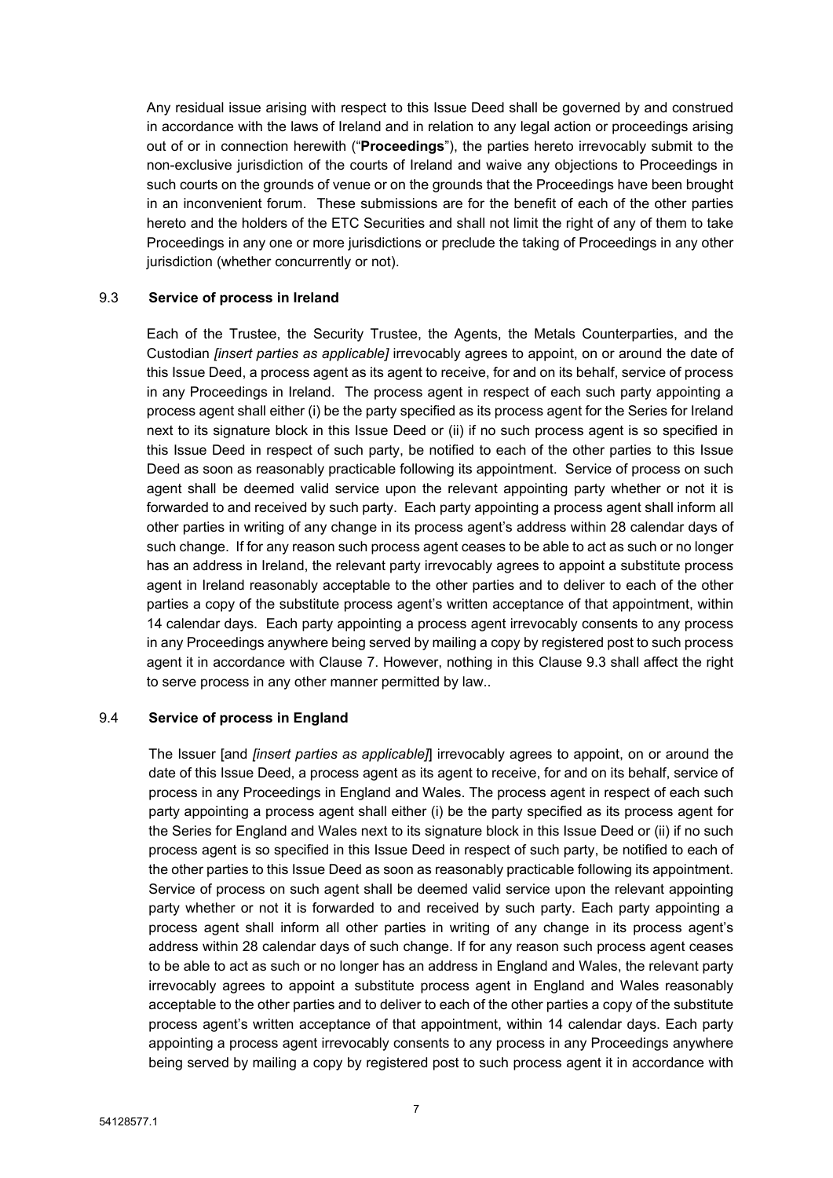Any residual issue arising with respect to this Issue Deed shall be governed by and construed in accordance with the laws of Ireland and in relation to any legal action or proceedings arising out of or in connection herewith ("**Proceedings**"), the parties hereto irrevocably submit to the non-exclusive jurisdiction of the courts of Ireland and waive any objections to Proceedings in such courts on the grounds of venue or on the grounds that the Proceedings have been brought in an inconvenient forum. These submissions are for the benefit of each of the other parties hereto and the holders of the ETC Securities and shall not limit the right of any of them to take Proceedings in any one or more jurisdictions or preclude the taking of Proceedings in any other jurisdiction (whether concurrently or not).

### 9.3 **Service of process in Ireland**

Each of the Trustee, the Security Trustee, the Agents, the Metals Counterparties, and the Custodian *[insert parties as applicable]* irrevocably agrees to appoint, on or around the date of this Issue Deed, a process agent as its agent to receive, for and on its behalf, service of process in any Proceedings in Ireland. The process agent in respect of each such party appointing a process agent shall either (i) be the party specified as its process agent for the Series for Ireland next to its signature block in this Issue Deed or (ii) if no such process agent is so specified in this Issue Deed in respect of such party, be notified to each of the other parties to this Issue Deed as soon as reasonably practicable following its appointment. Service of process on such agent shall be deemed valid service upon the relevant appointing party whether or not it is forwarded to and received by such party. Each party appointing a process agent shall inform all other parties in writing of any change in its process agent's address within 28 calendar days of such change. If for any reason such process agent ceases to be able to act as such or no longer has an address in Ireland, the relevant party irrevocably agrees to appoint a substitute process agent in Ireland reasonably acceptable to the other parties and to deliver to each of the other parties a copy of the substitute process agent's written acceptance of that appointment, within 14 calendar days. Each party appointing a process agent irrevocably consents to any process in any Proceedings anywhere being served by mailing a copy by registered post to such process agent it in accordance with Clause 7. However, nothing in this Clause 9.3 shall affect the right to serve process in any other manner permitted by law..

### 9.4 **Service of process in England**

The Issuer [and *[insert parties as applicable]*] irrevocably agrees to appoint, on or around the date of this Issue Deed, a process agent as its agent to receive, for and on its behalf, service of process in any Proceedings in England and Wales. The process agent in respect of each such party appointing a process agent shall either (i) be the party specified as its process agent for the Series for England and Wales next to its signature block in this Issue Deed or (ii) if no such process agent is so specified in this Issue Deed in respect of such party, be notified to each of the other parties to this Issue Deed as soon as reasonably practicable following its appointment. Service of process on such agent shall be deemed valid service upon the relevant appointing party whether or not it is forwarded to and received by such party. Each party appointing a process agent shall inform all other parties in writing of any change in its process agent's address within 28 calendar days of such change. If for any reason such process agent ceases to be able to act as such or no longer has an address in England and Wales, the relevant party irrevocably agrees to appoint a substitute process agent in England and Wales reasonably acceptable to the other parties and to deliver to each of the other parties a copy of the substitute process agent's written acceptance of that appointment, within 14 calendar days. Each party appointing a process agent irrevocably consents to any process in any Proceedings anywhere being served by mailing a copy by registered post to such process agent it in accordance with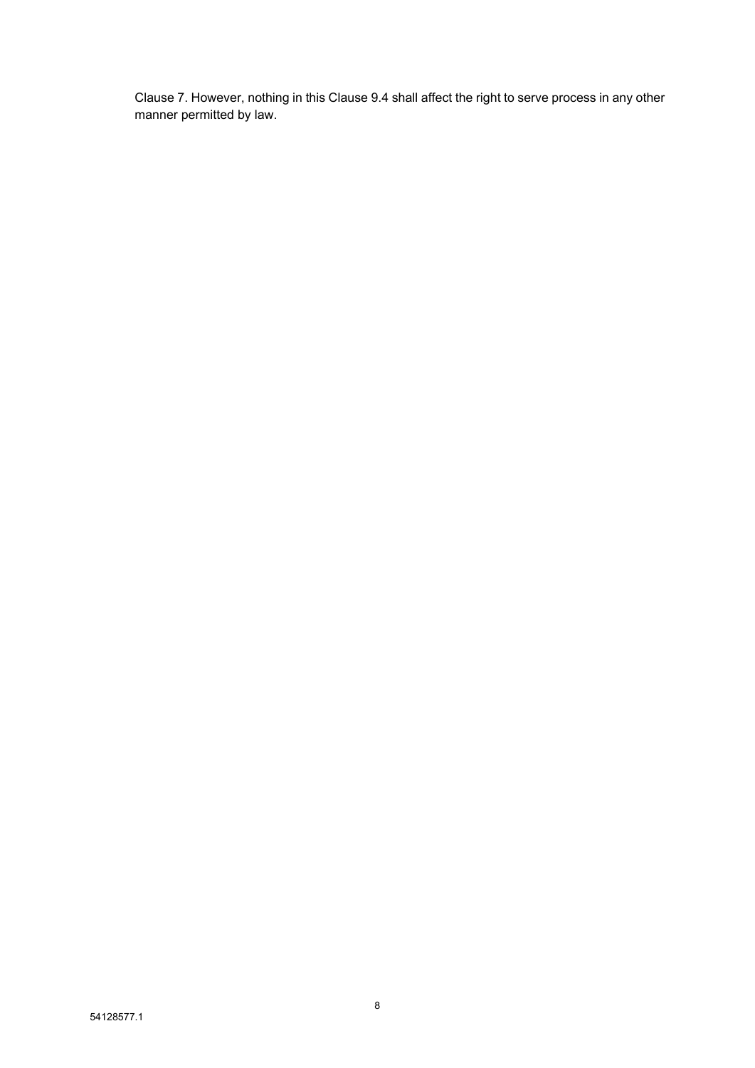Clause 7. However, nothing in this Clause 9.4 shall affect the right to serve process in any other manner permitted by law.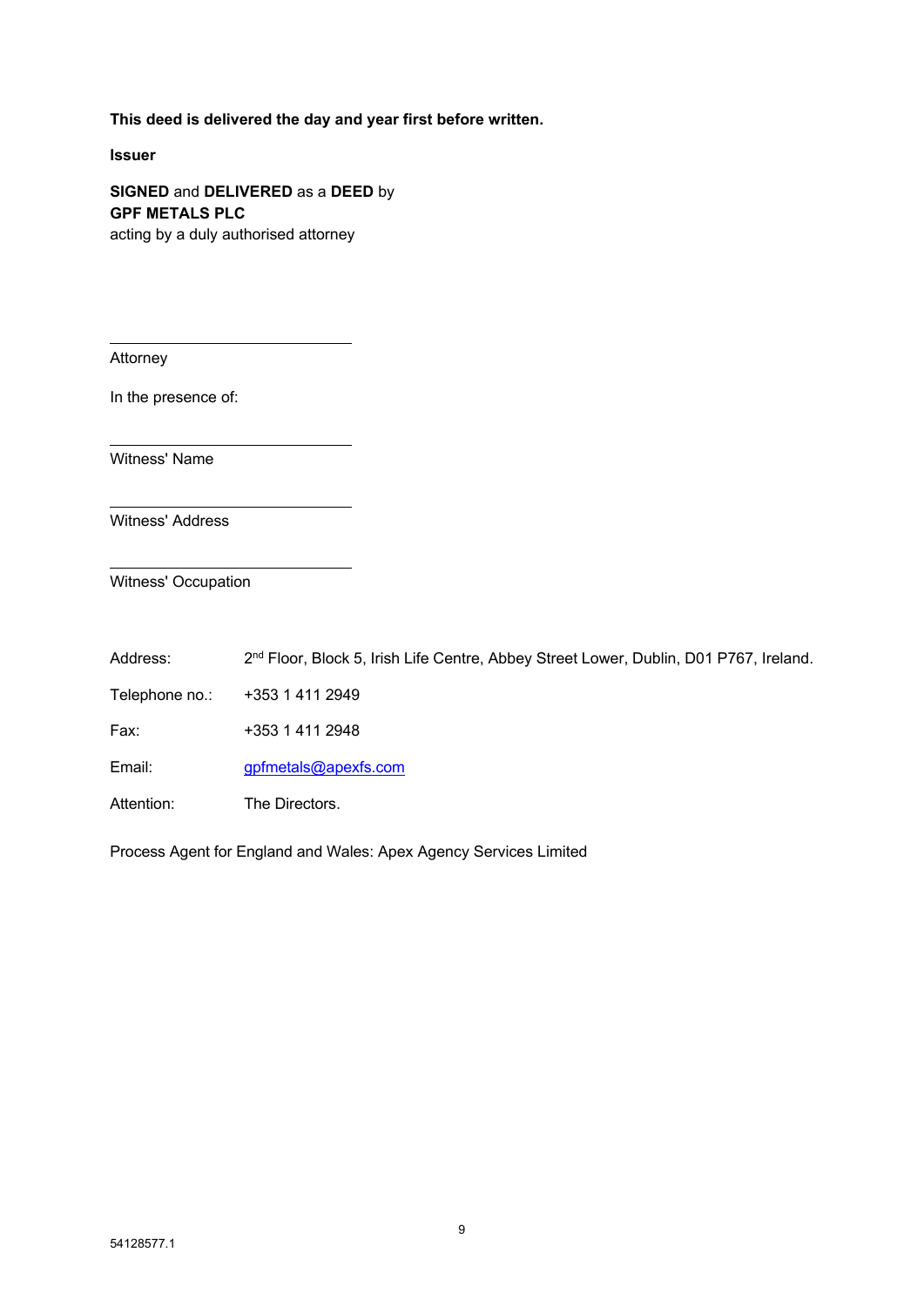**This deed is delivered the day and year first before written.**

**Issuer**

**SIGNED** and **DELIVERED** as a **DEED** by
**GPF METALS PLC**
acting by a duly authorised attorney

______________________________
Attorney

In the presence of:

______________________________
Witness' Name

______________________________
Witness' Address

______________________________
Witness' Occupation

| | |
|---|---|
| Address: | 2nd Floor, Block 5, Irish Life Centre, Abbey Street Lower, Dublin, D01 P767, Ireland. |
| Telephone no.: | +353 1 411 2949 |
| Fax: | +353 1 411 2948 |
| Email: | gpfmetals@apexfs.com |
| Attention: | The Directors. |

Process Agent for England and Wales: Apex Agency Services Limited

54128577.1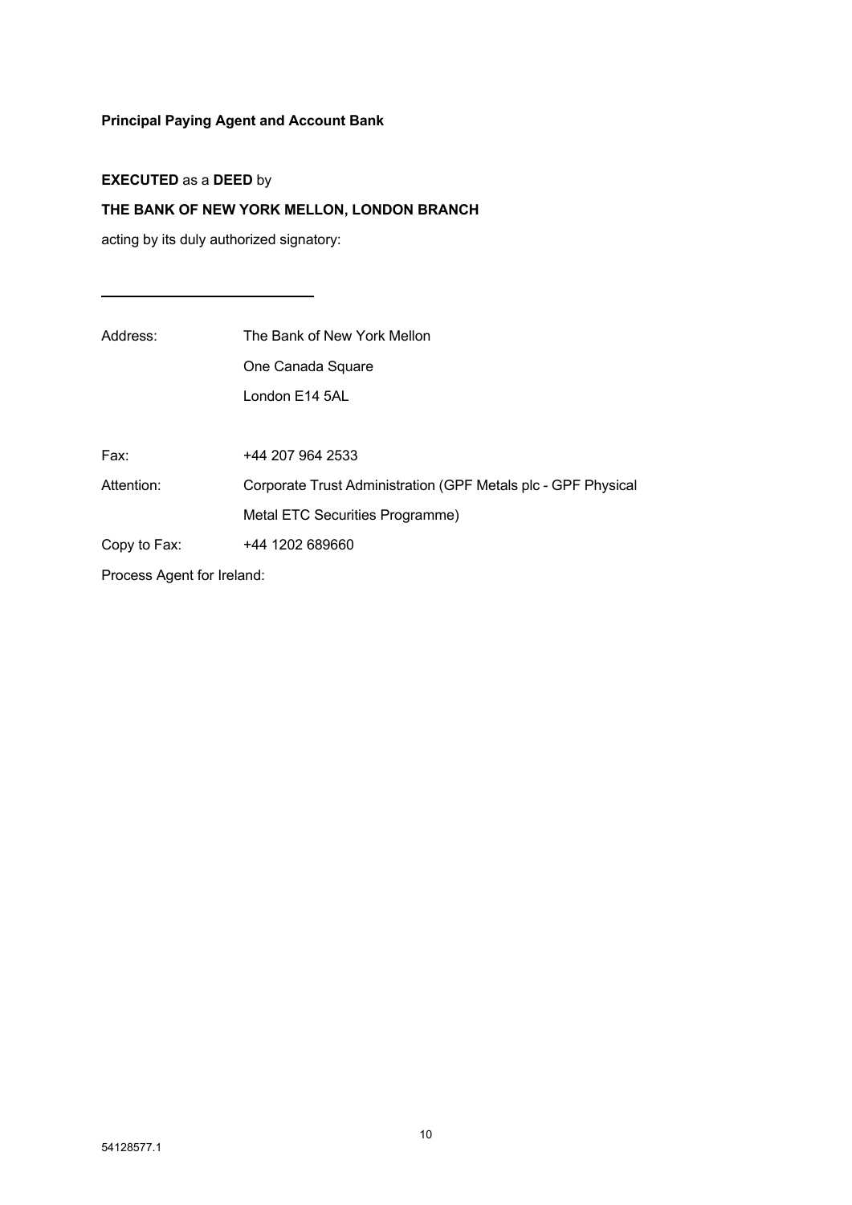**Principal Paying Agent and Account Bank**

**EXECUTED** as a **DEED** by

**THE BANK OF NEW YORK MELLON, LONDON BRANCH**

acting by its duly authorized signatory:

\_\_\_\_\_\_\_\_\_\_\_\_\_\_\_\_\_\_\_\_\_\_\_\_\_\_\_\_

| | |
|---|---|
| Address: | The Bank of New York Mellon<br>One Canada Square<br>London E14 5AL |
| Fax: | +44 207 964 2533 |
| Attention: | Corporate Trust Administration (GPF Metals plc - GPF Physical Metal ETC Securities Programme) |
| Copy to Fax: | +44 1202 689660 |

Process Agent for Ireland:

54128577.1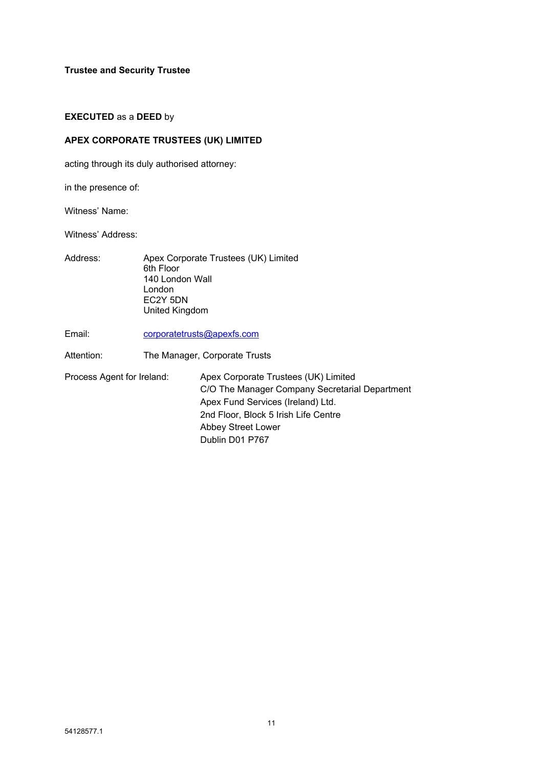**Trustee and Security Trustee**

**EXECUTED** as a **DEED** by

**APEX CORPORATE TRUSTEES (UK) LIMITED**

acting through its duly authorised attorney:

in the presence of:

Witness' Name:

Witness' Address:

Address: Apex Corporate Trustees (UK) Limited
6th Floor
140 London Wall
London
EC2Y 5DN
United Kingdom

Email: corporatetrusts@apexfs.com

Attention: The Manager, Corporate Trusts

Process Agent for Ireland: Apex Corporate Trustees (UK) Limited
C/O The Manager Company Secretarial Department
Apex Fund Services (Ireland) Ltd.
2nd Floor, Block 5 Irish Life Centre
Abbey Street Lower
Dublin D01 P767

54128577.1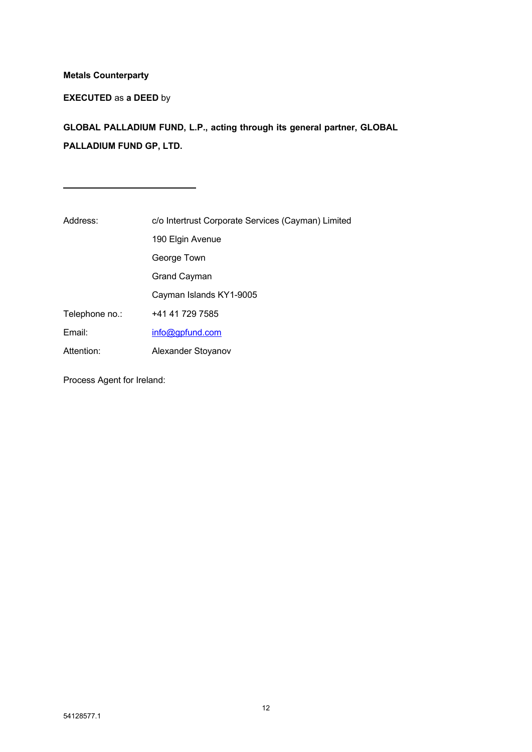**Metals Counterparty**

**EXECUTED** as **a DEED** by

**GLOBAL PALLADIUM FUND, L.P., acting through its general partner, GLOBAL PALLADIUM FUND GP, LTD.**

\_\_\_\_\_\_\_\_\_\_\_\_\_\_\_\_\_\_\_\_\_\_\_\_\_\_\_\_

| | |
|---|---|
| Address: | c/o Intertrust Corporate Services (Cayman) Limited |
| | 190 Elgin Avenue |
| | George Town |
| | Grand Cayman |
| | Cayman Islands KY1-9005 |
| Telephone no.: | +41 41 729 7585 |
| Email: | info@gpfund.com |
| Attention: | Alexander Stoyanov |

Process Agent for Ireland:

54128577.1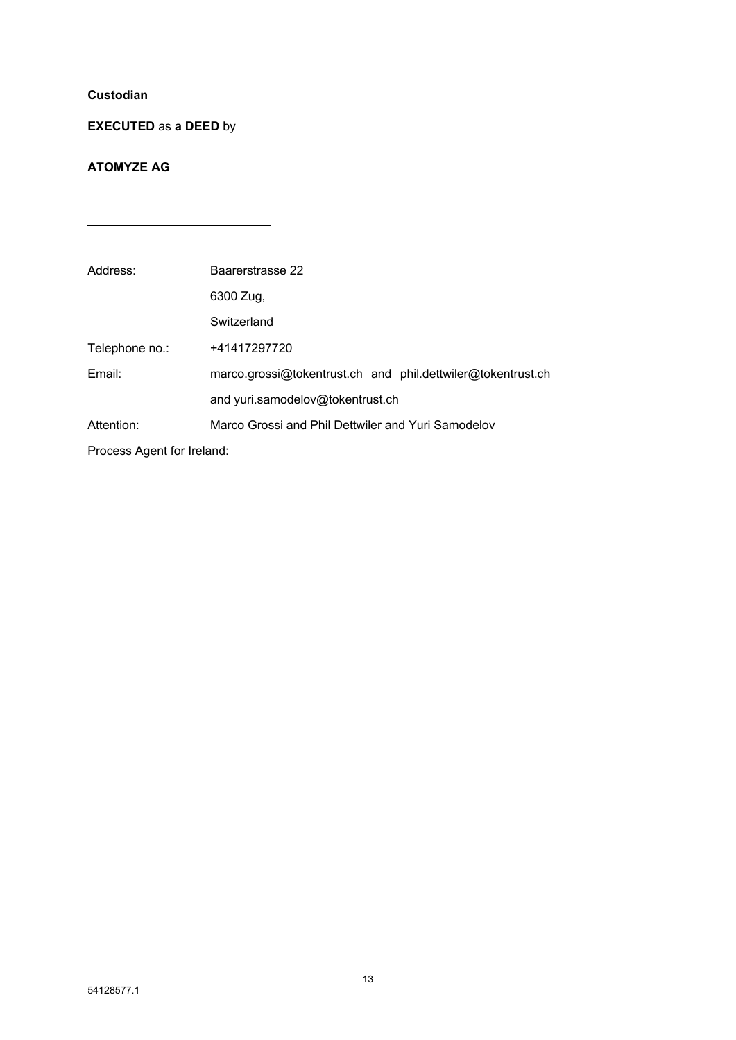**Custodian**

**EXECUTED** as **a DEED** by

**ATOMYZE AG**

\_\_\_\_\_\_\_\_\_\_\_\_\_\_\_\_\_\_\_\_\_\_\_\_\_\_\_\_

| | |
|---|---|
| Address: | Baarerstrasse 22 |
| | 6300 Zug, |
| | Switzerland |
| Telephone no.: | +41417297720 |
| Email: | marco.grossi@tokentrust.ch and phil.dettwiler@tokentrust.ch |
| | and yuri.samodelov@tokentrust.ch |
| Attention: | Marco Grossi and Phil Dettwiler and Yuri Samodelov |

Process Agent for Ireland:

54128577.1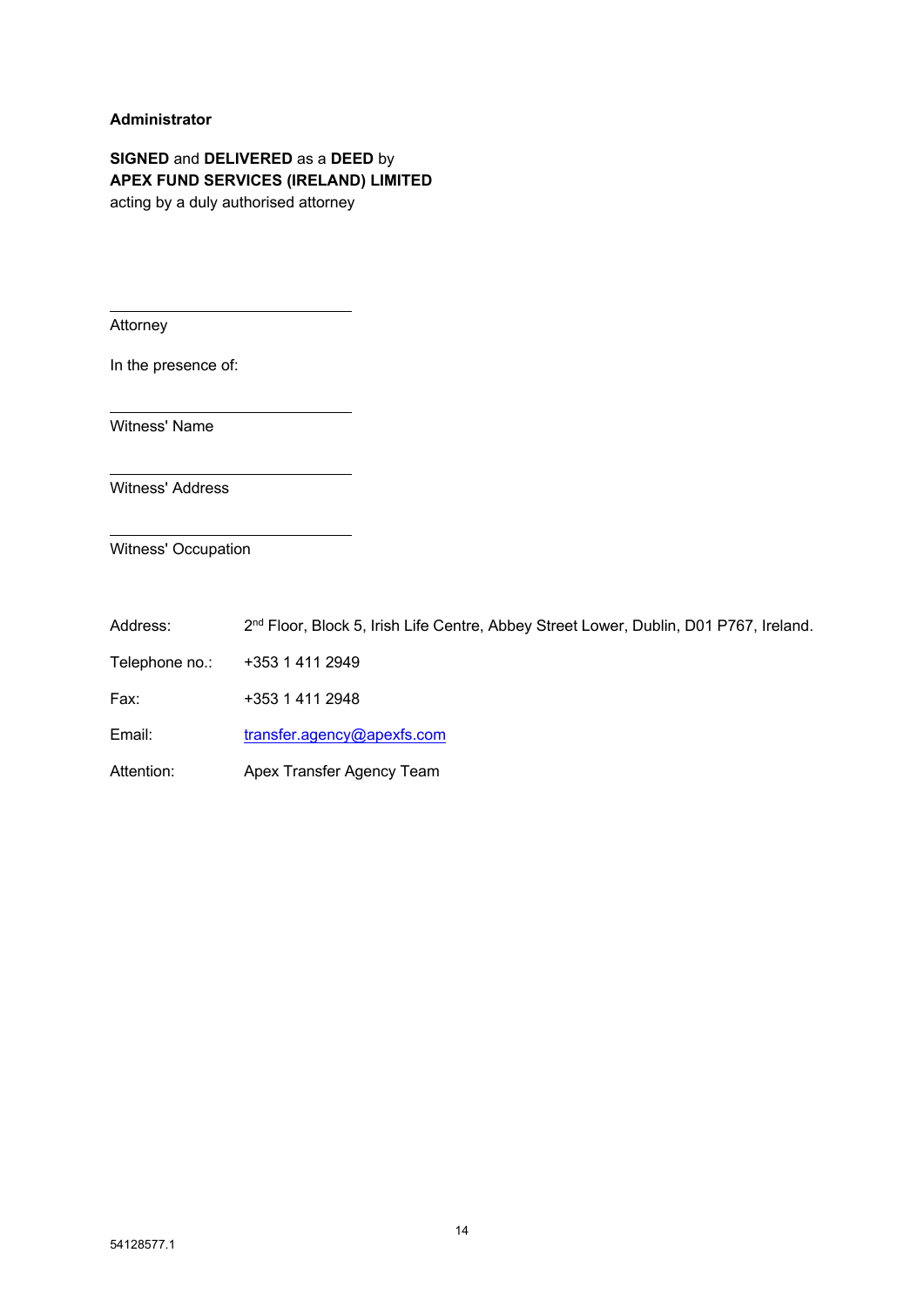**Administrator**

**SIGNED** and **DELIVERED** as a **DEED** by
**APEX FUND SERVICES (IRELAND) LIMITED**
acting by a duly authorised attorney

\_\_\_\_\_\_\_\_\_\_\_\_\_\_\_\_\_\_\_\_\_\_\_\_\_\_\_\_
Attorney

In the presence of:

\_\_\_\_\_\_\_\_\_\_\_\_\_\_\_\_\_\_\_\_\_\_\_\_\_\_\_\_
Witness' Name

\_\_\_\_\_\_\_\_\_\_\_\_\_\_\_\_\_\_\_\_\_\_\_\_\_\_\_\_
Witness' Address

\_\_\_\_\_\_\_\_\_\_\_\_\_\_\_\_\_\_\_\_\_\_\_\_\_\_\_\_
Witness' Occupation

Address: 2nd Floor, Block 5, Irish Life Centre, Abbey Street Lower, Dublin, D01 P767, Ireland.

Telephone no.: +353 1 411 2949

Fax: +353 1 411 2948

Email: transfer.agency@apexfs.com

Attention: Apex Transfer Agency Team

54128577.1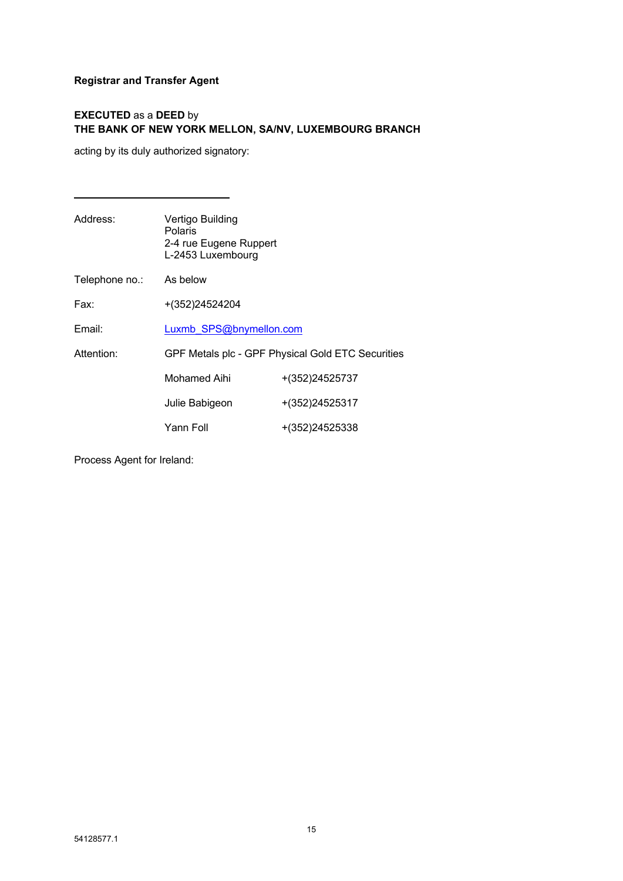**Registrar and Transfer Agent**

**EXECUTED** as a **DEED** by
**THE BANK OF NEW YORK MELLON, SA/NV, LUXEMBOURG BRANCH**

acting by its duly authorized signatory:

\_\_\_\_\_\_\_\_\_\_\_\_\_\_\_\_\_\_\_\_\_\_\_\_\_\_\_\_

| | | |
|---|---|---|
| Address: | Vertigo Building<br>Polaris<br>2-4 rue Eugene Ruppert<br>L-2453 Luxembourg | |
| Telephone no.: | As below | |
| Fax: | +(352)24524204 | |
| Email: | Luxmb_SPS@bnymellon.com | |
| Attention: | GPF Metals plc - GPF Physical Gold ETC Securities | |
| | Mohamed Aihi | +(352)24525737 |
| | Julie Babigeon | +(352)24525317 |
| | Yann Foll | +(352)24525338 |

Process Agent for Ireland:

54128577.1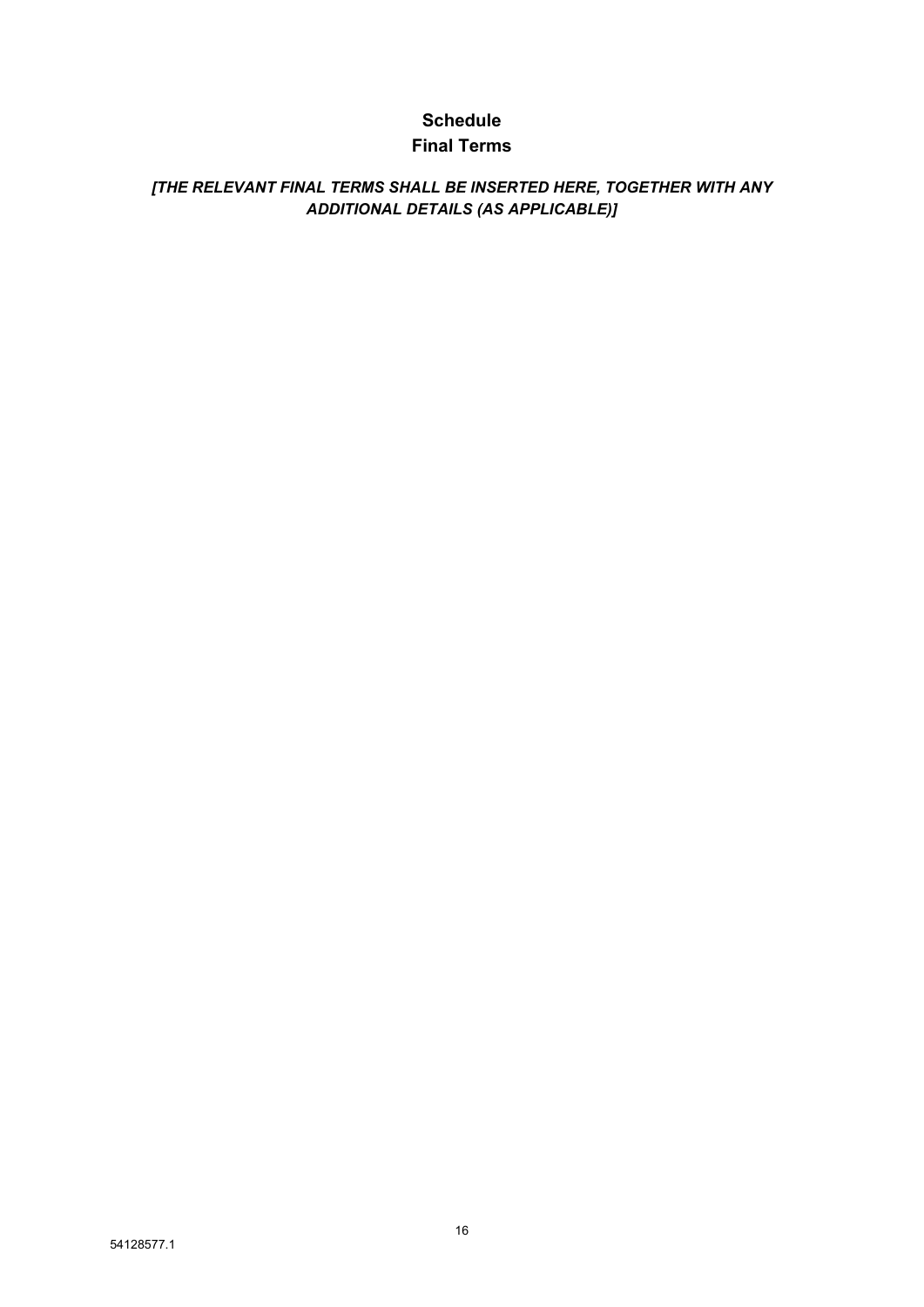# Schedule
# Final Terms

***[THE RELEVANT FINAL TERMS SHALL BE INSERTED HERE, TOGETHER WITH ANY ADDITIONAL DETAILS (AS APPLICABLE)]***